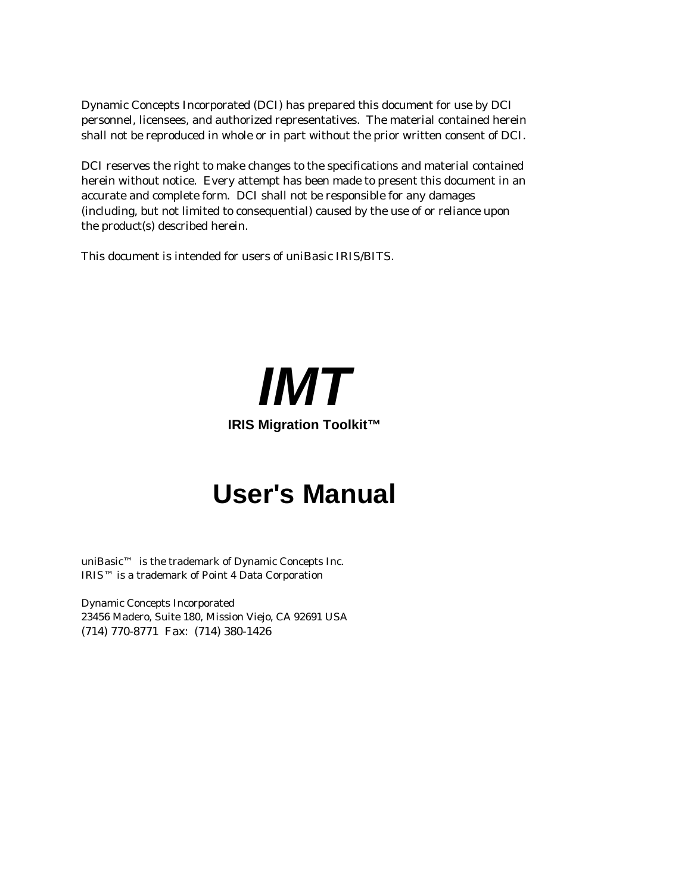Dynamic Concepts Incorporated (DCI) has prepared this document for use by DCI personnel, licensees, and authorized representatives. The material contained herein shall not be reproduced in whole or in part without the prior written consent of DCI.

DCI reserves the right to make changes to the specifications and material contained herein without notice. Every attempt has been made to present this document in an accurate and complete form. DCI shall not be responsible for any damages (including, but not limited to consequential) caused by the use of or reliance upon the product(s) described herein.

This document is intended for users of uniBasic IRIS/BITS.

# *IMT*

**IRIS Migration Toolkit™**

# User's Manual

uniBasic™ is the trademark of Dynamic Concepts Inc.
IRIS™ is a trademark of Point 4 Data Corporation

Dynamic Concepts Incorporated
23456 Madero, Suite 180, Mission Viejo, CA 92691 USA
(714) 770-8771 Fax: (714) 380-1426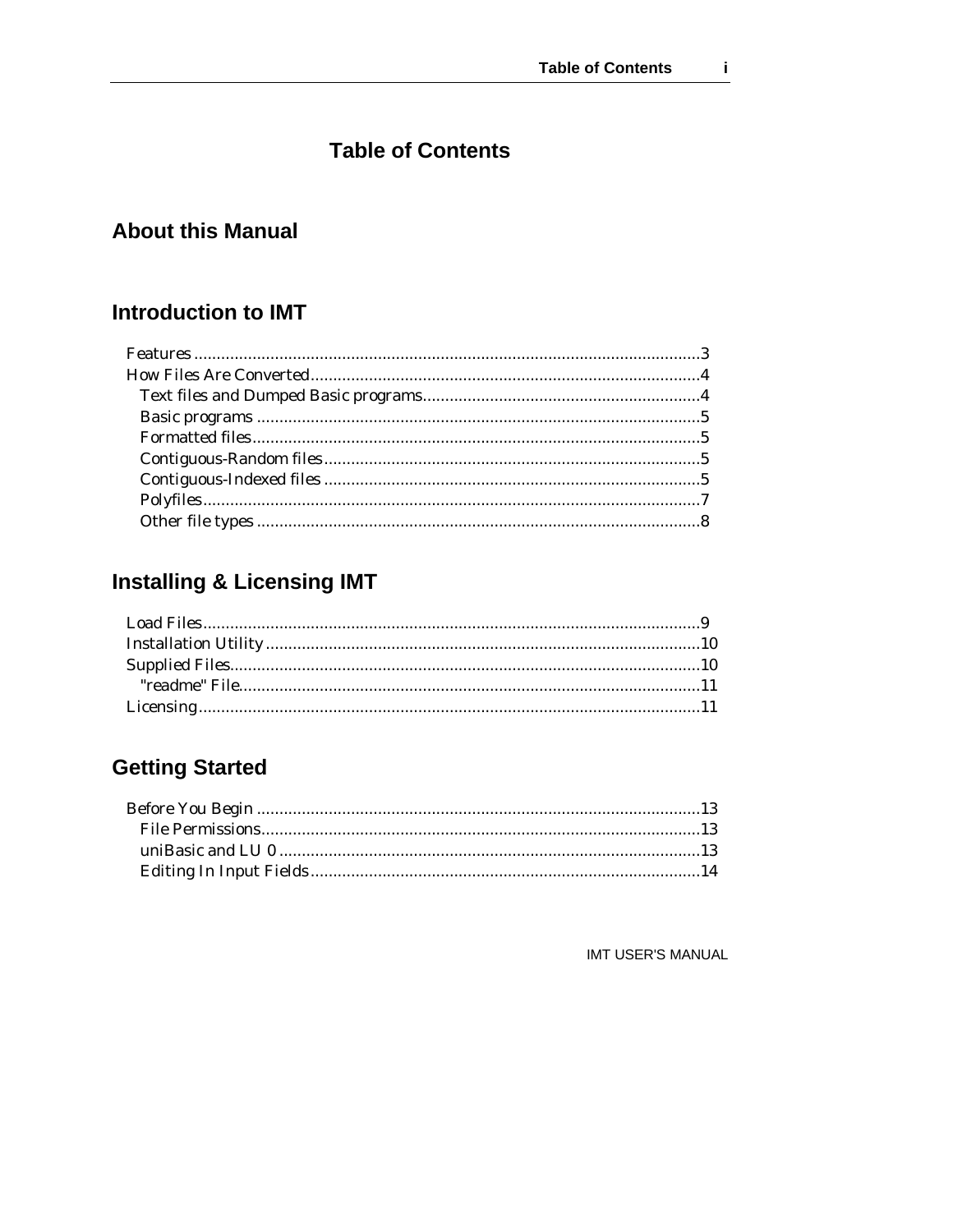# Table of Contents

## About this Manual

## Introduction to IMT

Features ................................................................................................................3
How Files Are Converted......................................................................................4
  Text files and Dumped Basic programs.............................................................4
  Basic programs ..................................................................................................5
  Formatted files...................................................................................................5
  Contiguous-Random files...................................................................................5
  Contiguous-Indexed files ...................................................................................5
  Polyfiles..............................................................................................................7
  Other file types ..................................................................................................8

## Installing & Licensing IMT

Load Files.............................................................................................................9
Installation Utility................................................................................................10
Supplied Files.......................................................................................................10
  "readme" File......................................................................................................11
Licensing...............................................................................................................11

## Getting Started

Before You Begin ..................................................................................................13
  File Permissions.................................................................................................13
  uniBasic and LU 0 .............................................................................................13
  Editing In Input Fields......................................................................................14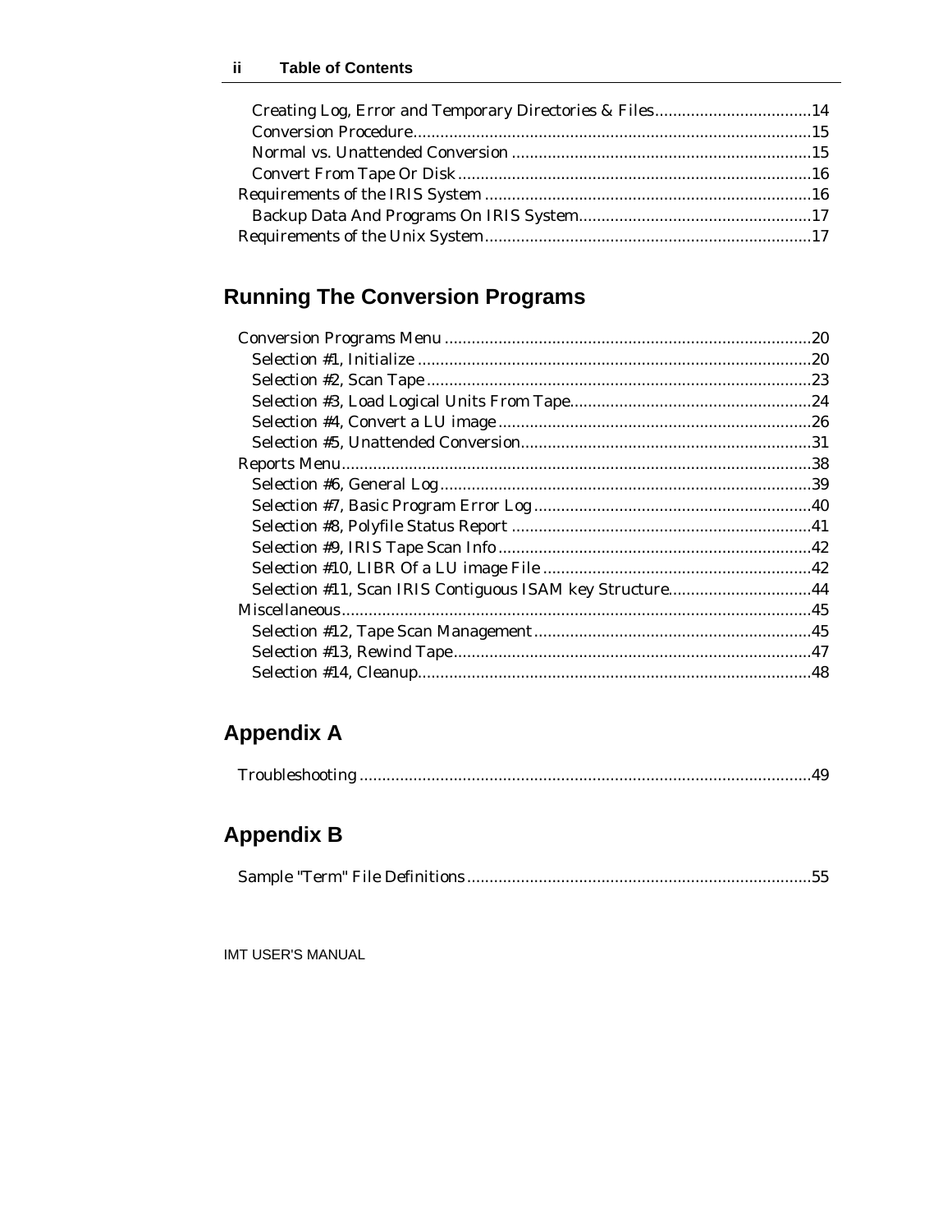Creating Log, Error and Temporary Directories & Files...................................14
Conversion Procedure........................................................................................15
Normal vs. Unattended Conversion ..................................................................15
Convert From Tape Or Disk ..............................................................................16
Requirements of the IRIS System ........................................................................16
Backup Data And Programs On IRIS System....................................................17
Requirements of the Unix System........................................................................17

## Running The Conversion Programs

Conversion Programs Menu .................................................................................20
Selection #1, Initialize .......................................................................................20
Selection #2, Scan Tape .....................................................................................23
Selection #3, Load Logical Units From Tape.....................................................24
Selection #4, Convert a LU image .....................................................................26
Selection #5, Unattended Conversion................................................................31
Reports Menu........................................................................................................38
Selection #6, General Log..................................................................................39
Selection #7, Basic Program Error Log .............................................................40
Selection #8, Polyfile Status Report ..................................................................41
Selection #9, IRIS Tape Scan Info......................................................................42
Selection #10, LIBR Of a LU image File ............................................................42
Selection #11, Scan IRIS Contiguous ISAM key Structure................................44
Miscellaneous........................................................................................................45
Selection #12, Tape Scan Management .............................................................45
Selection #13, Rewind Tape...............................................................................47
Selection #14, Cleanup.......................................................................................48

## Appendix A

Troubleshooting ....................................................................................................49

## Appendix B

Sample "Term" File Definitions ............................................................................55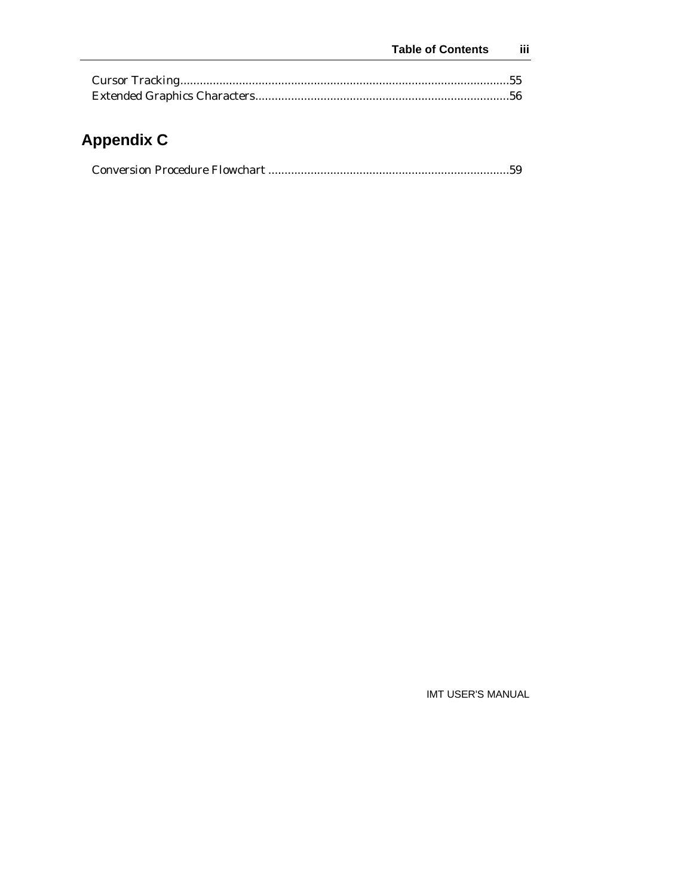Cursor Tracking......................................................................................................55
Extended Graphics Characters..............................................................................56

## Appendix C

Conversion Procedure Flowchart ..........................................................................59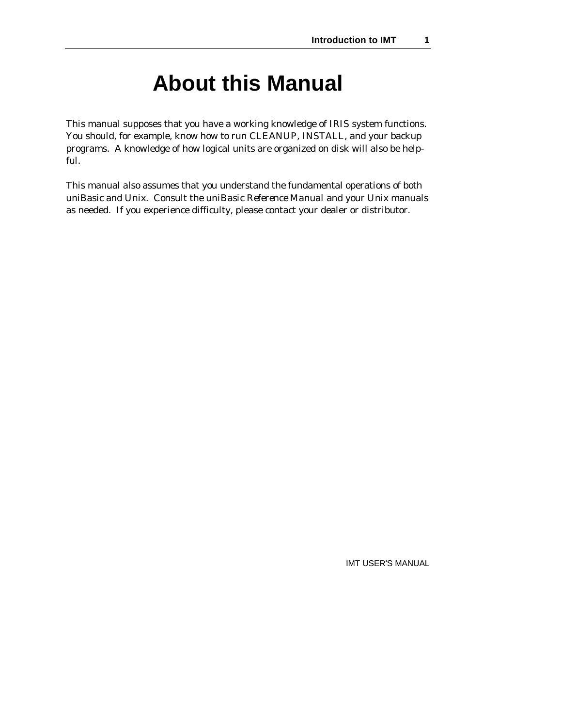# About this Manual

This manual supposes that you have a working knowledge of IRIS system functions. You should, for example, know how to run CLEANUP, INSTALL, and your backup programs. A knowledge of how logical units are organized on disk will also be helpful.

This manual also assumes that you understand the fundamental operations of both uniBasic and Unix. Consult the *uniBasic Reference Manual* and your Unix manuals as needed. If you experience difficulty, please contact your dealer or distributor.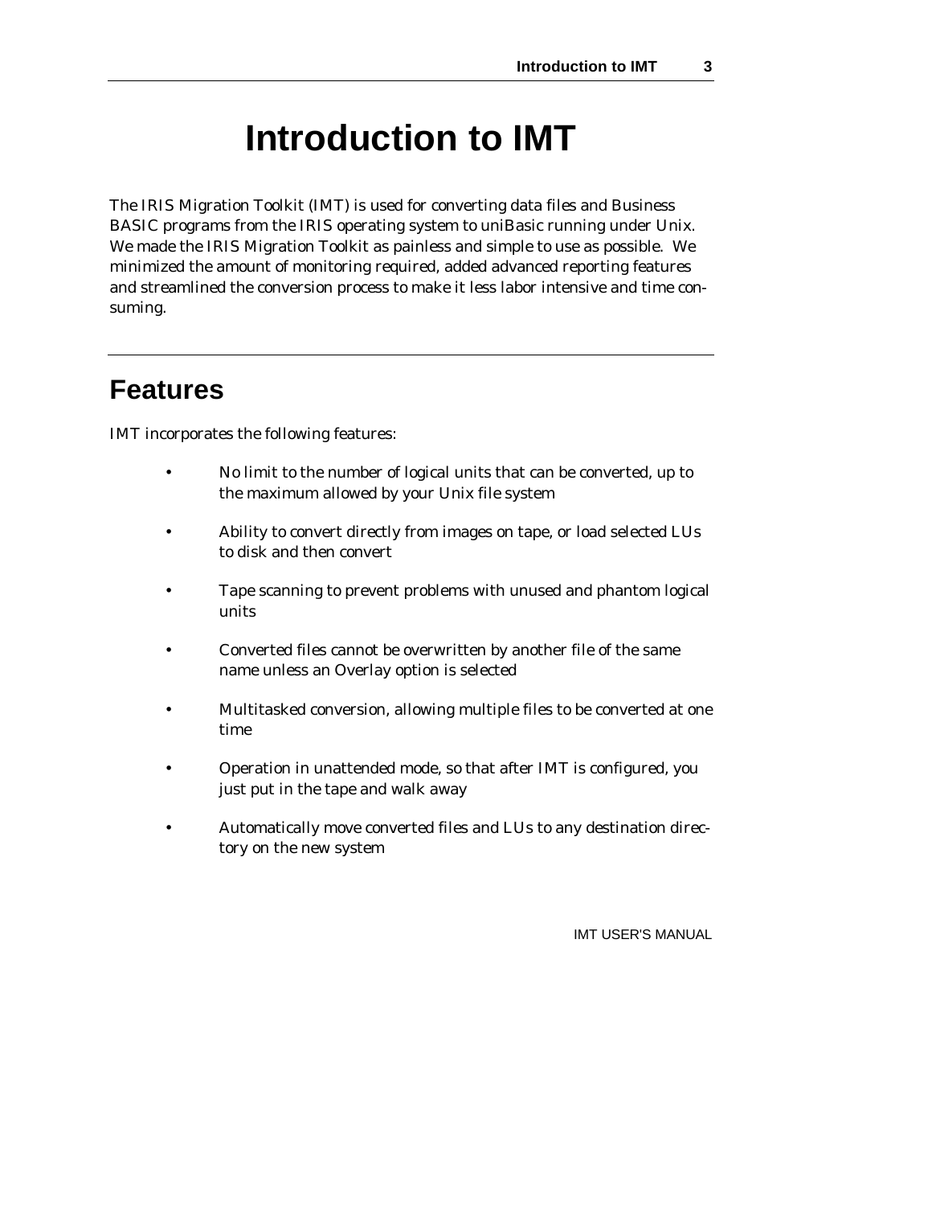# Introduction to IMT

The IRIS Migration Toolkit (IMT) is used for converting data files and Business BASIC programs from the IRIS operating system to uniBasic running under Unix. We made the IRIS Migration Toolkit as painless and simple to use as possible. We minimized the amount of monitoring required, added advanced reporting features and streamlined the conversion process to make it less labor intensive and time consuming.

## Features

IMT incorporates the following features:

- No limit to the number of logical units that can be converted, up to the maximum allowed by your Unix file system
- Ability to convert directly from images on tape, or load selected LUs to disk and then convert
- Tape scanning to prevent problems with unused and phantom logical units
- Converted files cannot be overwritten by another file of the same name unless an Overlay option is selected
- Multitasked conversion, allowing multiple files to be converted at one time
- Operation in unattended mode, so that after IMT is configured, you just put in the tape and walk away
- Automatically move converted files and LUs to any destination directory on the new system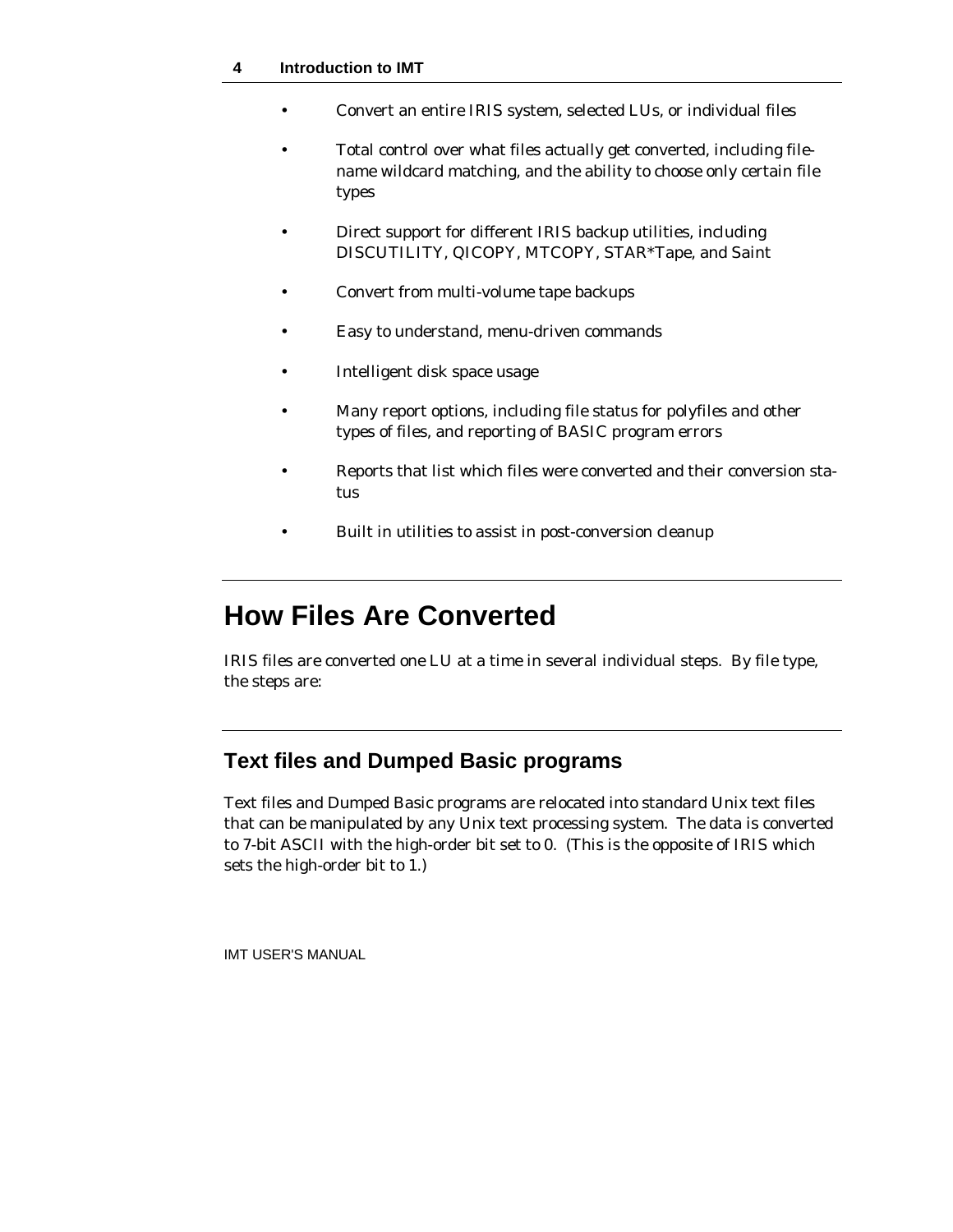- Convert an entire IRIS system, selected LUs, or individual files
- Total control over what files actually get converted, including filename wildcard matching, and the ability to choose only certain file types
- Direct support for different IRIS backup utilities, including DISCUTILITY, QICOPY, MTCOPY, STAR*Tape, and Saint
- Convert from multi-volume tape backups
- Easy to understand, menu-driven commands
- Intelligent disk space usage
- Many report options, including file status for polyfiles and other types of files, and reporting of BASIC program errors
- Reports that list which files were converted and their conversion status
- Built in utilities to assist in post-conversion cleanup

# How Files Are Converted

IRIS files are converted one LU at a time in several individual steps. By file type, the steps are:

## Text files and Dumped Basic programs

Text files and Dumped Basic programs are relocated into standard Unix text files that can be manipulated by any Unix text processing system. The data is converted to 7-bit ASCII with the high-order bit set to 0. (This is the opposite of IRIS which sets the high-order bit to 1.)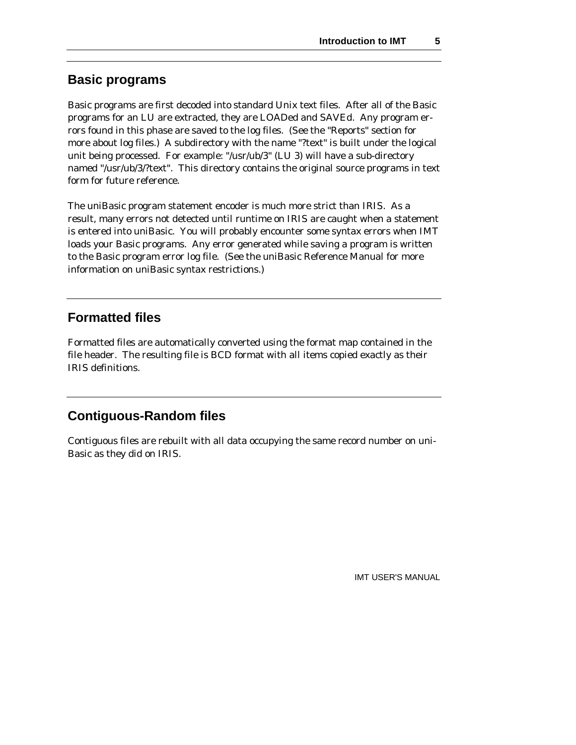## Basic programs

Basic programs are first decoded into standard Unix text files. After all of the Basic programs for an LU are extracted, they are LOADed and SAVEd. Any program errors found in this phase are saved to the log files. (See the "Reports" section for more about log files.) A subdirectory with the name "?text" is built under the logical unit being processed. For example: "/usr/ub/3" (LU 3) will have a sub-directory named "/usr/ub/3/?text". This directory contains the original source programs in text form for future reference.

The uniBasic program statement encoder is much more strict than IRIS. As a result, many errors not detected until runtime on IRIS are caught when a statement is entered into uniBasic. You will probably encounter some syntax errors when IMT loads your Basic programs. Any error generated while saving a program is written to the Basic program error log file. (See the uniBasic Reference Manual for more information on uniBasic syntax restrictions.)

## Formatted files

Formatted files are automatically converted using the format map contained in the file header. The resulting file is BCD format with all items copied exactly as their IRIS definitions.

## Contiguous-Random files

Contiguous files are rebuilt with all data occupying the same record number on uniBasic as they did on IRIS.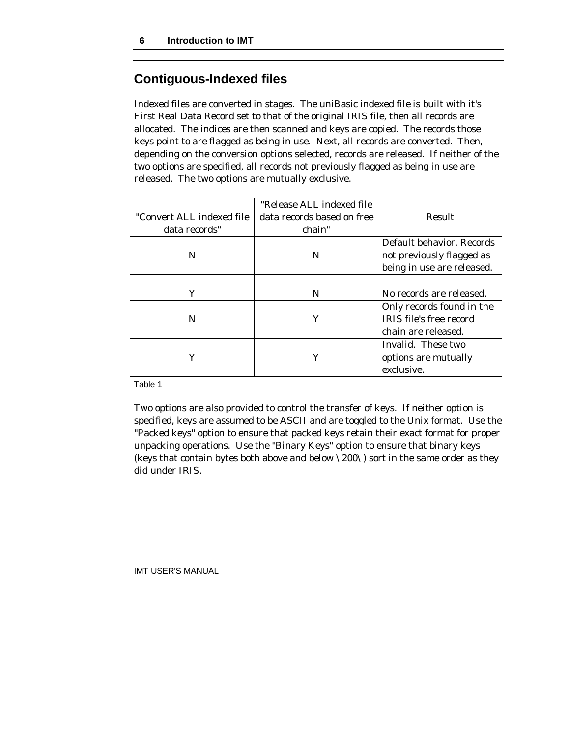## Contiguous-Indexed files

Indexed files are converted in stages. The uniBasic indexed file is built with it's First Real Data Record set to that of the original IRIS file, then all records are allocated. The indices are then scanned and keys are copied. The records those keys point to are flagged as being in use. Next, all records are converted. Then, depending on the conversion options selected, records are released. If neither of the two options are specified, all records not previously flagged as being in use are released. The two options are mutually exclusive.

| "Convert ALL indexed file data records" | "Release ALL indexed file data records based on free chain" | Result |
|---|---|---|
| N | N | Default behavior. Records not previously flagged as being in use are released. |
| Y | N | No records are released. |
| N | Y | Only records found in the IRIS file's free record chain are released. |
| Y | Y | Invalid. These two options are mutually exclusive. |

Table 1

Two options are also provided to control the transfer of keys. If neither option is specified, keys are assumed to be ASCII and are toggled to the Unix format. Use the "Packed keys" option to ensure that packed keys retain their exact format for proper unpacking operations. Use the "Binary Keys" option to ensure that binary keys (keys that contain bytes both above and below \200\) sort in the same order as they did under IRIS.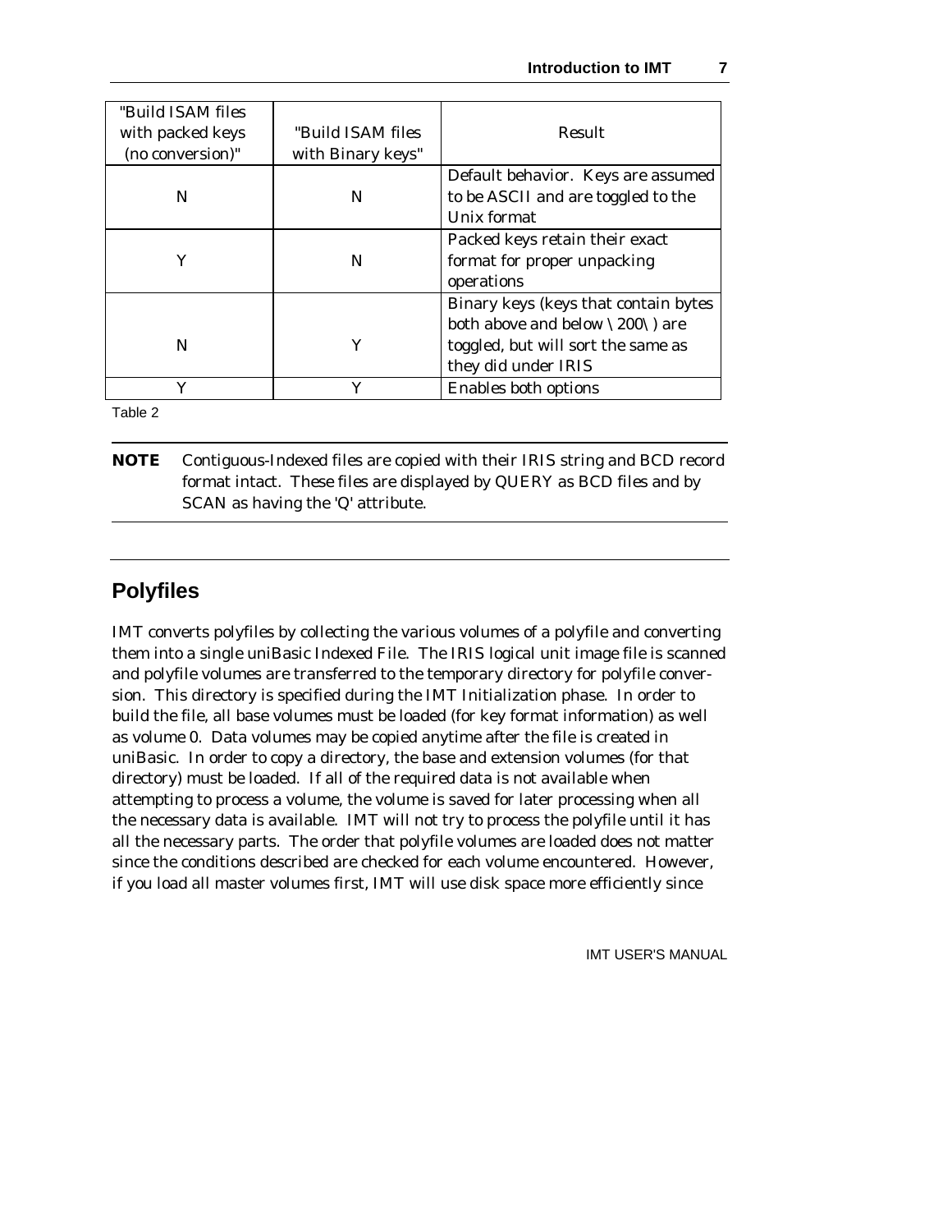| "Build ISAM files with packed keys (no conversion)" | "Build ISAM files with Binary keys" | Result |
|---|---|---|
| N | N | Default behavior. Keys are assumed to be ASCII and are toggled to the Unix format |
| Y | N | Packed keys retain their exact format for proper unpacking operations |
| N | Y | Binary keys (keys that contain bytes both above and below \200\) are toggled, but will sort the same as they did under IRIS |
| Y | Y | Enables both options |

Table 2

**NOTE** Contiguous-Indexed files are copied with their IRIS string and BCD record format intact. These files are displayed by QUERY as BCD files and by SCAN as having the 'Q' attribute.

## Polyfiles

IMT converts polyfiles by collecting the various volumes of a polyfile and converting them into a single uniBasic Indexed File. The IRIS logical unit image file is scanned and polyfile volumes are transferred to the temporary directory for polyfile conversion. This directory is specified during the IMT Initialization phase. In order to build the file, all base volumes must be loaded (for key format information) as well as volume 0. Data volumes may be copied anytime after the file is created in uniBasic. In order to copy a directory, the base and extension volumes (for that directory) must be loaded. If all of the required data is not available when attempting to process a volume, the volume is saved for later processing when all the necessary data is available. IMT will not try to process the polyfile until it has all the necessary parts. The order that polyfile volumes are loaded does not matter since the conditions described are checked for each volume encountered. However, if you load all master volumes first, IMT will use disk space more efficiently since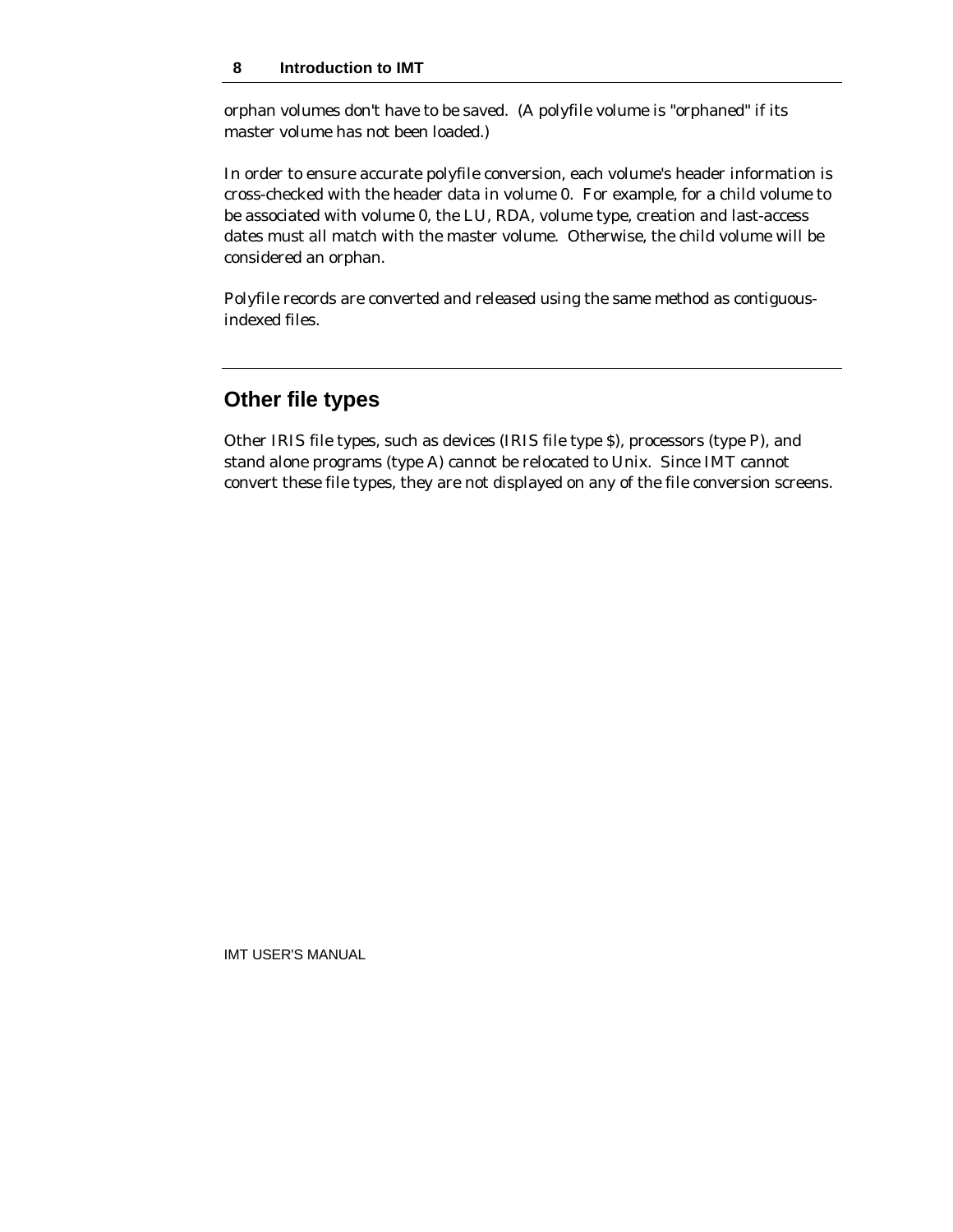orphan volumes don't have to be saved.  (A polyfile volume is "orphaned" if its master volume has not been loaded.)

In order to ensure accurate polyfile conversion, each volume's header information is cross-checked with the header data in volume 0.  For example, for a child volume to be associated with volume 0, the LU, RDA, volume type, creation and last-access dates must all match with the master volume.  Otherwise, the child volume will be considered an orphan.

Polyfile records are converted and released using the same method as contiguous-indexed files.

## Other file types

Other IRIS file types, such as devices (IRIS file type $), processors (type P), and stand alone programs (type A) cannot be relocated to Unix.  Since IMT cannot convert these file types, they are not displayed on any of the file conversion screens.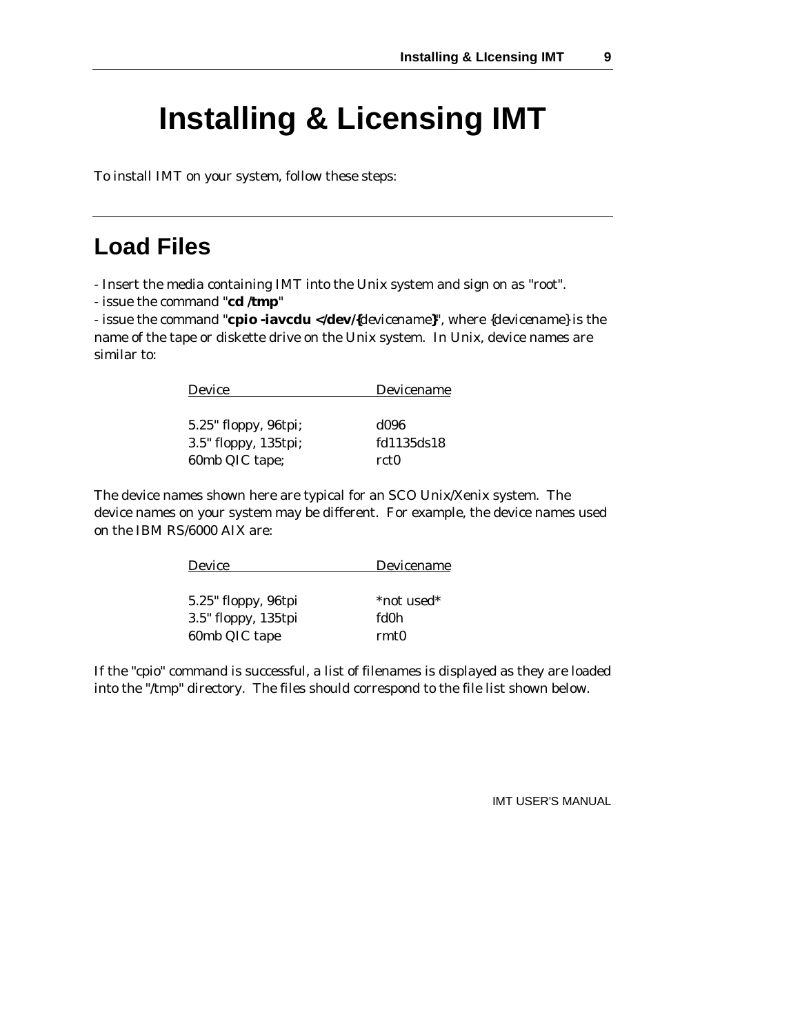# Installing & Licensing IMT

To install IMT on your system, follow these steps:

## Load Files

- Insert the media containing IMT into the Unix system and sign on as "root".
- issue the command "**cd /tmp**"
- issue the command "**cpio -iavcdu </dev/{***devicename***}**", where {*devicename*} is the name of the tape or diskette drive on the Unix system. In Unix, device names are similar to:

| Device | Devicename |
|---|---|
| 5.25" floppy, 96tpi; | d096 |
| 3.5" floppy, 135tpi; | fd1135ds18 |
| 60mb QIC tape; | rct0 |

The device names shown here are typical for an SCO Unix/Xenix system. The device names on your system may be different. For example, the device names used on the IBM RS/6000 AIX are:

| Device | Devicename |
|---|---|
| 5.25" floppy, 96tpi | *not used* |
| 3.5" floppy, 135tpi | fd0h |
| 60mb QIC tape | rmt0 |

If the "cpio" command is successful, a list of filenames is displayed as they are loaded into the "/tmp" directory. The files should correspond to the file list shown below.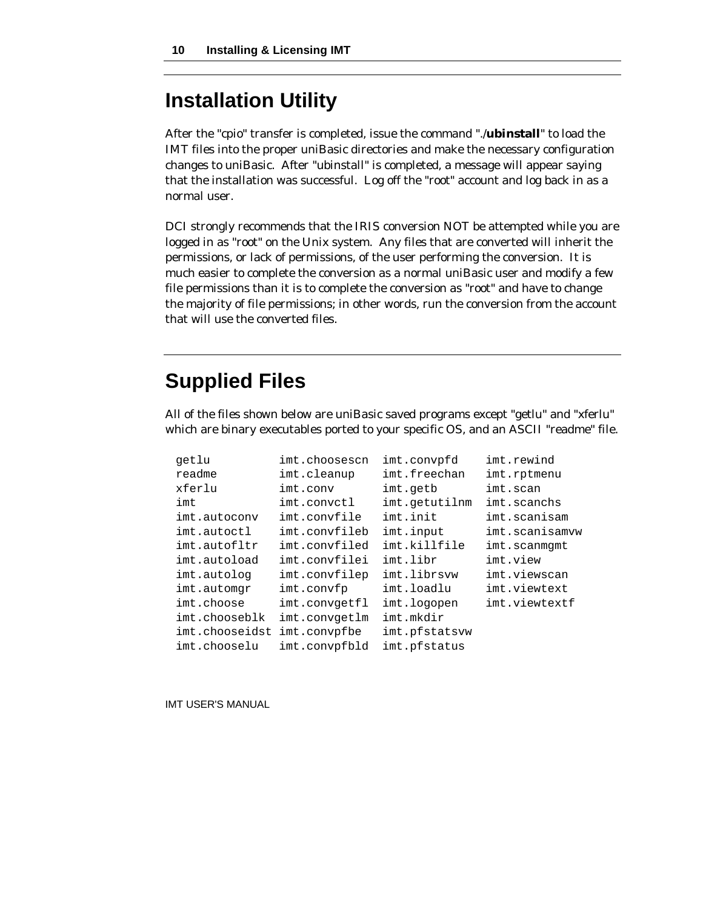## Installation Utility

After the "cpio" transfer is completed, issue the command "./**ubinstall**" to load the IMT files into the proper uniBasic directories and make the necessary configuration changes to uniBasic. After "ubinstall" is completed, a message will appear saying that the installation was successful. Log off the "root" account and log back in as a normal user.

DCI strongly recommends that the IRIS conversion NOT be attempted while you are logged in as "root" on the Unix system. Any files that are converted will inherit the permissions, or lack of permissions, of the user performing the conversion. It is much easier to complete the conversion as a normal uniBasic user and modify a few file permissions than it is to complete the conversion as "root" and have to change the majority of file permissions; in other words, run the conversion from the account that will use the converted files.

## Supplied Files

All of the files shown below are uniBasic saved programs except "getlu" and "xferlu" which are binary executables ported to your specific OS, and an ASCII "readme" file.

```
getlu          imt.choosescn  imt.convpfd    imt.rewind
readme         imt.cleanup    imt.freechan   imt.rptmenu
xferlu         imt.conv       imt.getb       imt.scan
imt            imt.convctl    imt.getutilnm  imt.scanchs
imt.autoconv   imt.convfile   imt.init       imt.scanisam
imt.autoctl    imt.convfileb  imt.input      imt.scanisamvw
imt.autofltr   imt.convfiled  imt.killfile   imt.scanmgmt
imt.autoload   imt.convfilei  imt.libr       imt.view
imt.autolog    imt.convfilep  imt.librsvw    imt.viewscan
imt.automgr    imt.convfp     imt.loadlu     imt.viewtext
imt.choose     imt.convgetfl  imt.logopen    imt.viewtextf
imt.chooseblk  imt.convgetlm  imt.mkdir
imt.chooseidst imt.convpfbe   imt.pfstatsvw
imt.chooselu   imt.convpfbld  imt.pfstatus
```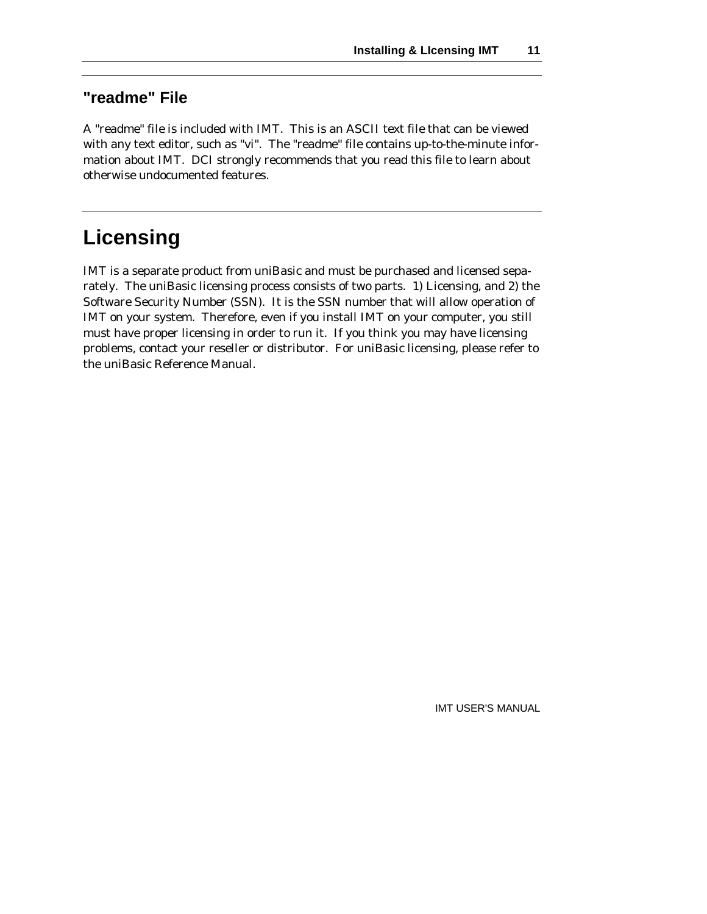## "readme" File

A "readme" file is included with IMT. This is an ASCII text file that can be viewed with any text editor, such as "vi". The "readme" file contains up-to-the-minute information about IMT. DCI strongly recommends that you read this file to learn about otherwise undocumented features.

# Licensing

IMT is a separate product from uniBasic and must be purchased and licensed separately. The uniBasic licensing process consists of two parts. 1) Licensing, and 2) the Software Security Number (SSN). It is the SSN number that will allow operation of IMT on your system. Therefore, even if you install IMT on your computer, you still must have proper licensing in order to run it. If you think you may have licensing problems, contact your reseller or distributor. For uniBasic licensing, please refer to the uniBasic Reference Manual.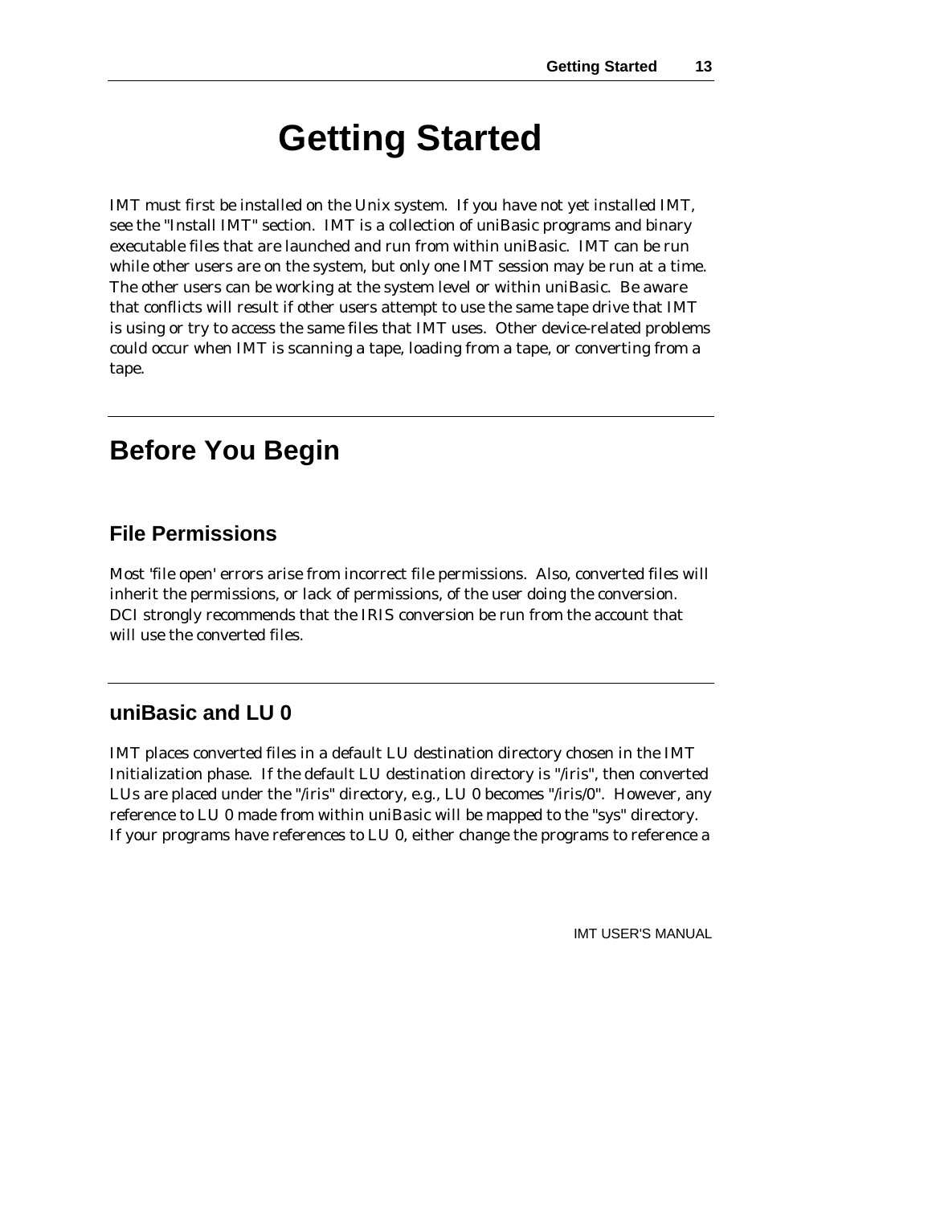# Getting Started

IMT must first be installed on the Unix system. If you have not yet installed IMT, see the "Install IMT" section. IMT is a collection of uniBasic programs and binary executable files that are launched and run from within uniBasic. IMT can be run while other users are on the system, but only one IMT session may be run at a time. The other users can be working at the system level or within uniBasic. Be aware that conflicts will result if other users attempt to use the same tape drive that IMT is using or try to access the same files that IMT uses. Other device-related problems could occur when IMT is scanning a tape, loading from a tape, or converting from a tape.

## Before You Begin

### File Permissions

Most 'file open' errors arise from incorrect file permissions. Also, converted files will inherit the permissions, or lack of permissions, of the user doing the conversion. DCI strongly recommends that the IRIS conversion be run from the account that will use the converted files.

### uniBasic and LU 0

IMT places converted files in a default LU destination directory chosen in the IMT Initialization phase. If the default LU destination directory is "/iris", then converted LUs are placed under the "/iris" directory, e.g., LU 0 becomes "/iris/0". However, any reference to LU 0 made from within uniBasic will be mapped to the "sys" directory. If your programs have references to LU 0, either change the programs to reference a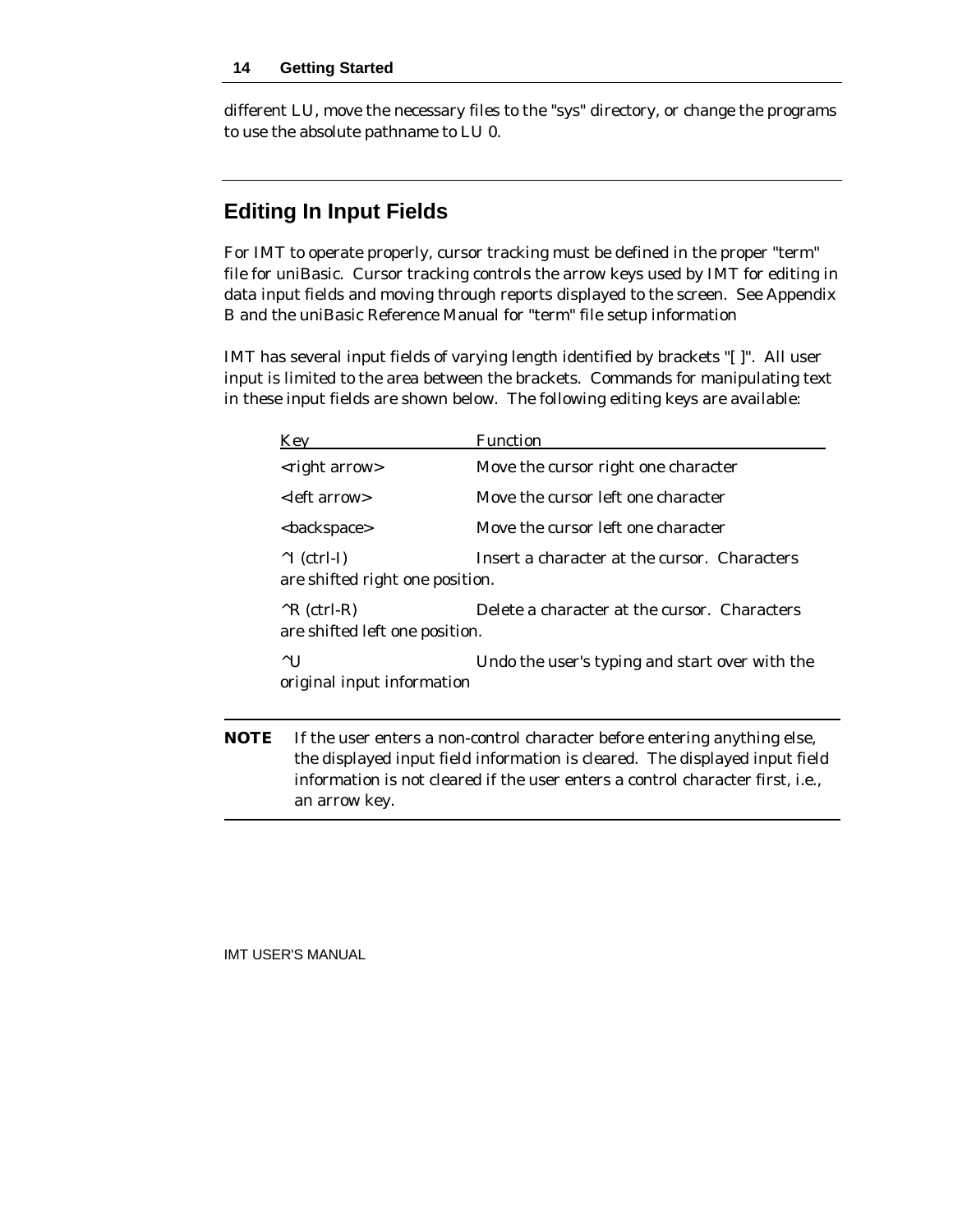different LU, move the necessary files to the "sys" directory, or change the programs to use the absolute pathname to LU 0.

## Editing In Input Fields

For IMT to operate properly, cursor tracking must be defined in the proper "term" file for uniBasic. Cursor tracking controls the arrow keys used by IMT for editing in data input fields and moving through reports displayed to the screen. See Appendix B and the uniBasic Reference Manual for "term" file setup information

IMT has several input fields of varying length identified by brackets "[ ]". All user input is limited to the area between the brackets. Commands for manipulating text in these input fields are shown below. The following editing keys are available:

| Key | Function |
|---|---|
| <right arrow> | Move the cursor right one character |
| <left arrow> | Move the cursor left one character |
| <backspace> | Move the cursor left one character |
| ^I (ctrl-I) | Insert a character at the cursor. Characters are shifted right one position. |
| ^R (ctrl-R) | Delete a character at the cursor. Characters are shifted left one position. |
| ^U | Undo the user's typing and start over with the original input information |

**NOTE** If the user enters a non-control character before entering anything else, the displayed input field information is cleared. The displayed input field information is not cleared if the user enters a control character first, i.e., an arrow key.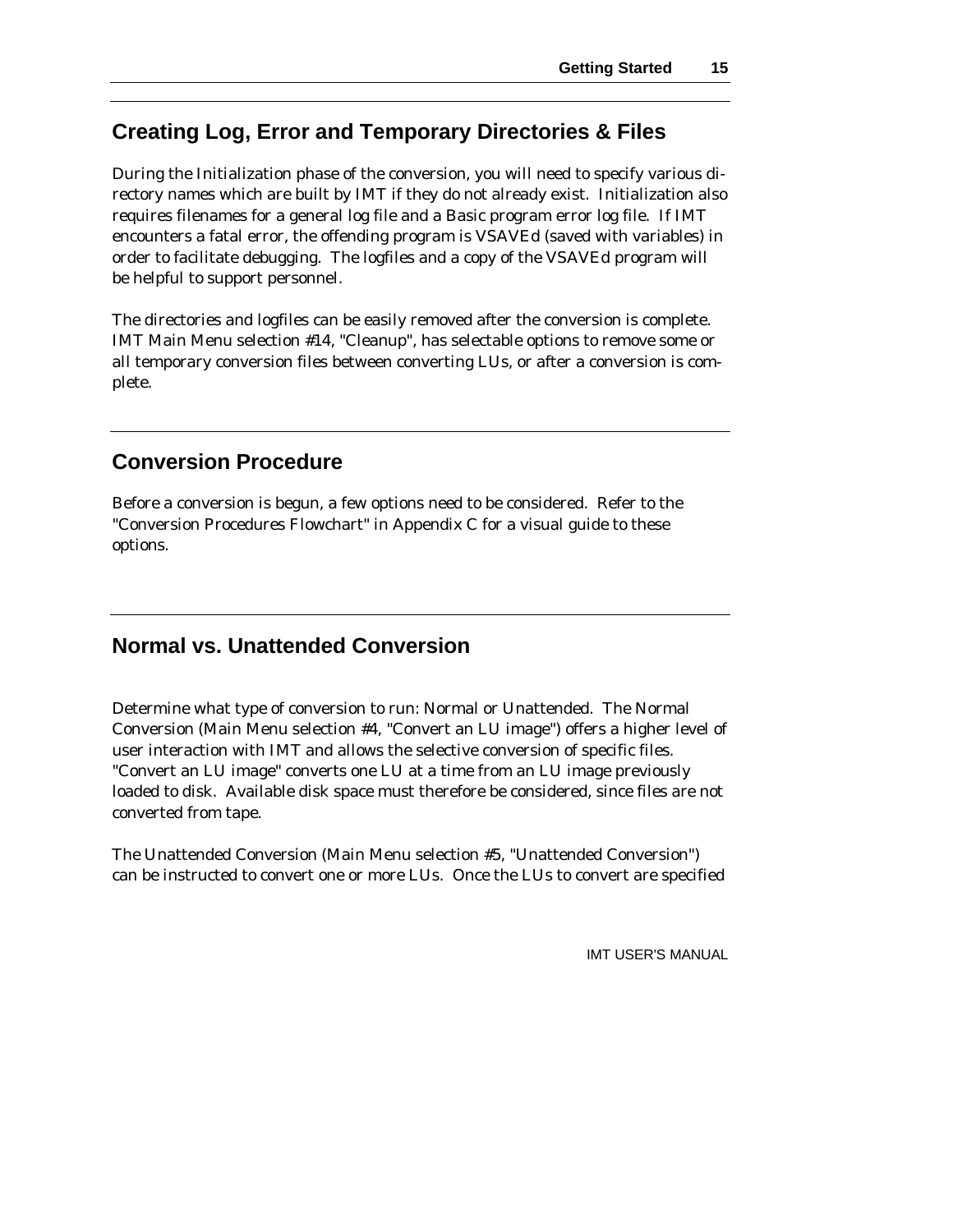## Creating Log, Error and Temporary Directories & Files

During the Initialization phase of the conversion, you will need to specify various directory names which are built by IMT if they do not already exist. Initialization also requires filenames for a general log file and a Basic program error log file. If IMT encounters a fatal error, the offending program is VSAVEd (saved with variables) in order to facilitate debugging. The logfiles and a copy of the VSAVEd program will be helpful to support personnel.

The directories and logfiles can be easily removed after the conversion is complete. IMT Main Menu selection #14, "Cleanup", has selectable options to remove some or all temporary conversion files between converting LUs, or after a conversion is complete.

## Conversion Procedure

Before a conversion is begun, a few options need to be considered. Refer to the "Conversion Procedures Flowchart" in Appendix C for a visual guide to these options.

## Normal vs. Unattended Conversion

Determine what type of conversion to run: Normal or Unattended. The Normal Conversion (Main Menu selection #4, "Convert an LU image") offers a higher level of user interaction with IMT and allows the selective conversion of specific files. "Convert an LU image" converts one LU at a time from an LU image previously loaded to disk. Available disk space must therefore be considered, since files are not converted from tape.

The Unattended Conversion (Main Menu selection #5, "Unattended Conversion") can be instructed to convert one or more LUs. Once the LUs to convert are specified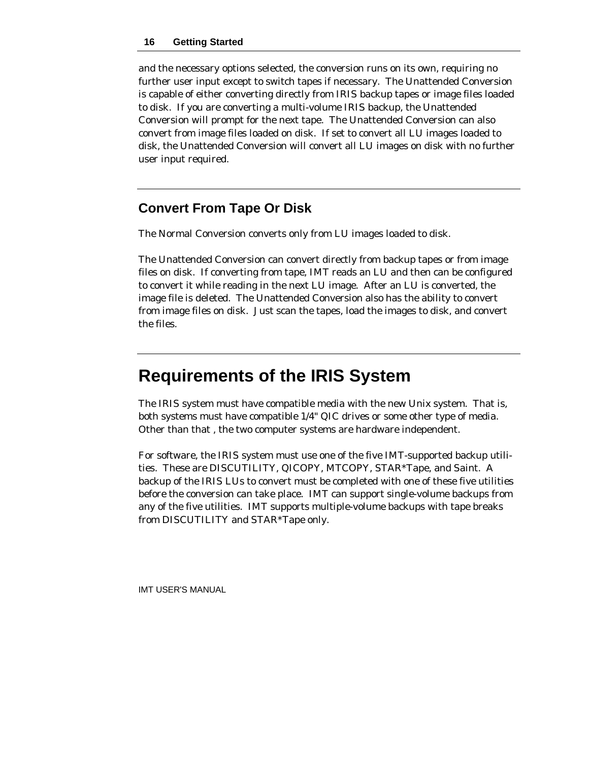and the necessary options selected, the conversion runs on its own, requiring no further user input except to switch tapes if necessary. The Unattended Conversion is capable of either converting directly from IRIS backup tapes or image files loaded to disk. If you are converting a multi-volume IRIS backup, the Unattended Conversion will prompt for the next tape. The Unattended Conversion can also convert from image files loaded on disk. If set to convert all LU images loaded to disk, the Unattended Conversion will convert all LU images on disk with no further user input required.

## Convert From Tape Or Disk

The Normal Conversion converts only from LU images loaded to disk.

The Unattended Conversion can convert directly from backup tapes or from image files on disk. If converting from tape, IMT reads an LU and then can be configured to convert it while reading in the next LU image. After an LU is converted, the image file is deleted. The Unattended Conversion also has the ability to convert from image files on disk. Just scan the tapes, load the images to disk, and convert the files.

# Requirements of the IRIS System

The IRIS system must have compatible media with the new Unix system. That is, both systems must have compatible 1/4" QIC drives or some other type of media. Other than that , the two computer systems are hardware independent.

For software, the IRIS system must use one of the five IMT-supported backup utilities. These are DISCUTILITY, QICOPY, MTCOPY, STAR*Tape, and Saint. A backup of the IRIS LUs to convert must be completed with one of these five utilities before the conversion can take place. IMT can support single-volume backups from any of the five utilities. IMT supports multiple-volume backups with tape breaks from DISCUTILITY and STAR*Tape only.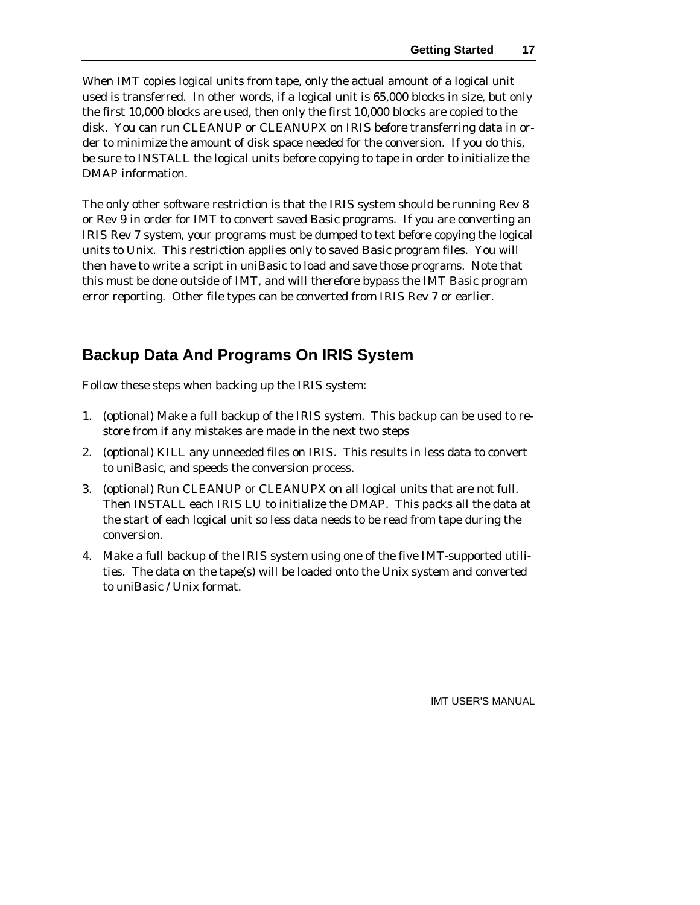When IMT copies logical units from tape, only the actual amount of a logical unit used is transferred. In other words, if a logical unit is 65,000 blocks in size, but only the first 10,000 blocks are used, then only the first 10,000 blocks are copied to the disk. You can run CLEANUP or CLEANUPX on IRIS before transferring data in order to minimize the amount of disk space needed for the conversion. If you do this, be sure to INSTALL the logical units before copying to tape in order to initialize the DMAP information.

The only other software restriction is that the IRIS system should be running Rev 8 or Rev 9 in order for IMT to convert saved Basic programs. If you are converting an IRIS Rev 7 system, your programs must be dumped to text before copying the logical units to Unix. This restriction applies only to saved Basic program files. You will then have to write a script in uniBasic to load and save those programs. Note that this must be done outside of IMT, and will therefore bypass the IMT Basic program error reporting. Other file types can be converted from IRIS Rev 7 or earlier.

## Backup Data And Programs On IRIS System

Follow these steps when backing up the IRIS system:

1. (optional) Make a full backup of the IRIS system. This backup can be used to restore from if any mistakes are made in the next two steps
2. (optional) KILL any unneeded files on IRIS. This results in less data to convert to uniBasic, and speeds the conversion process.
3. (optional) Run CLEANUP or CLEANUPX on all logical units that are not full. Then INSTALL each IRIS LU to initialize the DMAP. This packs all the data at the start of each logical unit so less data needs to be read from tape during the conversion.
4. Make a full backup of the IRIS system using one of the five IMT-supported utilities. The data on the tape(s) will be loaded onto the Unix system and converted to uniBasic / Unix format.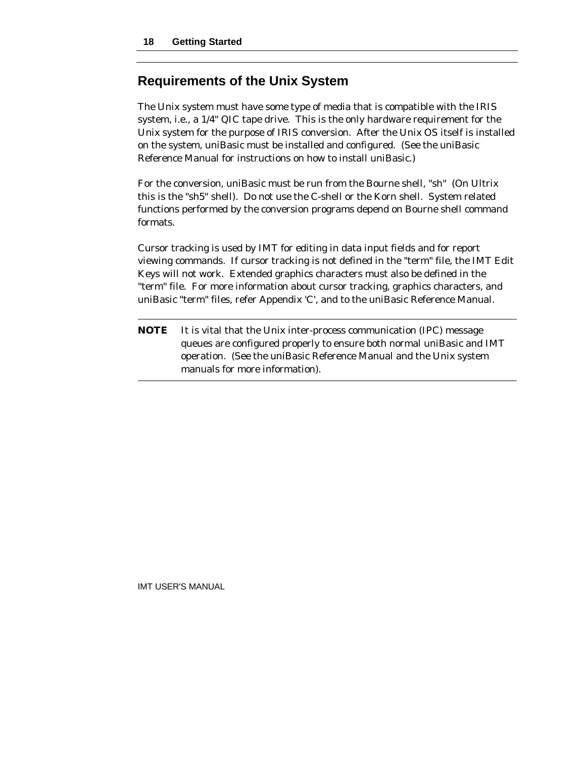## Requirements of the Unix System

The Unix system must have some type of media that is compatible with the IRIS system, i.e., a 1/4" QIC tape drive. This is the only hardware requirement for the Unix system for the purpose of IRIS conversion. After the Unix OS itself is installed on the system, uniBasic must be installed and configured. (See the uniBasic Reference Manual for instructions on how to install uniBasic.)

For the conversion, uniBasic must be run from the Bourne shell, "sh" (On Ultrix this is the "sh5" shell). Do not use the C-shell or the Korn shell. System related functions performed by the conversion programs depend on Bourne shell command formats.

Cursor tracking is used by IMT for editing in data input fields and for report viewing commands. If cursor tracking is not defined in the "term" file, the IMT Edit Keys will not work. Extended graphics characters must also be defined in the "term" file. For more information about cursor tracking, graphics characters, and uniBasic "term" files, refer Appendix 'C', and to the uniBasic Reference Manual.

---

**NOTE** It is vital that the Unix inter-process communication (IPC) message queues are configured properly to ensure both normal uniBasic and IMT operation. (See the uniBasic Reference Manual and the Unix system manuals for more information).

---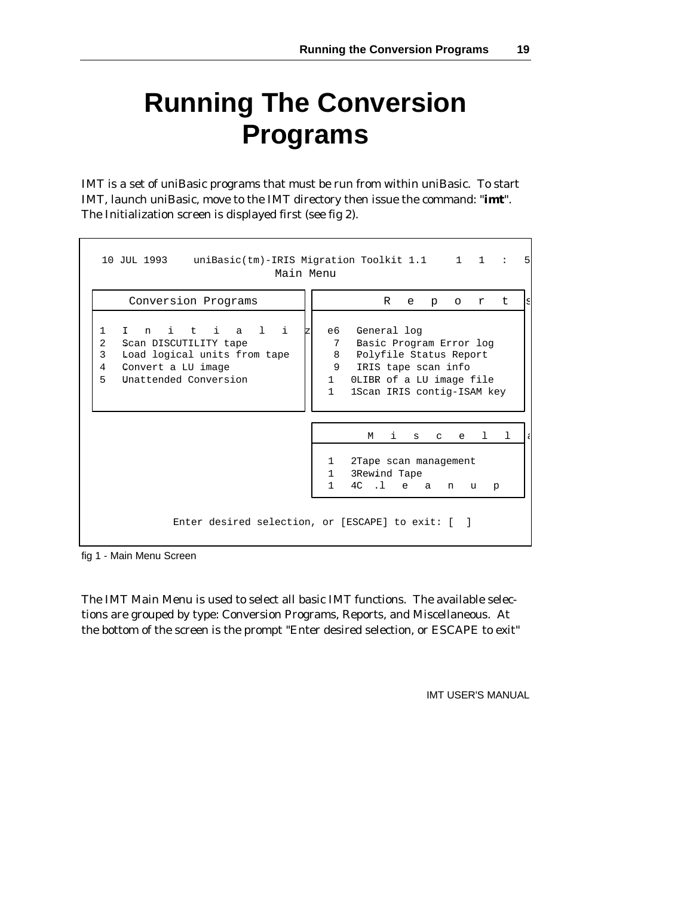# Running The Conversion Programs

IMT is a set of uniBasic programs that must be run from within uniBasic. To start IMT, launch uniBasic, move to the IMT directory then issue the command: "**imt**". The Initialization screen is displayed first (see fig 2).

```
  10 JUL 1993    uniBasic(tm)-IRIS Migration Toolkit 1.1     1  1  :  5
                                Main Menu

      Conversion Programs                      R  e  p  o  r  t  s

 1  I  n  i  t  i  a  l  i  z  e6  General log
 2  Scan DISCUTILITY tape               7  Basic Program Error log
 3  Load logical units from tape        8  Polyfile Status Report
 4  Convert a LU image                  9  IRIS tape scan info
 5  Unattended Conversion              1  0LIBR of a LU image file
                                       1  1Scan IRIS contig-ISAM key

                                           M  i  s  c  e  l  l  a

                                       1  2Tape scan management
                                       1  3Rewind Tape
                                       1  4C .l  e  a  n  u  p

           Enter desired selection, or [ESCAPE] to exit: [  ]
```

fig 1 - Main Menu Screen

The IMT Main Menu is used to select all basic IMT functions. The available selections are grouped by type: Conversion Programs, Reports, and Miscellaneous. At the bottom of the screen is the prompt "Enter desired selection, or ESCAPE to exit"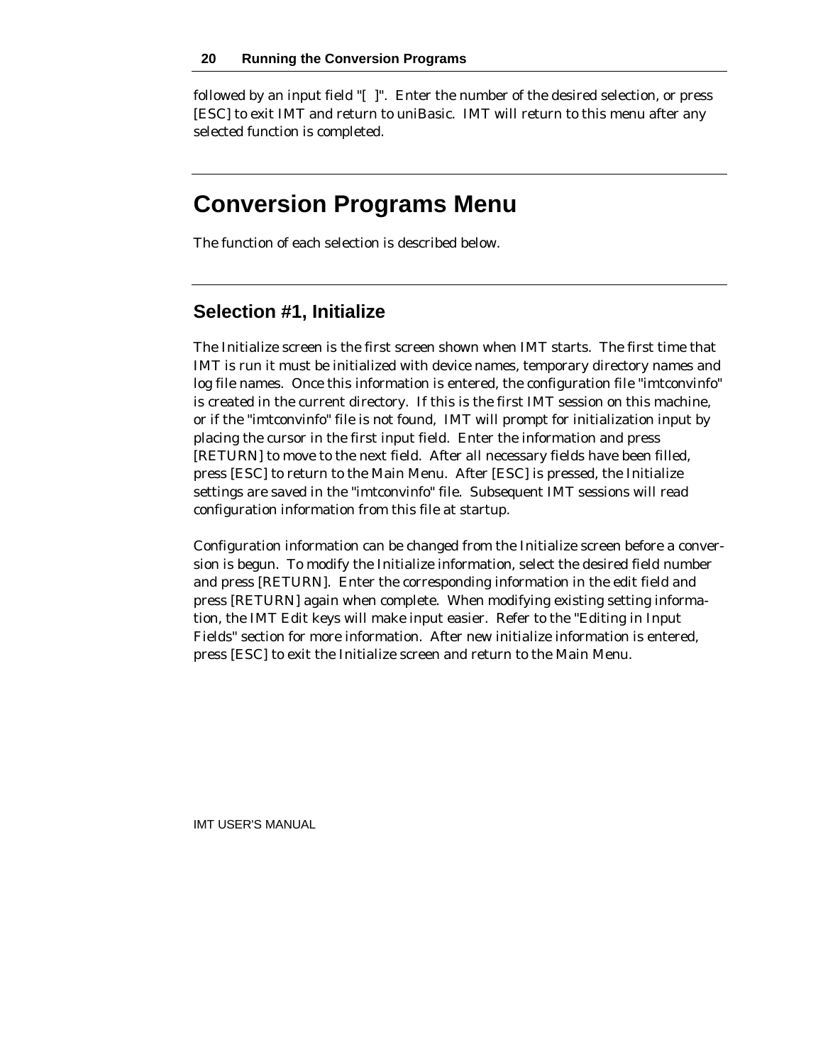followed by an input field "[ ]". Enter the number of the desired selection, or press [ESC] to exit IMT and return to uniBasic. IMT will return to this menu after any selected function is completed.

# Conversion Programs Menu

The function of each selection is described below.

## Selection #1, Initialize

The Initialize screen is the first screen shown when IMT starts. The first time that IMT is run it must be initialized with device names, temporary directory names and log file names. Once this information is entered, the configuration file "imtconvinfo" is created in the current directory. If this is the first IMT session on this machine, or if the "imtconvinfo" file is not found, IMT will prompt for initialization input by placing the cursor in the first input field. Enter the information and press [RETURN] to move to the next field. After all necessary fields have been filled, press [ESC] to return to the Main Menu. After [ESC] is pressed, the Initialize settings are saved in the "imtconvinfo" file. Subsequent IMT sessions will read configuration information from this file at startup.

Configuration information can be changed from the Initialize screen before a conversion is begun. To modify the Initialize information, select the desired field number and press [RETURN]. Enter the corresponding information in the edit field and press [RETURN] again when complete. When modifying existing setting information, the IMT Edit keys will make input easier. Refer to the "Editing in Input Fields" section for more information. After new initialize information is entered, press [ESC] to exit the Initialize screen and return to the Main Menu.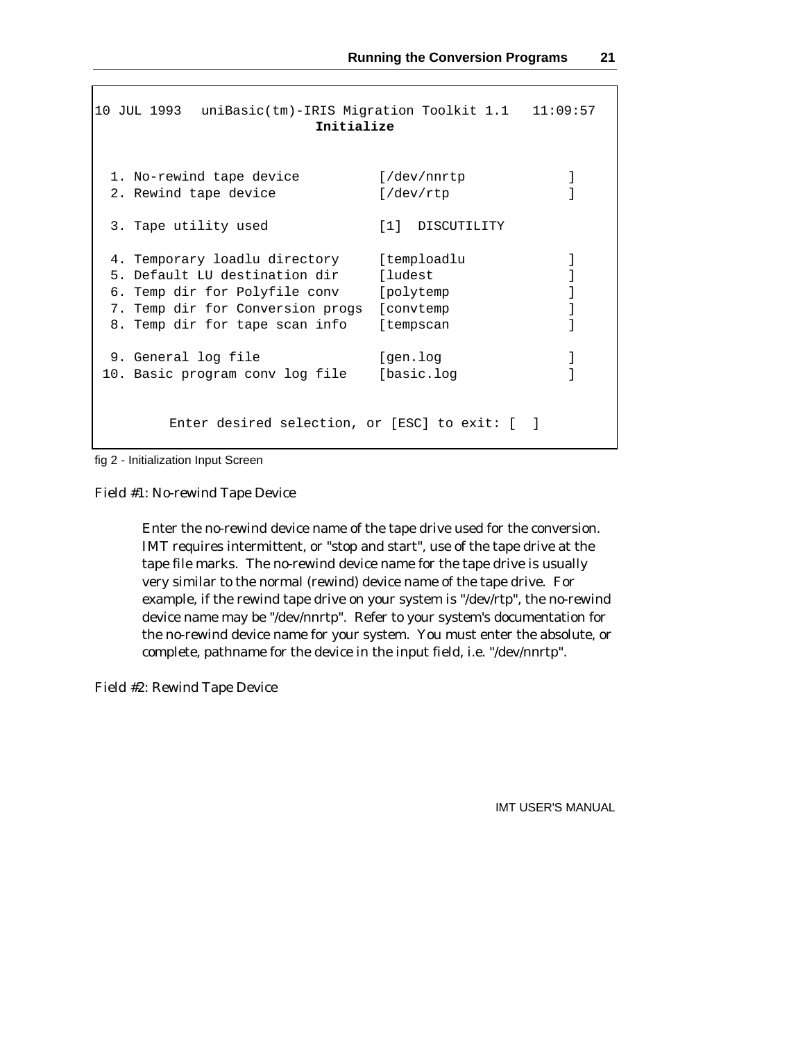```
10 JUL 1993   uniBasic(tm)-IRIS Migration Toolkit 1.1   11:09:57
                              Initialize


  1. No-rewind tape device          [/dev/nnrtp             ]
  2. Rewind tape device             [/dev/rtp               ]

  3. Tape utility used              [1]  DISCUTILITY

  4. Temporary loadlu directory     [temploadlu             ]
  5. Default LU destination dir     [ludest                 ]
  6. Temp dir for Polyfile conv     [polytemp               ]
  7. Temp dir for Conversion progs  [convtemp               ]
  8. Temp dir for tape scan info    [tempscan               ]

  9. General log file               [gen.log                ]
 10. Basic program conv log file    [basic.log              ]


         Enter desired selection, or [ESC] to exit: [  ]
```

fig 2 - Initialization Input Screen

Field #1: No-rewind Tape Device

> Enter the no-rewind device name of the tape drive used for the conversion. IMT requires intermittent, or "stop and start", use of the tape drive at the tape file marks. The no-rewind device name for the tape drive is usually very similar to the normal (rewind) device name of the tape drive. For example, if the rewind tape drive on your system is "/dev/rtp", the no-rewind device name may be "/dev/nnrtp". Refer to your system's documentation for the no-rewind device name for your system. You must enter the absolute, or complete, pathname for the device in the input field, i.e. "/dev/nnrtp".

Field #2: Rewind Tape Device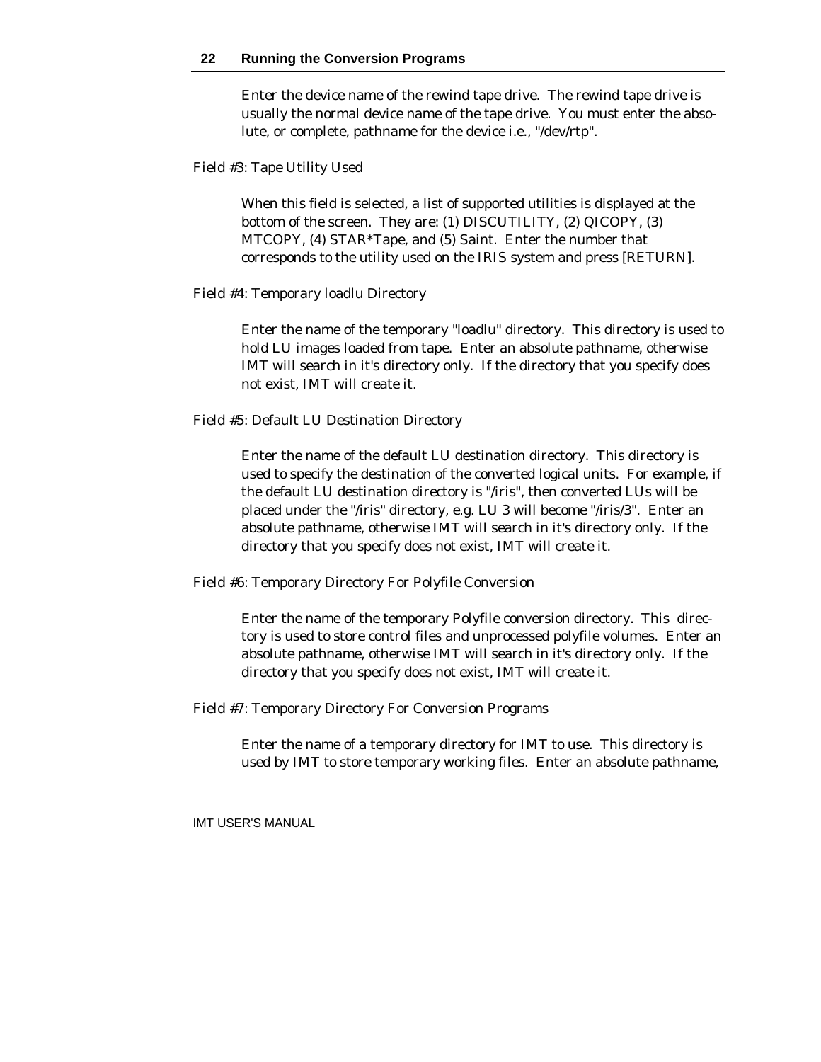Enter the device name of the rewind tape drive. The rewind tape drive is usually the normal device name of the tape drive. You must enter the absolute, or complete, pathname for the device i.e., "/dev/rtp".

Field #3: Tape Utility Used

When this field is selected, a list of supported utilities is displayed at the bottom of the screen. They are: (1) DISCUTILITY, (2) QICOPY, (3) MTCOPY, (4) STAR*Tape, and (5) Saint. Enter the number that corresponds to the utility used on the IRIS system and press [RETURN].

Field #4: Temporary loadlu Directory

Enter the name of the temporary "loadlu" directory. This directory is used to hold LU images loaded from tape. Enter an absolute pathname, otherwise IMT will search in it's directory only. If the directory that you specify does not exist, IMT will create it.

Field #5: Default LU Destination Directory

Enter the name of the default LU destination directory. This directory is used to specify the destination of the converted logical units. For example, if the default LU destination directory is "/iris", then converted LUs will be placed under the "/iris" directory, e.g. LU 3 will become "/iris/3". Enter an absolute pathname, otherwise IMT will search in it's directory only. If the directory that you specify does not exist, IMT will create it.

Field #6: Temporary Directory For Polyfile Conversion

Enter the name of the temporary Polyfile conversion directory. This directory is used to store control files and unprocessed polyfile volumes. Enter an absolute pathname, otherwise IMT will search in it's directory only. If the directory that you specify does not exist, IMT will create it.

Field #7: Temporary Directory For Conversion Programs

Enter the name of a temporary directory for IMT to use. This directory is used by IMT to store temporary working files. Enter an absolute pathname,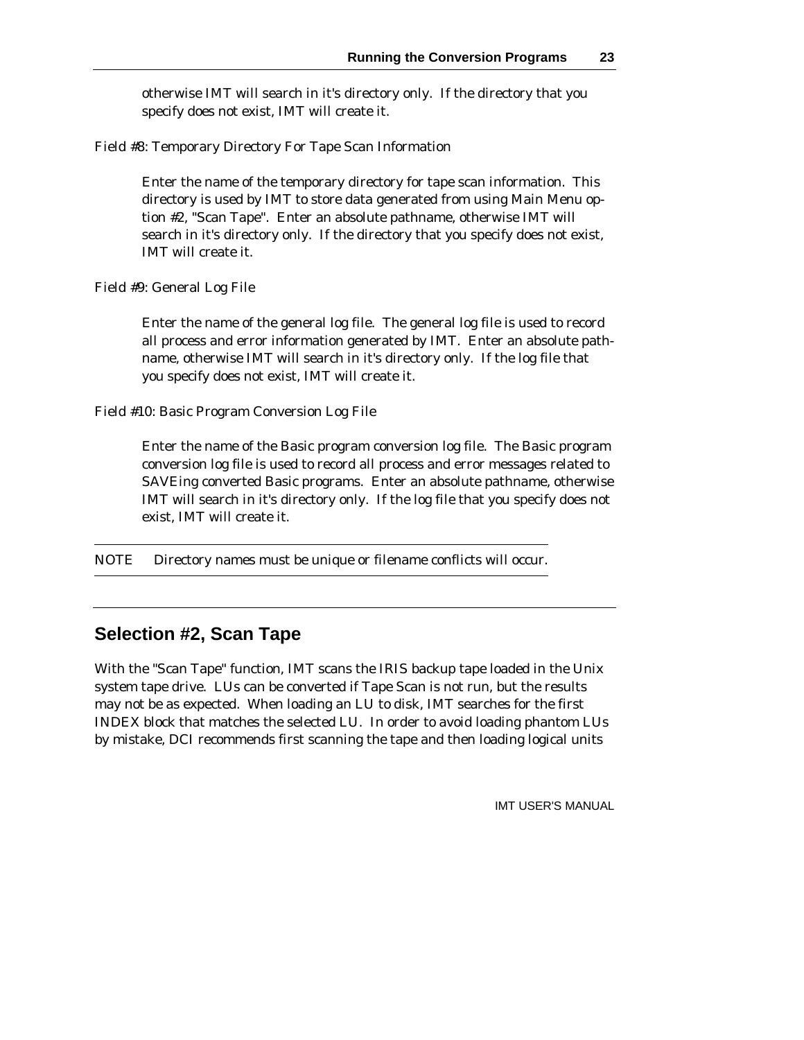otherwise IMT will search in it's directory only. If the directory that you specify does not exist, IMT will create it.

Field #8: Temporary Directory For Tape Scan Information

Enter the name of the temporary directory for tape scan information. This directory is used by IMT to store data generated from using Main Menu option #2, "Scan Tape". Enter an absolute pathname, otherwise IMT will search in it's directory only. If the directory that you specify does not exist, IMT will create it.

Field #9: General Log File

Enter the name of the general log file. The general log file is used to record all process and error information generated by IMT. Enter an absolute pathname, otherwise IMT will search in it's directory only. If the log file that you specify does not exist, IMT will create it.

Field #10: Basic Program Conversion Log File

Enter the name of the Basic program conversion log file. The Basic program conversion log file is used to record all process and error messages related to SAVEing converted Basic programs. Enter an absolute pathname, otherwise IMT will search in it's directory only. If the log file that you specify does not exist, IMT will create it.

---

NOTE Directory names must be unique or filename conflicts will occur.

---

## Selection #2, Scan Tape

With the "Scan Tape" function, IMT scans the IRIS backup tape loaded in the Unix system tape drive. LUs can be converted if Tape Scan is not run, but the results may not be as expected. When loading an LU to disk, IMT searches for the first INDEX block that matches the selected LU. In order to avoid loading phantom LUs by mistake, DCI recommends first scanning the tape and then loading logical units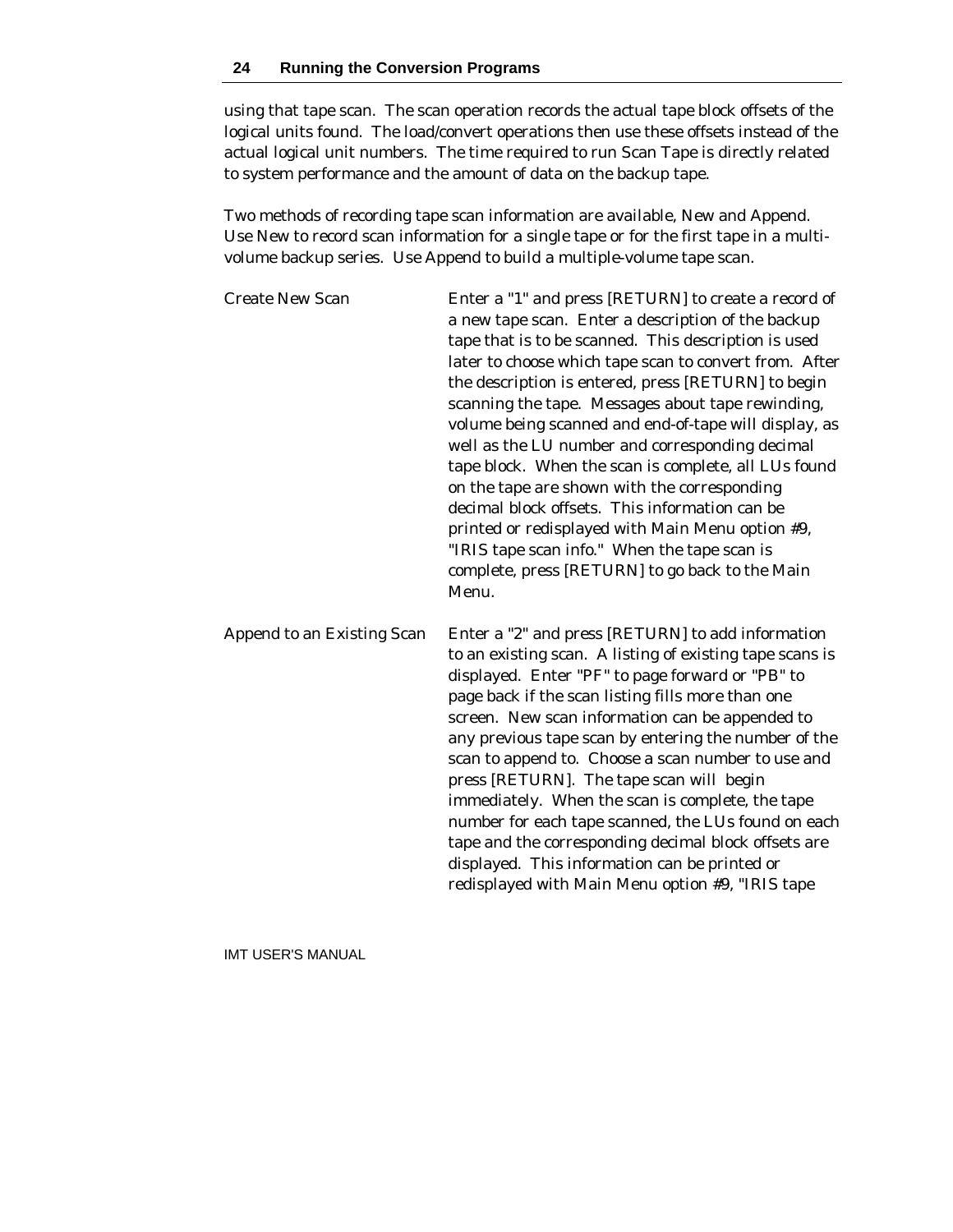using that tape scan. The scan operation records the actual tape block offsets of the logical units found. The load/convert operations then use these offsets instead of the actual logical unit numbers. The time required to run Scan Tape is directly related to system performance and the amount of data on the backup tape.

Two methods of recording tape scan information are available, New and Append. Use New to record scan information for a single tape or for the first tape in a multi-volume backup series. Use Append to build a multiple-volume tape scan.

**Create New Scan**

Enter a "1" and press [RETURN] to create a record of a new tape scan. Enter a description of the backup tape that is to be scanned. This description is used later to choose which tape scan to convert from. After the description is entered, press [RETURN] to begin scanning the tape. Messages about tape rewinding, volume being scanned and end-of-tape will display, as well as the LU number and corresponding decimal tape block. When the scan is complete, all LUs found on the tape are shown with the corresponding decimal block offsets. This information can be printed or redisplayed with Main Menu option #9, "IRIS tape scan info." When the tape scan is complete, press [RETURN] to go back to the Main Menu.

**Append to an Existing Scan**

Enter a "2" and press [RETURN] to add information to an existing scan. A listing of existing tape scans is displayed. Enter "PF" to page forward or "PB" to page back if the scan listing fills more than one screen. New scan information can be appended to any previous tape scan by entering the number of the scan to append to. Choose a scan number to use and press [RETURN]. The tape scan will begin immediately. When the scan is complete, the tape number for each tape scanned, the LUs found on each tape and the corresponding decimal block offsets are displayed. This information can be printed or redisplayed with Main Menu option #9, "IRIS tape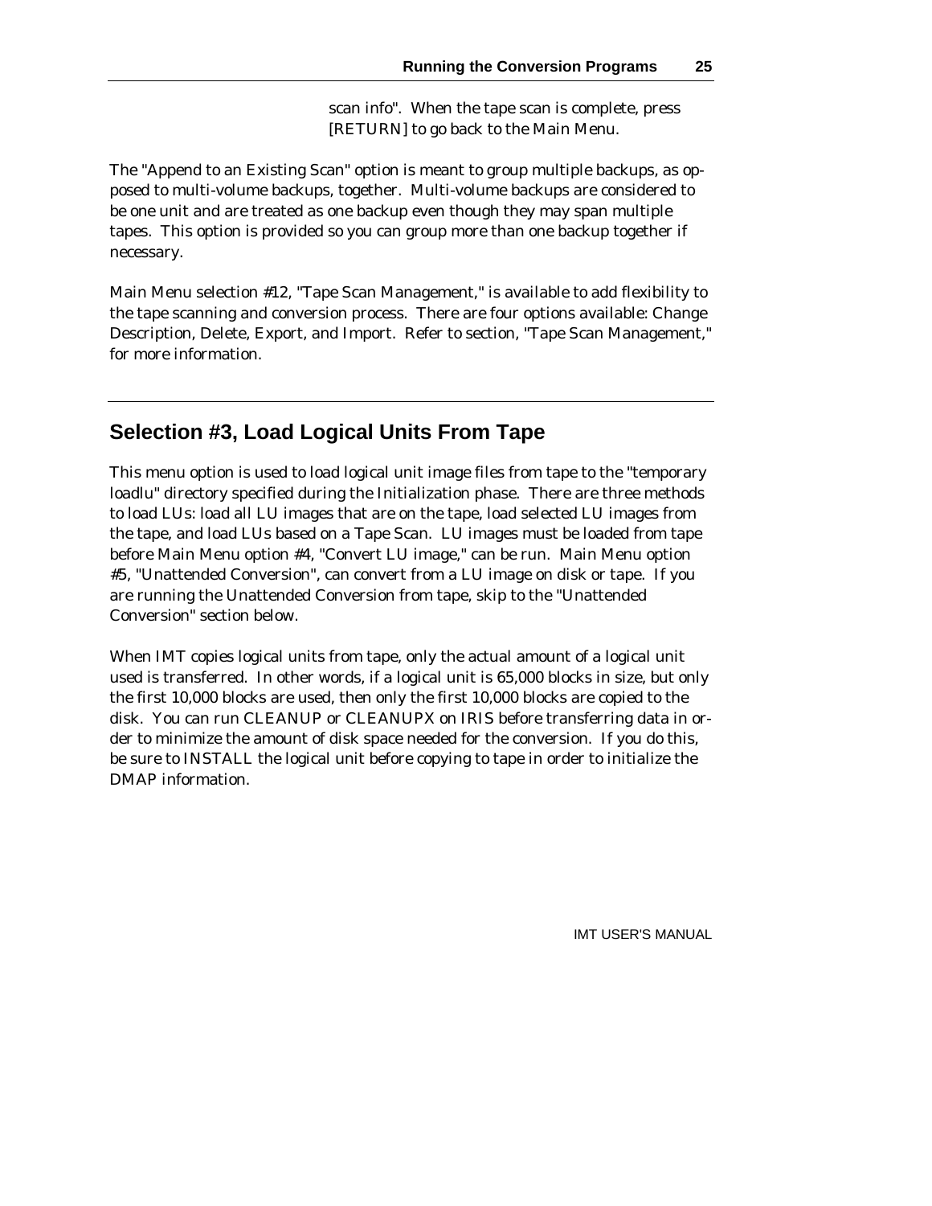scan info". When the tape scan is complete, press [RETURN] to go back to the Main Menu.

The "Append to an Existing Scan" option is meant to group multiple backups, as opposed to multi-volume backups, together. Multi-volume backups are considered to be one unit and are treated as one backup even though they may span multiple tapes. This option is provided so you can group more than one backup together if necessary.

Main Menu selection #12, "Tape Scan Management," is available to add flexibility to the tape scanning and conversion process. There are four options available: Change Description, Delete, Export, and Import. Refer to section, "Tape Scan Management," for more information.

## Selection #3, Load Logical Units From Tape

This menu option is used to load logical unit image files from tape to the "temporary loadlu" directory specified during the Initialization phase. There are three methods to load LUs: load all LU images that are on the tape, load selected LU images from the tape, and load LUs based on a Tape Scan. LU images must be loaded from tape before Main Menu option #4, "Convert LU image," can be run. Main Menu option #5, "Unattended Conversion", can convert from a LU image on disk or tape. If you are running the Unattended Conversion from tape, skip to the "Unattended Conversion" section below.

When IMT copies logical units from tape, only the actual amount of a logical unit used is transferred. In other words, if a logical unit is 65,000 blocks in size, but only the first 10,000 blocks are used, then only the first 10,000 blocks are copied to the disk. You can run CLEANUP or CLEANUPX on IRIS before transferring data in order to minimize the amount of disk space needed for the conversion. If you do this, be sure to INSTALL the logical unit before copying to tape in order to initialize the DMAP information.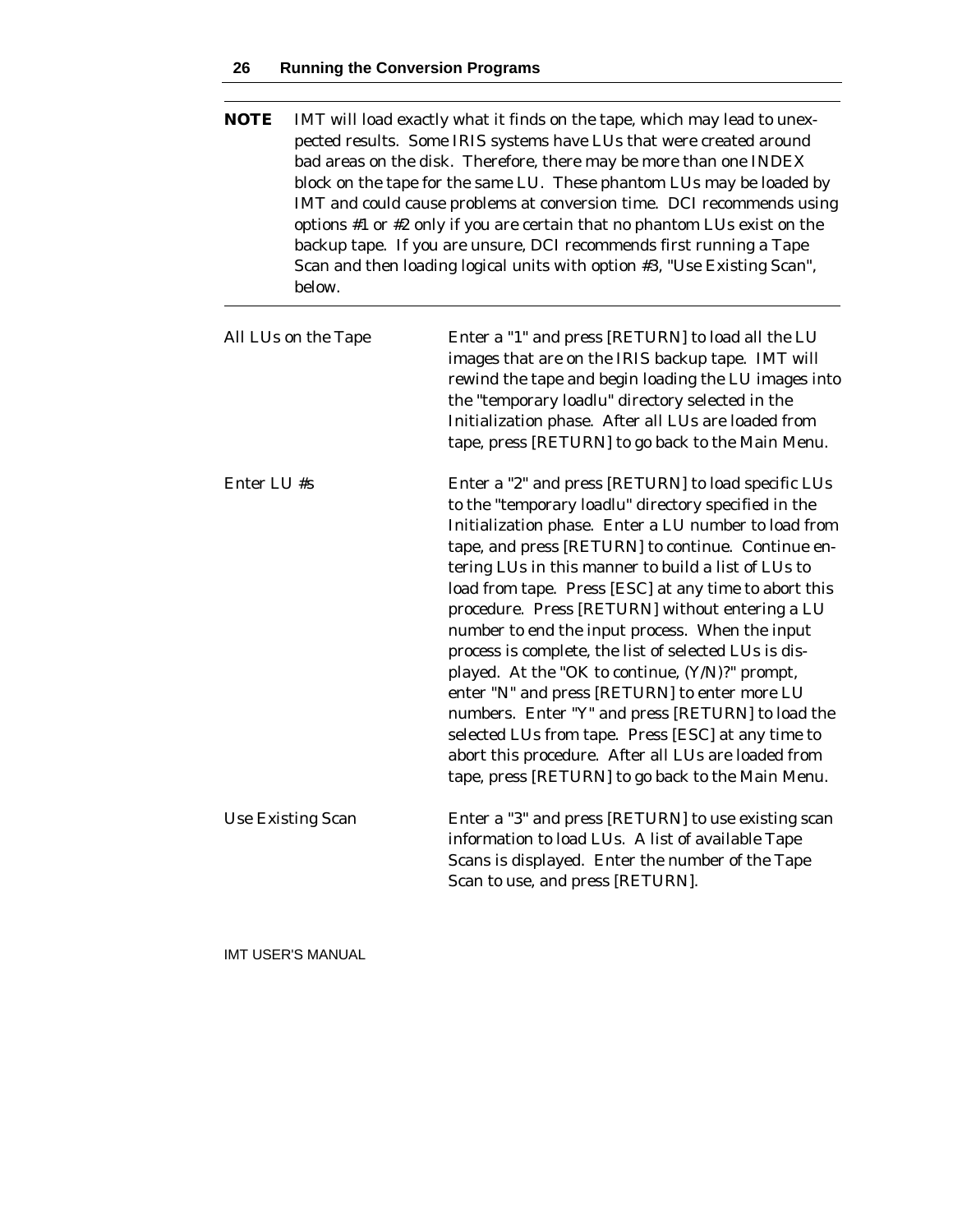**NOTE** IMT will load exactly what it finds on the tape, which may lead to unexpected results. Some IRIS systems have LUs that were created around bad areas on the disk. Therefore, there may be more than one INDEX block on the tape for the same LU. These phantom LUs may be loaded by IMT and could cause problems at conversion time. DCI recommends using options #1 or #2 only if you are certain that no phantom LUs exist on the backup tape. If you are unsure, DCI recommends first running a Tape Scan and then loading logical units with option #3, "Use Existing Scan", below.

---

All LUs on the Tape — Enter a "1" and press [RETURN] to load all the LU images that are on the IRIS backup tape. IMT will rewind the tape and begin loading the LU images into the "temporary loadlu" directory selected in the Initialization phase. After all LUs are loaded from tape, press [RETURN] to go back to the Main Menu.

Enter LU #s — Enter a "2" and press [RETURN] to load specific LUs to the "temporary loadlu" directory specified in the Initialization phase. Enter a LU number to load from tape, and press [RETURN] to continue. Continue entering LUs in this manner to build a list of LUs to load from tape. Press [ESC] at any time to abort this procedure. Press [RETURN] without entering a LU number to end the input process. When the input process is complete, the list of selected LUs is displayed. At the "OK to continue, (Y/N)?" prompt, enter "N" and press [RETURN] to enter more LU numbers. Enter "Y" and press [RETURN] to load the selected LUs from tape. Press [ESC] at any time to abort this procedure. After all LUs are loaded from tape, press [RETURN] to go back to the Main Menu.

Use Existing Scan — Enter a "3" and press [RETURN] to use existing scan information to load LUs. A list of available Tape Scans is displayed. Enter the number of the Tape Scan to use, and press [RETURN].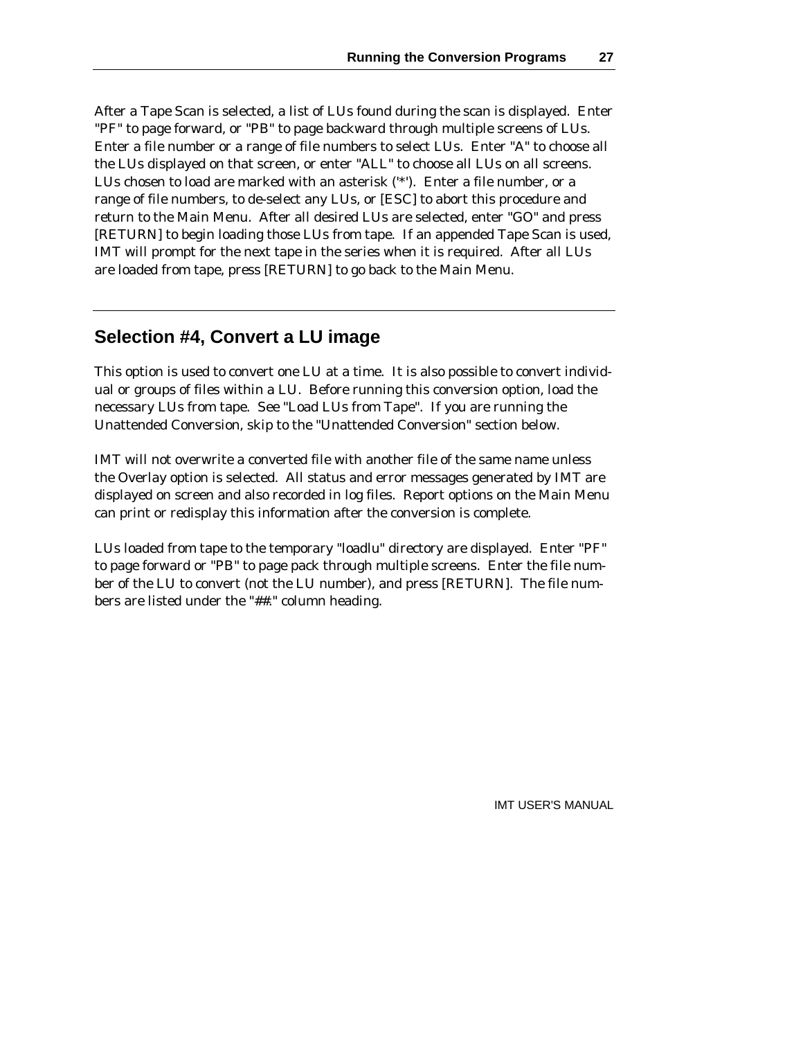After a Tape Scan is selected, a list of LUs found during the scan is displayed. Enter "PF" to page forward, or "PB" to page backward through multiple screens of LUs. Enter a file number or a range of file numbers to select LUs. Enter "A" to choose all the LUs displayed on that screen, or enter "ALL" to choose all LUs on all screens. LUs chosen to load are marked with an asterisk ('*'). Enter a file number, or a range of file numbers, to de-select any LUs, or [ESC] to abort this procedure and return to the Main Menu. After all desired LUs are selected, enter "GO" and press [RETURN] to begin loading those LUs from tape. If an appended Tape Scan is used, IMT will prompt for the next tape in the series when it is required. After all LUs are loaded from tape, press [RETURN] to go back to the Main Menu.

## Selection #4, Convert a LU image

This option is used to convert one LU at a time. It is also possible to convert individual or groups of files within a LU. Before running this conversion option, load the necessary LUs from tape. See "Load LUs from Tape". If you are running the Unattended Conversion, skip to the "Unattended Conversion" section below.

IMT will not overwrite a converted file with another file of the same name unless the Overlay option is selected. All status and error messages generated by IMT are displayed on screen and also recorded in log files. Report options on the Main Menu can print or redisplay this information after the conversion is complete.

LUs loaded from tape to the temporary "loadlu" directory are displayed. Enter "PF" to page forward or "PB" to page pack through multiple screens. Enter the file number of the LU to convert (not the LU number), and press [RETURN]. The file numbers are listed under the "##." column heading.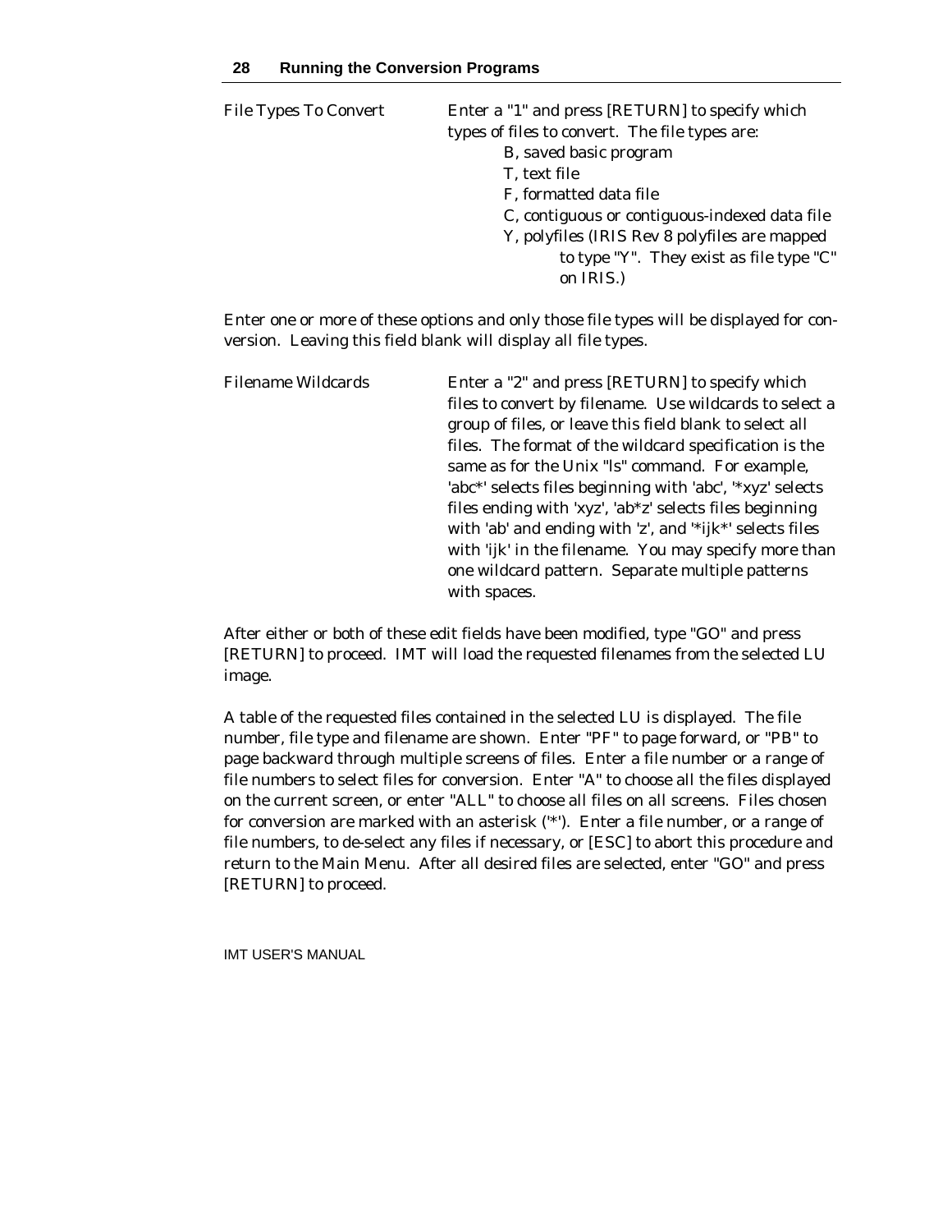File Types To Convert

Enter a "1" and press [RETURN] to specify which types of files to convert. The file types are:

- B, saved basic program
- T, text file
- F, formatted data file
- C, contiguous or contiguous-indexed data file
- Y, polyfiles (IRIS Rev 8 polyfiles are mapped to type "Y". They exist as file type "C" on IRIS.)

Enter one or more of these options and only those file types will be displayed for conversion. Leaving this field blank will display all file types.

Filename Wildcards

Enter a "2" and press [RETURN] to specify which files to convert by filename. Use wildcards to select a group of files, or leave this field blank to select all files. The format of the wildcard specification is the same as for the Unix "ls" command. For example, 'abc*' selects files beginning with 'abc', '*xyz' selects files ending with 'xyz', 'ab*z' selects files beginning with 'ab' and ending with 'z', and '*ijk*' selects files with 'ijk' in the filename. You may specify more than one wildcard pattern. Separate multiple patterns with spaces.

After either or both of these edit fields have been modified, type "GO" and press [RETURN] to proceed. IMT will load the requested filenames from the selected LU image.

A table of the requested files contained in the selected LU is displayed. The file number, file type and filename are shown. Enter "PF" to page forward, or "PB" to page backward through multiple screens of files. Enter a file number or a range of file numbers to select files for conversion. Enter "A" to choose all the files displayed on the current screen, or enter "ALL" to choose all files on all screens. Files chosen for conversion are marked with an asterisk ('*'). Enter a file number, or a range of file numbers, to de-select any files if necessary, or [ESC] to abort this procedure and return to the Main Menu. After all desired files are selected, enter "GO" and press [RETURN] to proceed.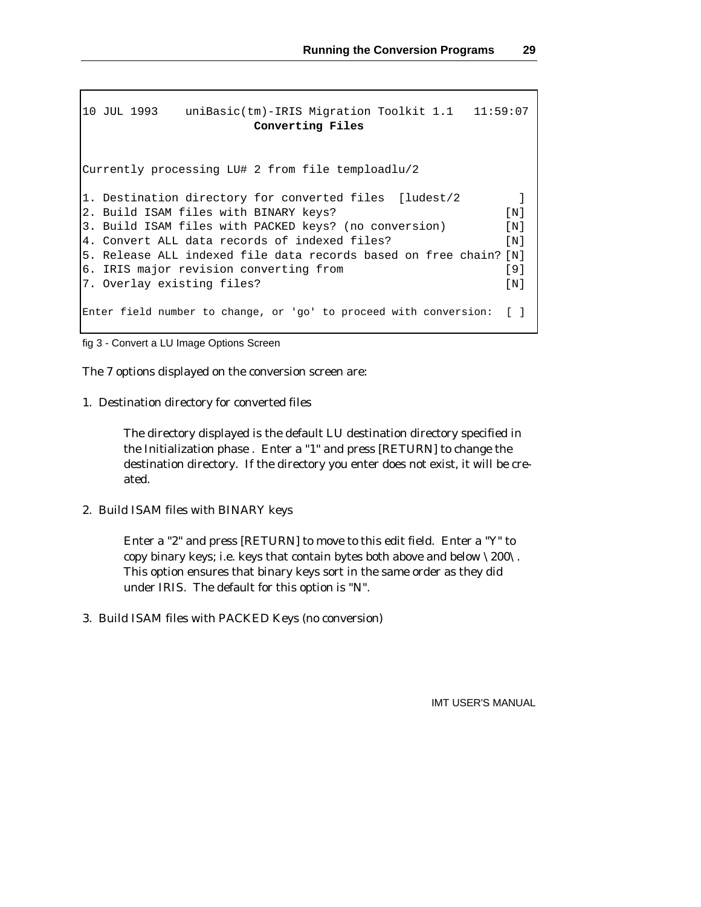```
10 JUL 1993    uniBasic(tm)-IRIS Migration Toolkit 1.1   11:59:07
                         Converting Files


Currently processing LU# 2 from file temploadlu/2

1. Destination directory for converted files  [ludest/2        ]
2. Build ISAM files with BINARY keys?                         [N]
3. Build ISAM files with PACKED keys? (no conversion)         [N]
4. Convert ALL data records of indexed files?                 [N]
5. Release ALL indexed file data records based on free chain? [N]
6. IRIS major revision converting from                        [9]
7. Overlay existing files?                                    [N]

Enter field number to change, or 'go' to proceed with conversion:  [ ]
```

fig 3 - Convert a LU Image Options Screen

The 7 options displayed on the conversion screen are:

1. Destination directory for converted files

   The directory displayed is the default LU destination directory specified in the Initialization phase . Enter a "1" and press [RETURN] to change the destination directory. If the directory you enter does not exist, it will be created.

2. Build ISAM files with BINARY keys

   Enter a "2" and press [RETURN] to move to this edit field. Enter a "Y" to copy binary keys; i.e. keys that contain bytes both above and below \200\. This option ensures that binary keys sort in the same order as they did under IRIS. The default for this option is "N".

3. Build ISAM files with PACKED Keys (no conversion)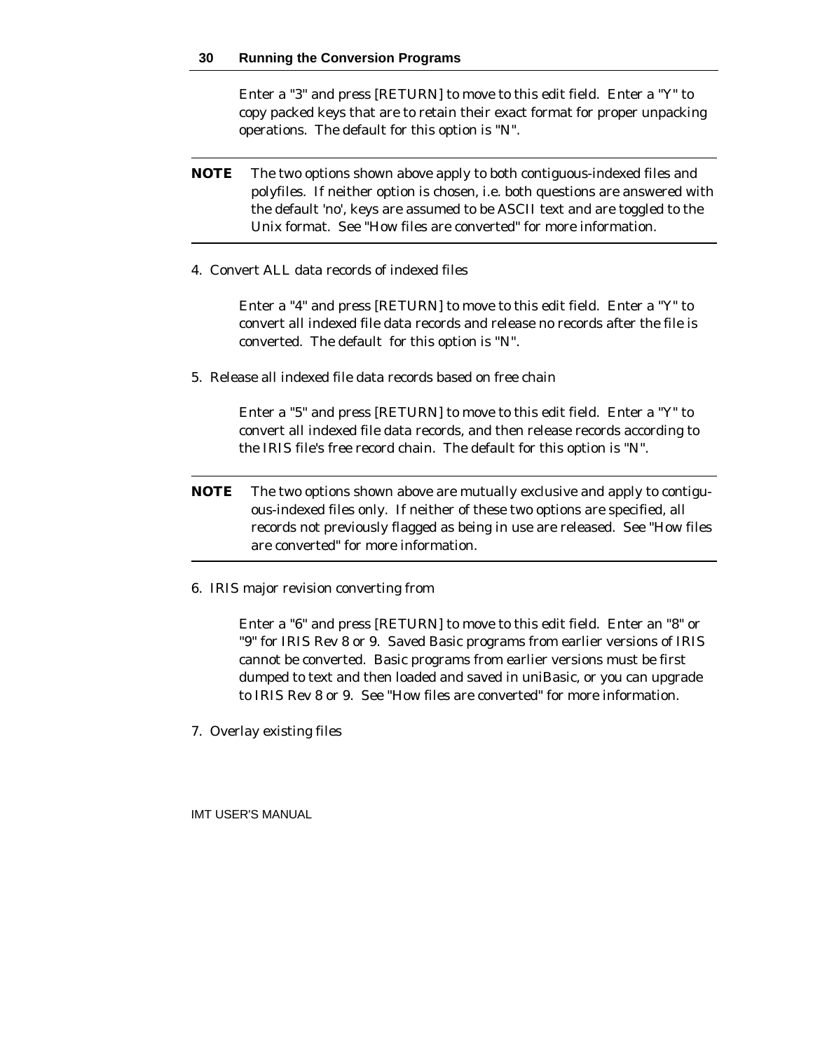Enter a "3" and press [RETURN] to move to this edit field. Enter a "Y" to copy packed keys that are to retain their exact format for proper unpacking operations. The default for this option is "N".

---

**NOTE** The two options shown above apply to both contiguous-indexed files and polyfiles. If neither option is chosen, i.e. both questions are answered with the default 'no', keys are assumed to be ASCII text and are toggled to the Unix format. See "How files are converted" for more information.

---

4. Convert ALL data records of indexed files

   Enter a "4" and press [RETURN] to move to this edit field. Enter a "Y" to convert all indexed file data records and release no records after the file is converted. The default for this option is "N".

5. Release all indexed file data records based on free chain

   Enter a "5" and press [RETURN] to move to this edit field. Enter a "Y" to convert all indexed file data records, and then release records according to the IRIS file's free record chain. The default for this option is "N".

---

**NOTE** The two options shown above are mutually exclusive and apply to contiguous-indexed files only. If neither of these two options are specified, all records not previously flagged as being in use are released. See "How files are converted" for more information.

---

6. IRIS major revision converting from

   Enter a "6" and press [RETURN] to move to this edit field. Enter an "8" or "9" for IRIS Rev 8 or 9. Saved Basic programs from earlier versions of IRIS cannot be converted. Basic programs from earlier versions must be first dumped to text and then loaded and saved in uniBasic, or you can upgrade to IRIS Rev 8 or 9. See "How files are converted" for more information.

7. Overlay existing files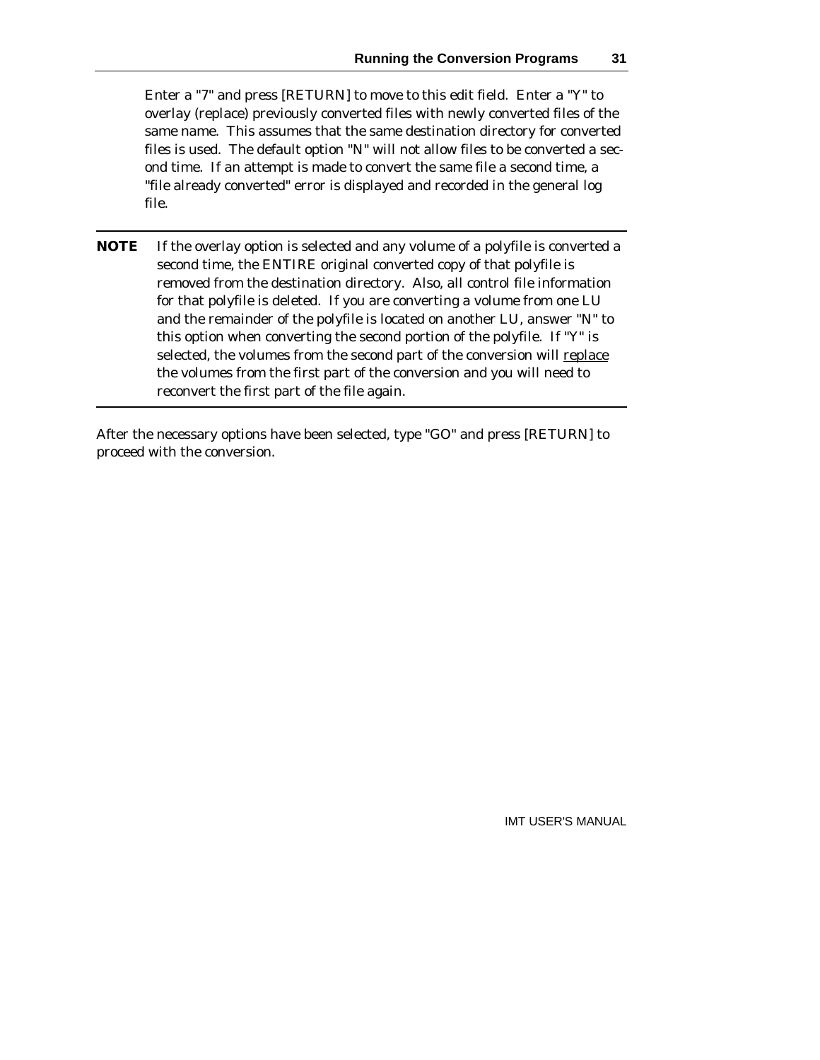Enter a "7" and press [RETURN] to move to this edit field. Enter a "Y" to overlay (replace) previously converted files with newly converted files of the same name. This assumes that the same destination directory for converted files is used. The default option "N" will not allow files to be converted a second time. If an attempt is made to convert the same file a second time, a "file already converted" error is displayed and recorded in the general log file.

---

**NOTE** If the overlay option is selected and any volume of a polyfile is converted a second time, the ENTIRE original converted copy of that polyfile is removed from the destination directory. Also, all control file information for that polyfile is deleted. If you are converting a volume from one LU and the remainder of the polyfile is located on another LU, answer "N" to this option when converting the second portion of the polyfile. If "Y" is selected, the volumes from the second part of the conversion will <u>replace</u> the volumes from the first part of the conversion and you will need to reconvert the first part of the file again.

---

After the necessary options have been selected, type "GO" and press [RETURN] to proceed with the conversion.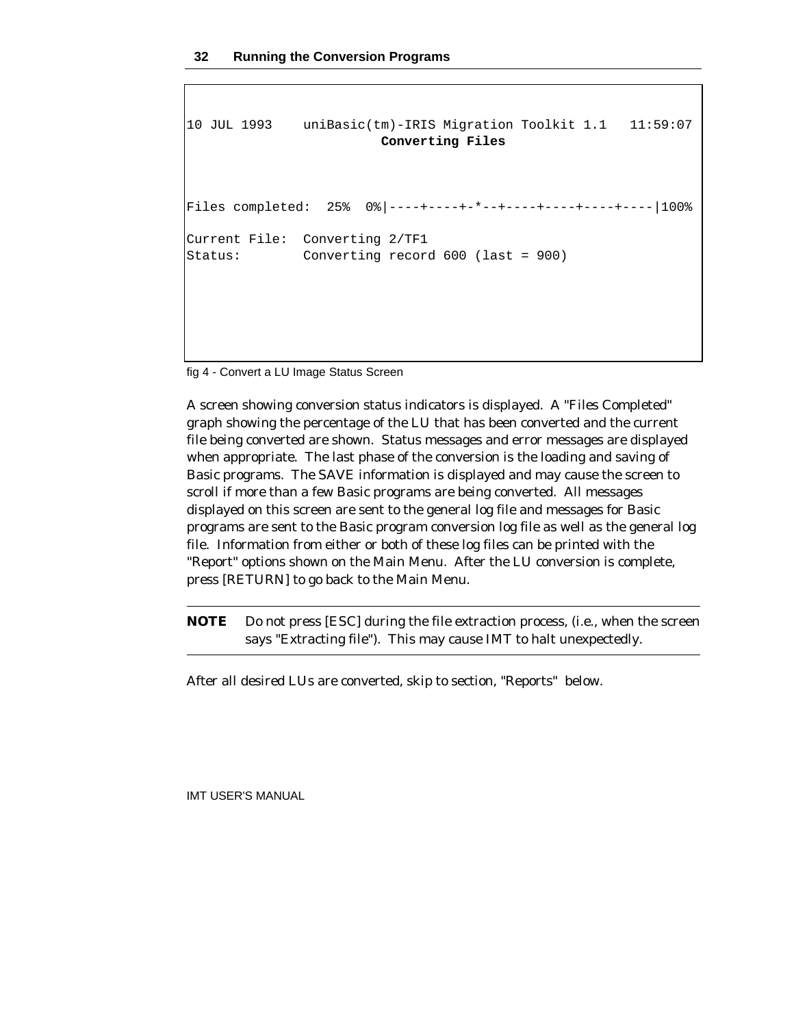```
10 JUL 1993    uniBasic(tm)-IRIS Migration Toolkit 1.1   11:59:07
                          Converting Files



Files completed:  25%  0%|----+----+-*--+----+----+----+----|100%

Current File:  Converting 2/TF1
Status:        Converting record 600 (last = 900)
```

fig 4 - Convert a LU Image Status Screen

A screen showing conversion status indicators is displayed. A "Files Completed" graph showing the percentage of the LU that has been converted and the current file being converted are shown. Status messages and error messages are displayed when appropriate. The last phase of the conversion is the loading and saving of Basic programs. The SAVE information is displayed and may cause the screen to scroll if more than a few Basic programs are being converted. All messages displayed on this screen are sent to the general log file and messages for Basic programs are sent to the Basic program conversion log file as well as the general log file. Information from either or both of these log files can be printed with the "Report" options shown on the Main Menu. After the LU conversion is complete, press [RETURN] to go back to the Main Menu.

---

**NOTE** Do not press [ESC] during the file extraction process, (i.e., when the screen says "Extracting file"). This may cause IMT to halt unexpectedly.

---

After all desired LUs are converted, skip to section, "Reports" below.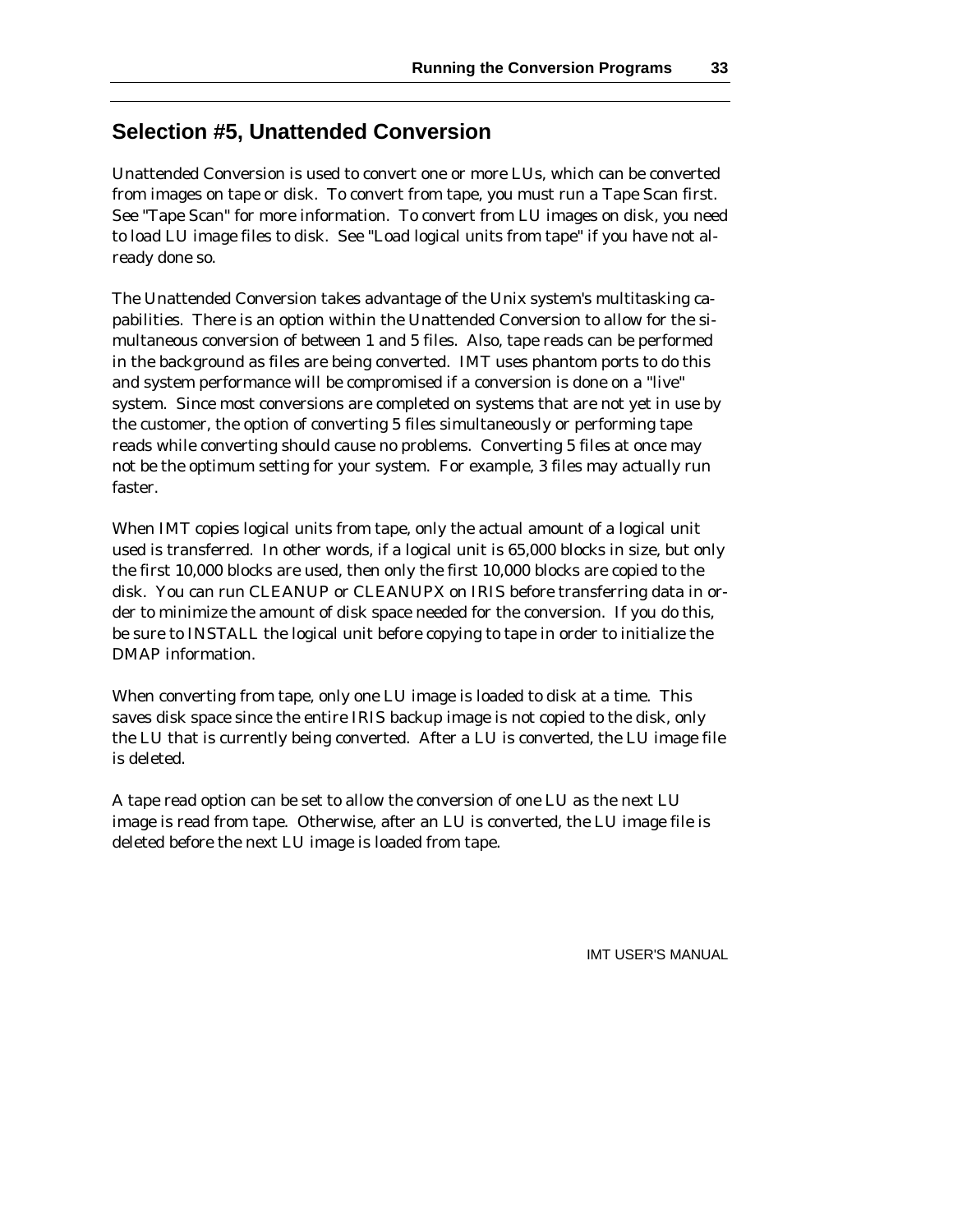## Selection #5, Unattended Conversion

Unattended Conversion is used to convert one or more LUs, which can be converted from images on tape or disk. To convert from tape, you must run a Tape Scan first. See "Tape Scan" for more information. To convert from LU images on disk, you need to load LU image files to disk. See "Load logical units from tape" if you have not already done so.

The Unattended Conversion takes advantage of the Unix system's multitasking capabilities. There is an option within the Unattended Conversion to allow for the simultaneous conversion of between 1 and 5 files. Also, tape reads can be performed in the background as files are being converted. IMT uses phantom ports to do this and system performance will be compromised if a conversion is done on a "live" system. Since most conversions are completed on systems that are not yet in use by the customer, the option of converting 5 files simultaneously or performing tape reads while converting should cause no problems. Converting 5 files at once may not be the optimum setting for your system. For example, 3 files may actually run faster.

When IMT copies logical units from tape, only the actual amount of a logical unit used is transferred. In other words, if a logical unit is 65,000 blocks in size, but only the first 10,000 blocks are used, then only the first 10,000 blocks are copied to the disk. You can run CLEANUP or CLEANUPX on IRIS before transferring data in order to minimize the amount of disk space needed for the conversion. If you do this, be sure to INSTALL the logical unit before copying to tape in order to initialize the DMAP information.

When converting from tape, only one LU image is loaded to disk at a time. This saves disk space since the entire IRIS backup image is not copied to the disk, only the LU that is currently being converted. After a LU is converted, the LU image file is deleted.

A tape read option can be set to allow the conversion of one LU as the next LU image is read from tape. Otherwise, after an LU is converted, the LU image file is deleted before the next LU image is loaded from tape.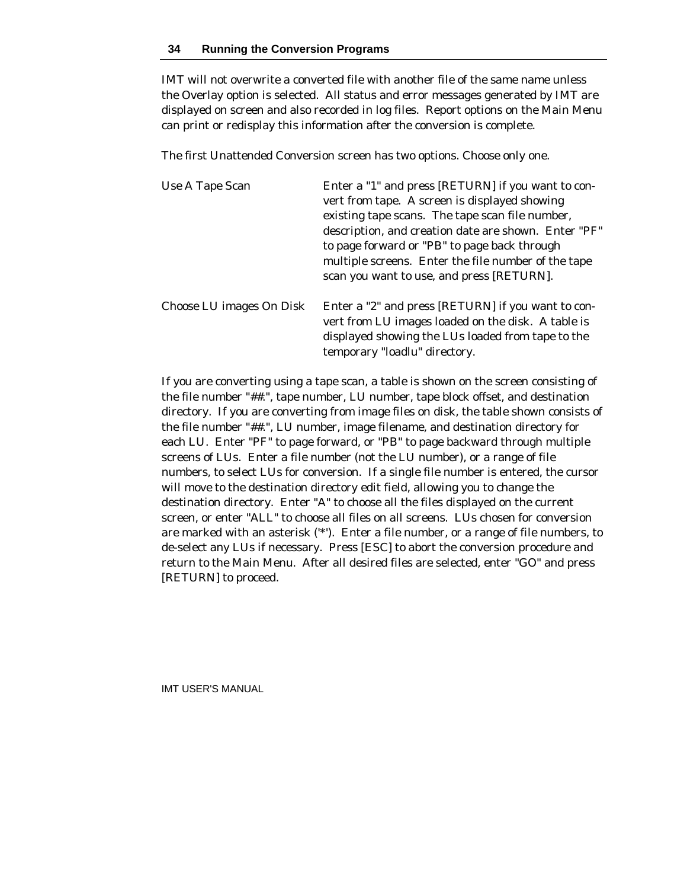IMT will not overwrite a converted file with another file of the same name unless the Overlay option is selected. All status and error messages generated by IMT are displayed on screen and also recorded in log files. Report options on the Main Menu can print or redisplay this information after the conversion is complete.

The first Unattended Conversion screen has two options. Choose only one.

| | |
|---|---|
| Use A Tape Scan | Enter a "1" and press [RETURN] if you want to convert from tape. A screen is displayed showing existing tape scans. The tape scan file number, description, and creation date are shown. Enter "PF" to page forward or "PB" to page back through multiple screens. Enter the file number of the tape scan you want to use, and press [RETURN]. |
| Choose LU images On Disk | Enter a "2" and press [RETURN] if you want to convert from LU images loaded on the disk. A table is displayed showing the LUs loaded from tape to the temporary "loadlu" directory. |

If you are converting using a tape scan, a table is shown on the screen consisting of the file number "##.", tape number, LU number, tape block offset, and destination directory. If you are converting from image files on disk, the table shown consists of the file number "##.", LU number, image filename, and destination directory for each LU. Enter "PF" to page forward, or "PB" to page backward through multiple screens of LUs. Enter a file number (not the LU number), or a range of file numbers, to select LUs for conversion. If a single file number is entered, the cursor will move to the destination directory edit field, allowing you to change the destination directory. Enter "A" to choose all the files displayed on the current screen, or enter "ALL" to choose all files on all screens. LUs chosen for conversion are marked with an asterisk ('*'). Enter a file number, or a range of file numbers, to de-select any LUs if necessary. Press [ESC] to abort the conversion procedure and return to the Main Menu. After all desired files are selected, enter "GO" and press [RETURN] to proceed.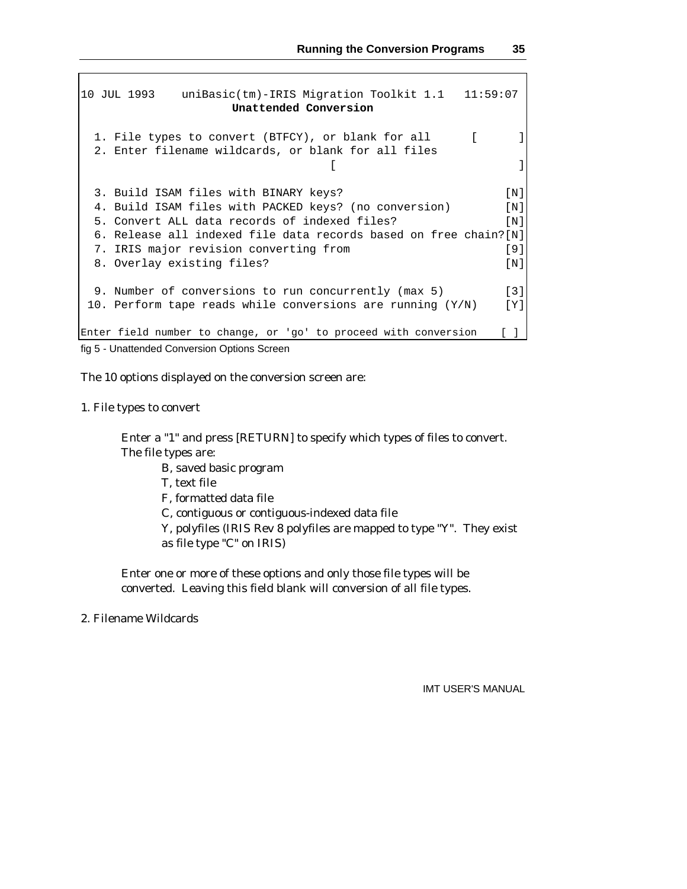```
10 JUL 1993    uniBasic(tm)-IRIS Migration Toolkit 1.1   11:59:07
                       Unattended Conversion

  1. File types to convert (BTFCY), or blank for all      [      ]
  2. Enter filename wildcards, or blank for all files
                                      [                          ]

  3. Build ISAM files with BINARY keys?                          [N]
  4. Build ISAM files with PACKED keys? (no conversion)          [N]
  5. Convert ALL data records of indexed files?                  [N]
  6. Release all indexed file data records based on free chain?[N]
  7. IRIS major revision converting from                         [9]
  8. Overlay existing files?                                     [N]

  9. Number of conversions to run concurrently (max 5)           [3]
 10. Perform tape reads while conversions are running (Y/N)      [Y]

Enter field number to change, or 'go' to proceed with conversion   [ ]
```

fig 5 - Unattended Conversion Options Screen

The 10 options displayed on the conversion screen are:

1. File types to convert

   Enter a "1" and press [RETURN] to specify which types of files to convert. The file types are:

   - B, saved basic program
   - T, text file
   - F, formatted data file
   - C, contiguous or contiguous-indexed data file
   - Y, polyfiles (IRIS Rev 8 polyfiles are mapped to type "Y". They exist as file type "C" on IRIS)

   Enter one or more of these options and only those file types will be converted. Leaving this field blank will conversion of all file types.

2. Filename Wildcards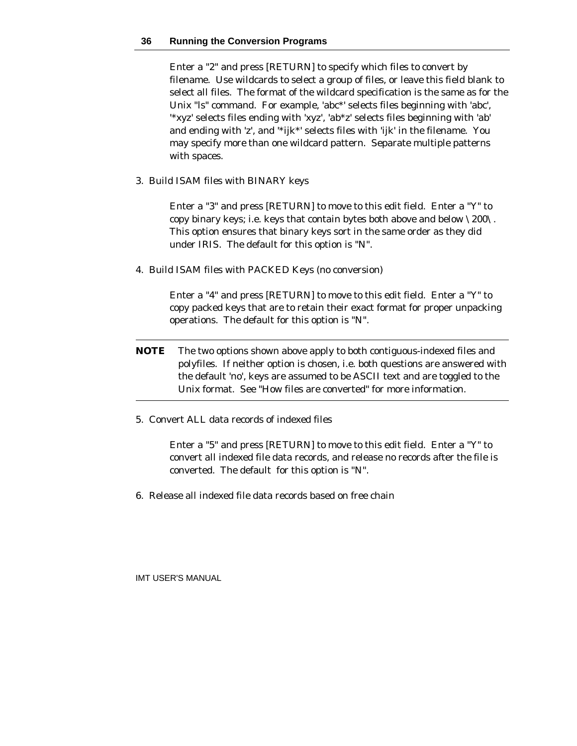Enter a "2" and press [RETURN] to specify which files to convert by filename. Use wildcards to select a group of files, or leave this field blank to select all files. The format of the wildcard specification is the same as for the Unix "ls" command. For example, 'abc*' selects files beginning with 'abc', '*xyz' selects files ending with 'xyz', 'ab*z' selects files beginning with 'ab' and ending with 'z', and '*ijk*' selects files with 'ijk' in the filename. You may specify more than one wildcard pattern. Separate multiple patterns with spaces.

3. Build ISAM files with BINARY keys

   Enter a "3" and press [RETURN] to move to this edit field. Enter a "Y" to copy binary keys; i.e. keys that contain bytes both above and below \200\. This option ensures that binary keys sort in the same order as they did under IRIS. The default for this option is "N".

4. Build ISAM files with PACKED Keys (no conversion)

   Enter a "4" and press [RETURN] to move to this edit field. Enter a "Y" to copy packed keys that are to retain their exact format for proper unpacking operations. The default for this option is "N".

---

**NOTE** The two options shown above apply to both contiguous-indexed files and polyfiles. If neither option is chosen, i.e. both questions are answered with the default 'no', keys are assumed to be ASCII text and are toggled to the Unix format. See "How files are converted" for more information.

---

5. Convert ALL data records of indexed files

   Enter a "5" and press [RETURN] to move to this edit field. Enter a "Y" to convert all indexed file data records, and release no records after the file is converted. The default for this option is "N".

6. Release all indexed file data records based on free chain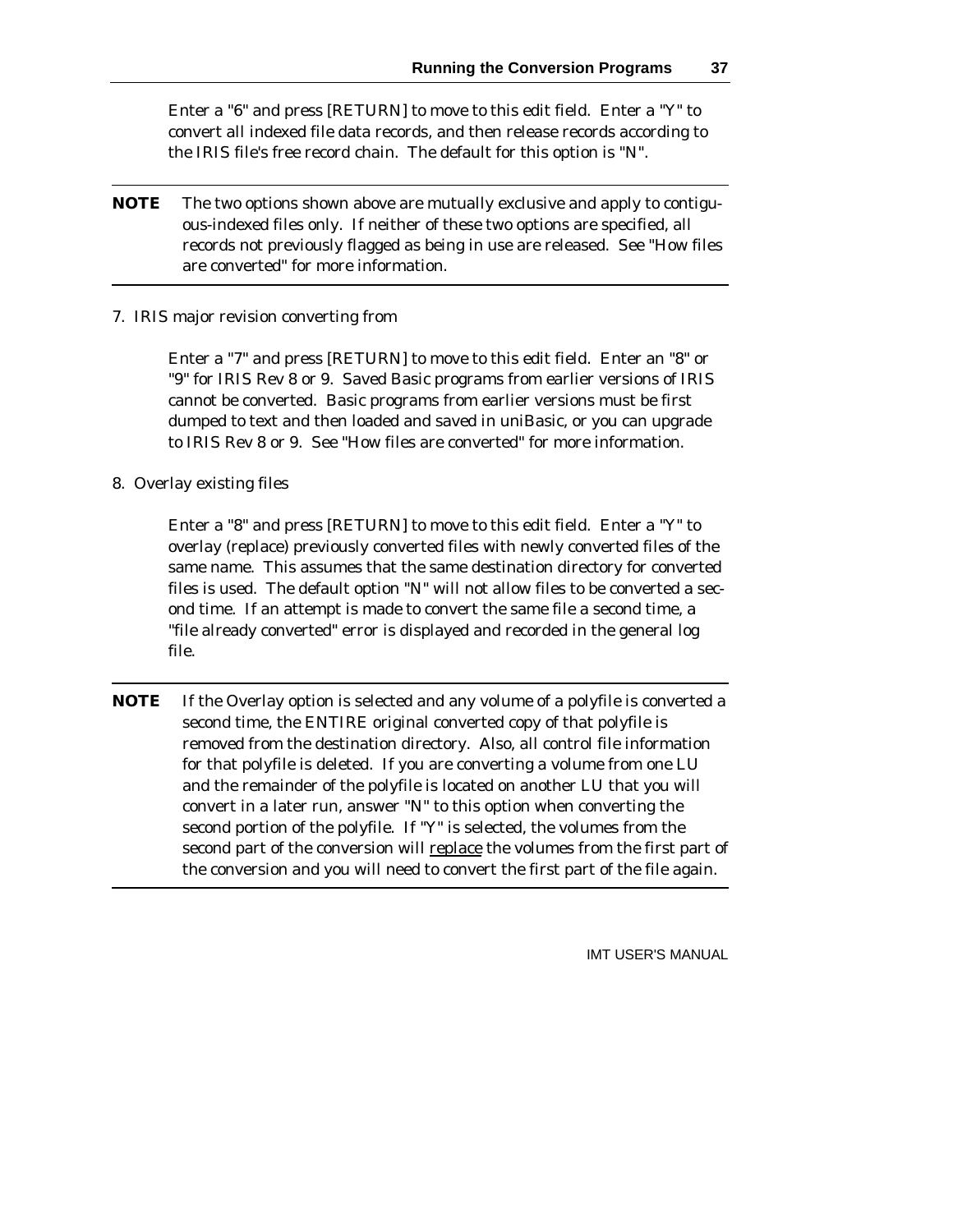Enter a "6" and press [RETURN] to move to this edit field. Enter a "Y" to convert all indexed file data records, and then release records according to the IRIS file's free record chain. The default for this option is "N".

---

**NOTE** The two options shown above are mutually exclusive and apply to contiguous-indexed files only. If neither of these two options are specified, all records not previously flagged as being in use are released. See "How files are converted" for more information.

---

7. IRIS major revision converting from

   Enter a "7" and press [RETURN] to move to this edit field. Enter an "8" or "9" for IRIS Rev 8 or 9. Saved Basic programs from earlier versions of IRIS cannot be converted. Basic programs from earlier versions must be first dumped to text and then loaded and saved in uniBasic, or you can upgrade to IRIS Rev 8 or 9. See "How files are converted" for more information.

8. Overlay existing files

   Enter a "8" and press [RETURN] to move to this edit field. Enter a "Y" to overlay (replace) previously converted files with newly converted files of the same name. This assumes that the same destination directory for converted files is used. The default option "N" will not allow files to be converted a second time. If an attempt is made to convert the same file a second time, a "file already converted" error is displayed and recorded in the general log file.

---

**NOTE** If the Overlay option is selected and any volume of a polyfile is converted a second time, the ENTIRE original converted copy of that polyfile is removed from the destination directory. Also, all control file information for that polyfile is deleted. If you are converting a volume from one LU and the remainder of the polyfile is located on another LU that you will convert in a later run, answer "N" to this option when converting the second portion of the polyfile. If "Y" is selected, the volumes from the second part of the conversion will <u>replace</u> the volumes from the first part of the conversion and you will need to convert the first part of the file again.

---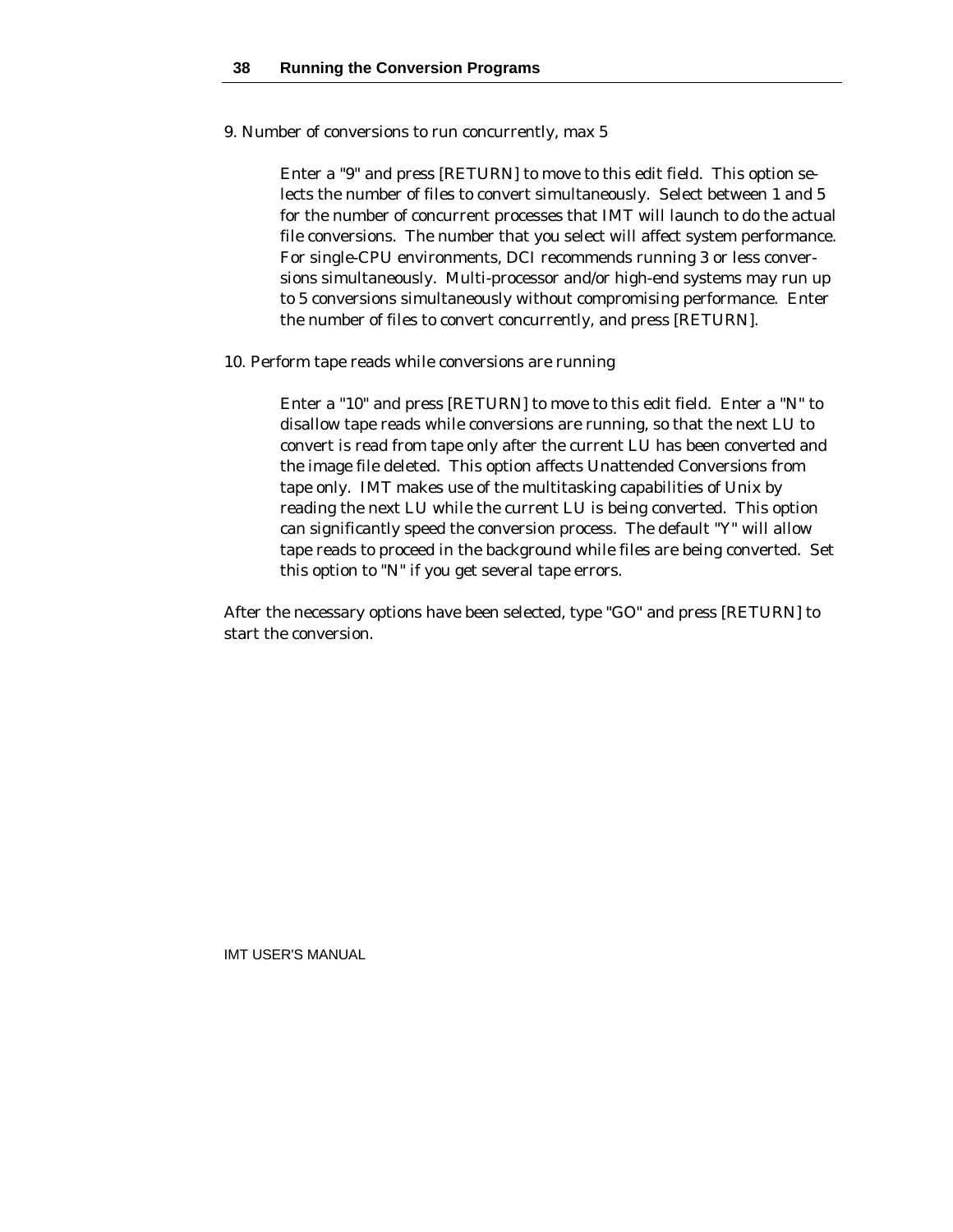9. Number of conversions to run concurrently, max 5

> Enter a "9" and press [RETURN] to move to this edit field. This option selects the number of files to convert simultaneously. Select between 1 and 5 for the number of concurrent processes that IMT will launch to do the actual file conversions. The number that you select will affect system performance. For single-CPU environments, DCI recommends running 3 or less conversions simultaneously. Multi-processor and/or high-end systems may run up to 5 conversions simultaneously without compromising performance. Enter the number of files to convert concurrently, and press [RETURN].

10. Perform tape reads while conversions are running

> Enter a "10" and press [RETURN] to move to this edit field. Enter a "N" to disallow tape reads while conversions are running, so that the next LU to convert is read from tape only after the current LU has been converted and the image file deleted. This option affects Unattended Conversions from tape only. IMT makes use of the multitasking capabilities of Unix by reading the next LU while the current LU is being converted. This option can significantly speed the conversion process. The default "Y" will allow tape reads to proceed in the background while files are being converted. Set this option to "N" if you get several tape errors.

After the necessary options have been selected, type "GO" and press [RETURN] to start the conversion.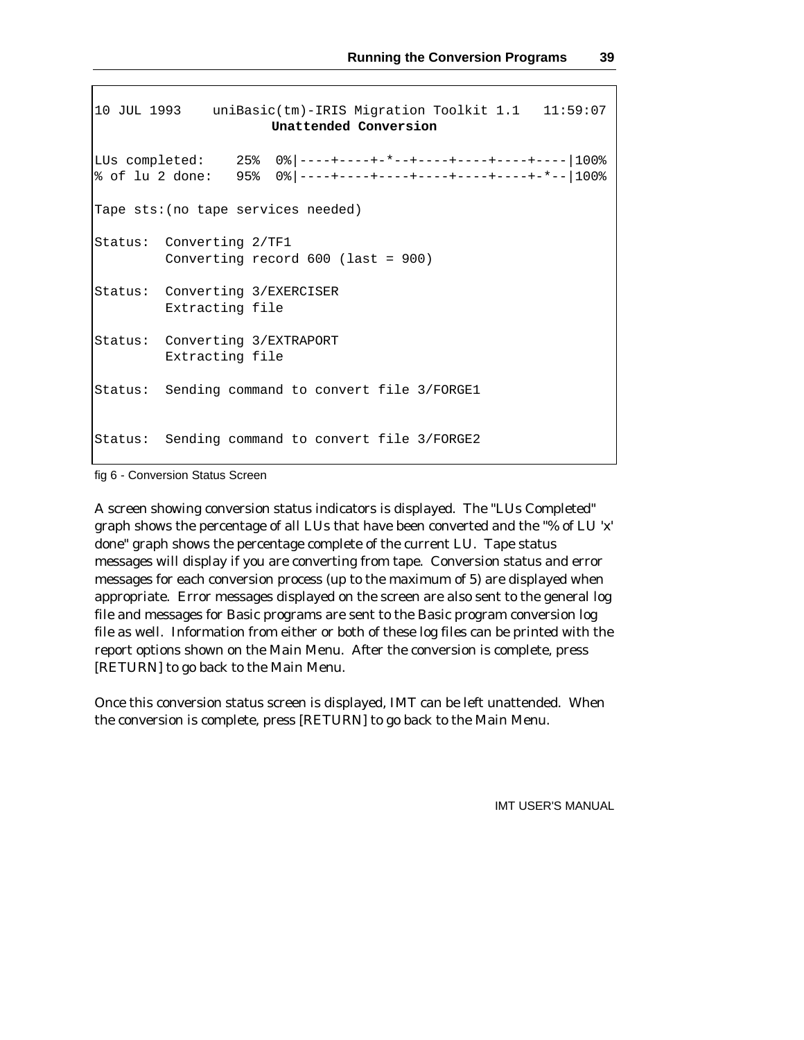```
10 JUL 1993    uniBasic(tm)-IRIS Migration Toolkit 1.1   11:59:07
                        Unattended Conversion

LUs completed:    25%  0%|----+----+-*--+----+----+----+----|100%
% of lu 2 done:   95%  0%|----+----+----+----+----+----+-*--|100%

Tape sts:(no tape services needed)

Status:  Converting 2/TF1
         Converting record 600 (last = 900)

Status:  Converting 3/EXERCISER
         Extracting file

Status:  Converting 3/EXTRAPORT
         Extracting file

Status:  Sending command to convert file 3/FORGE1


Status:  Sending command to convert file 3/FORGE2
```

fig 6 - Conversion Status Screen

A screen showing conversion status indicators is displayed. The "LUs Completed" graph shows the percentage of all LUs that have been converted and the "% of LU 'x' done" graph shows the percentage complete of the current LU. Tape status messages will display if you are converting from tape. Conversion status and error messages for each conversion process (up to the maximum of 5) are displayed when appropriate. Error messages displayed on the screen are also sent to the general log file and messages for Basic programs are sent to the Basic program conversion log file as well. Information from either or both of these log files can be printed with the report options shown on the Main Menu. After the conversion is complete, press [RETURN] to go back to the Main Menu.

Once this conversion status screen is displayed, IMT can be left unattended. When the conversion is complete, press [RETURN] to go back to the Main Menu.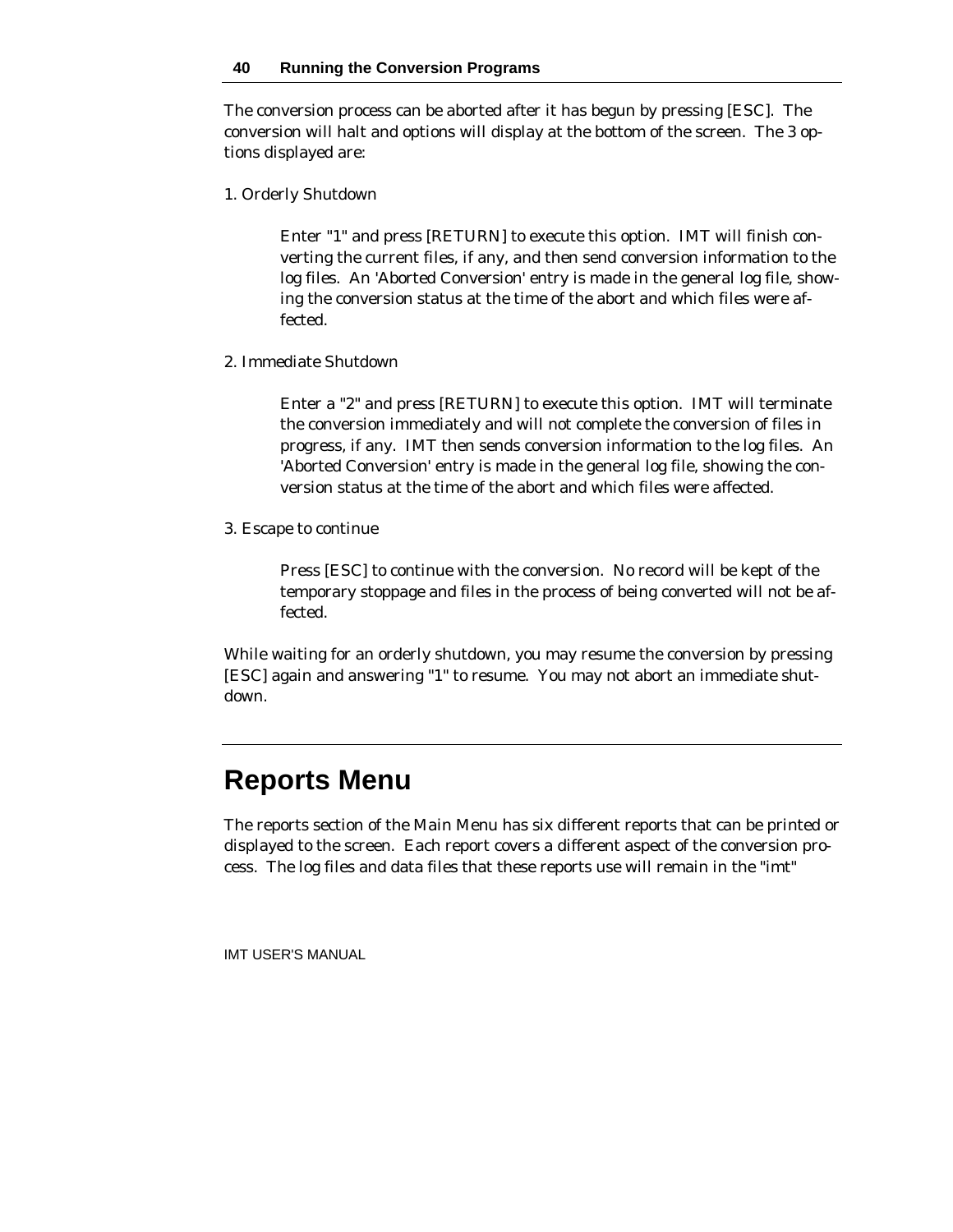The conversion process can be aborted after it has begun by pressing [ESC]. The conversion will halt and options will display at the bottom of the screen. The 3 options displayed are:

1. Orderly Shutdown

    Enter "1" and press [RETURN] to execute this option. IMT will finish converting the current files, if any, and then send conversion information to the log files. An 'Aborted Conversion' entry is made in the general log file, showing the conversion status at the time of the abort and which files were affected.

2. Immediate Shutdown

    Enter a "2" and press [RETURN] to execute this option. IMT will terminate the conversion immediately and will not complete the conversion of files in progress, if any. IMT then sends conversion information to the log files. An 'Aborted Conversion' entry is made in the general log file, showing the conversion status at the time of the abort and which files were affected.

3. Escape to continue

    Press [ESC] to continue with the conversion. No record will be kept of the temporary stoppage and files in the process of being converted will not be affected.

While waiting for an orderly shutdown, you may resume the conversion by pressing [ESC] again and answering "1" to resume. You may not abort an immediate shutdown.

# Reports Menu

The reports section of the Main Menu has six different reports that can be printed or displayed to the screen. Each report covers a different aspect of the conversion process. The log files and data files that these reports use will remain in the "imt"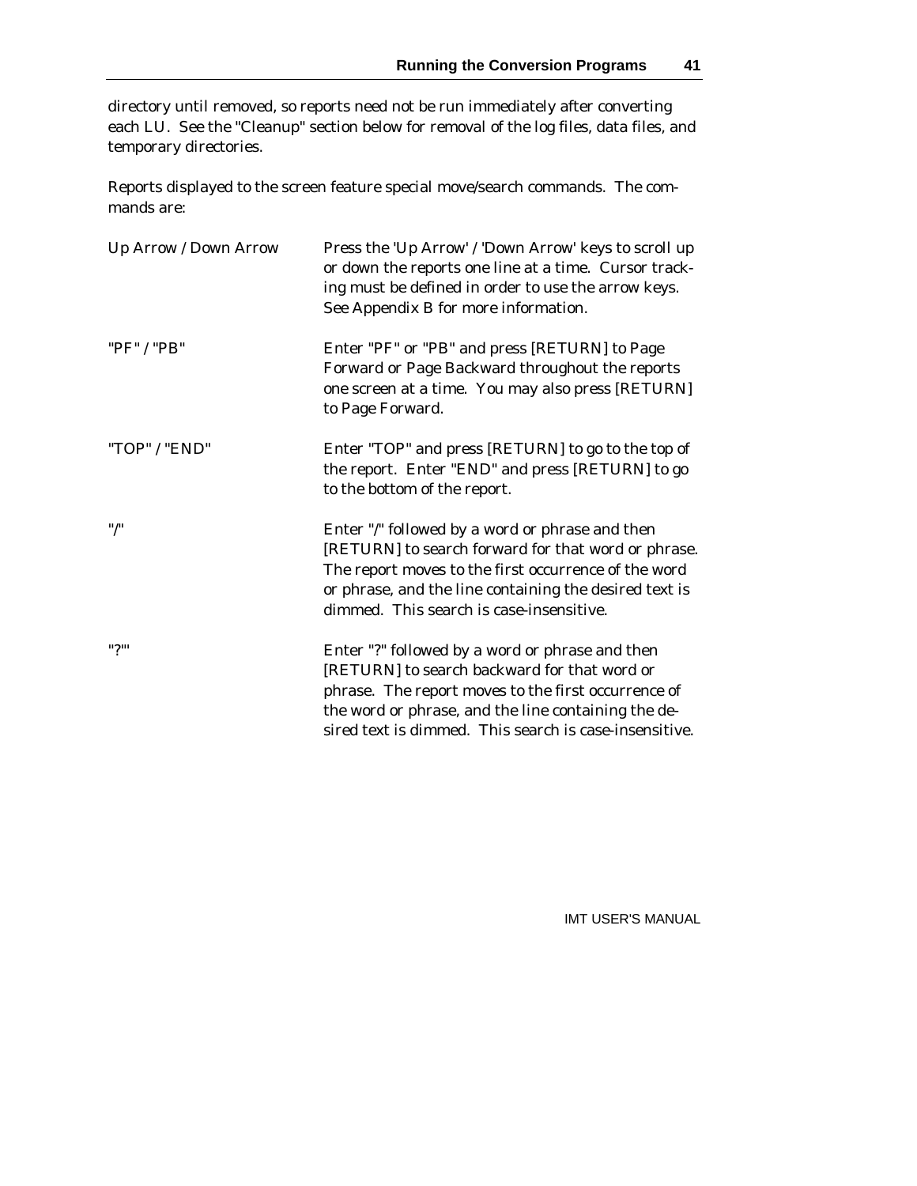directory until removed, so reports need not be run immediately after converting each LU. See the "Cleanup" section below for removal of the log files, data files, and temporary directories.

Reports displayed to the screen feature special move/search commands. The commands are:

| | |
|---|---|
| Up Arrow / Down Arrow | Press the 'Up Arrow' / 'Down Arrow' keys to scroll up or down the reports one line at a time. Cursor tracking must be defined in order to use the arrow keys. See Appendix B for more information. |
| "PF" / "PB" | Enter "PF" or "PB" and press [RETURN] to Page Forward or Page Backward throughout the reports one screen at a time. You may also press [RETURN] to Page Forward. |
| "TOP" / "END" | Enter "TOP" and press [RETURN] to go to the top of the report. Enter "END" and press [RETURN] to go to the bottom of the report. |
| "/" | Enter "/" followed by a word or phrase and then [RETURN] to search forward for that word or phrase. The report moves to the first occurrence of the word or phrase, and the line containing the desired text is dimmed. This search is case-insensitive. |
| "?"' | Enter "?" followed by a word or phrase and then [RETURN] to search backward for that word or phrase. The report moves to the first occurrence of the word or phrase, and the line containing the desired text is dimmed. This search is case-insensitive. |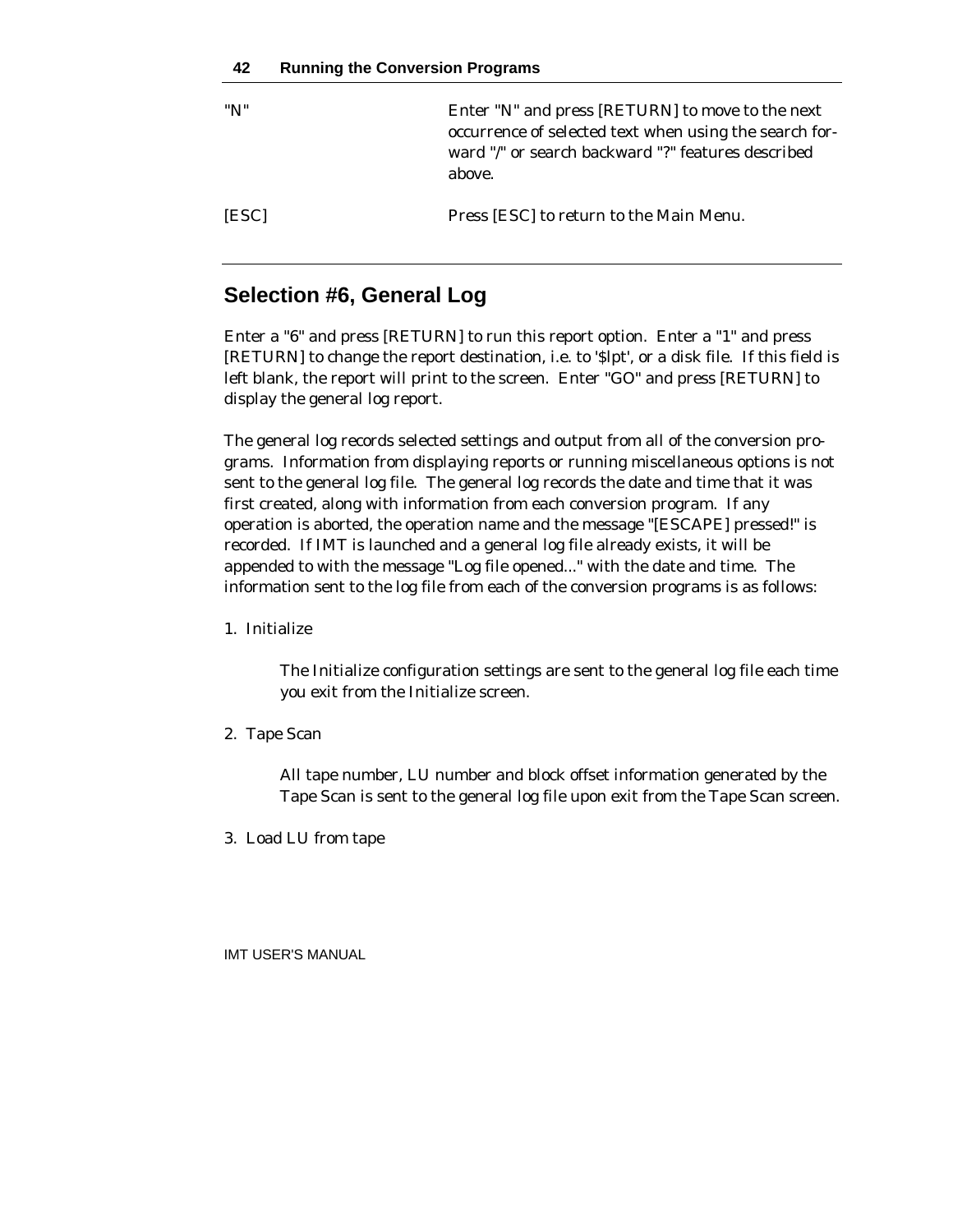| | |
|---|---|
| "N" | Enter "N" and press [RETURN] to move to the next occurrence of selected text when using the search forward "/" or search backward "?" features described above. |
| [ESC] | Press [ESC] to return to the Main Menu. |

## Selection #6, General Log

Enter a "6" and press [RETURN] to run this report option. Enter a "1" and press [RETURN] to change the report destination, i.e. to '$lpt', or a disk file. If this field is left blank, the report will print to the screen. Enter "GO" and press [RETURN] to display the general log report.

The general log records selected settings and output from all of the conversion programs. Information from displaying reports or running miscellaneous options is not sent to the general log file. The general log records the date and time that it was first created, along with information from each conversion program. If any operation is aborted, the operation name and the message "[ESCAPE] pressed!" is recorded. If IMT is launched and a general log file already exists, it will be appended to with the message "Log file opened..." with the date and time. The information sent to the log file from each of the conversion programs is as follows:

1. Initialize

   The Initialize configuration settings are sent to the general log file each time you exit from the Initialize screen.

2. Tape Scan

   All tape number, LU number and block offset information generated by the Tape Scan is sent to the general log file upon exit from the Tape Scan screen.

3. Load LU from tape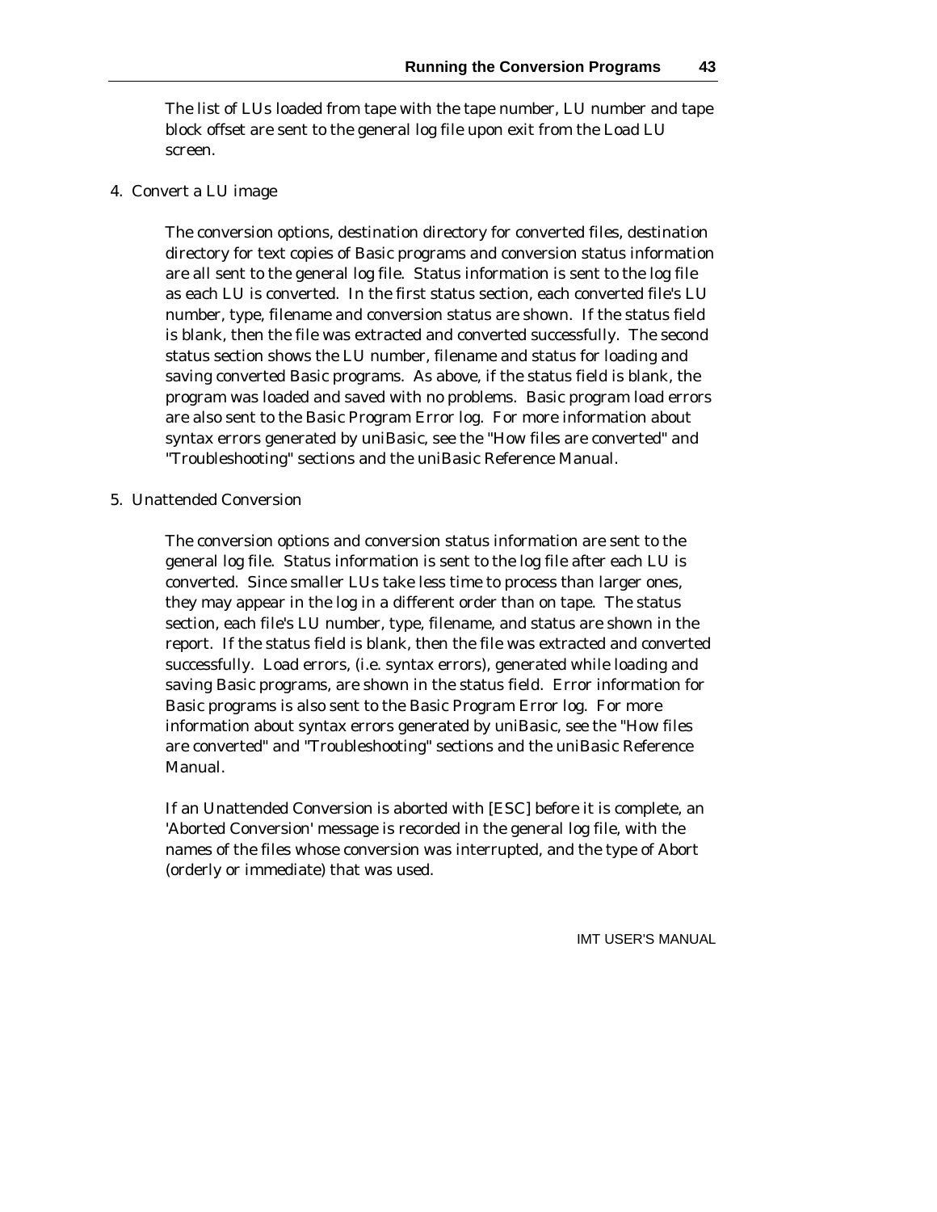The list of LUs loaded from tape with the tape number, LU number and tape block offset are sent to the general log file upon exit from the Load LU screen.

4. Convert a LU image

   The conversion options, destination directory for converted files, destination directory for text copies of Basic programs and conversion status information are all sent to the general log file. Status information is sent to the log file as each LU is converted. In the first status section, each converted file's LU number, type, filename and conversion status are shown. If the status field is blank, then the file was extracted and converted successfully. The second status section shows the LU number, filename and status for loading and saving converted Basic programs. As above, if the status field is blank, the program was loaded and saved with no problems. Basic program load errors are also sent to the Basic Program Error log. For more information about syntax errors generated by uniBasic, see the "How files are converted" and "Troubleshooting" sections and the uniBasic Reference Manual.

5. Unattended Conversion

   The conversion options and conversion status information are sent to the general log file. Status information is sent to the log file after each LU is converted. Since smaller LUs take less time to process than larger ones, they may appear in the log in a different order than on tape. The status section, each file's LU number, type, filename, and status are shown in the report. If the status field is blank, then the file was extracted and converted successfully. Load errors, (i.e. syntax errors), generated while loading and saving Basic programs, are shown in the status field. Error information for Basic programs is also sent to the Basic Program Error log. For more information about syntax errors generated by uniBasic, see the "How files are converted" and "Troubleshooting" sections and the uniBasic Reference Manual.

   If an Unattended Conversion is aborted with [ESC] before it is complete, an 'Aborted Conversion' message is recorded in the general log file, with the names of the files whose conversion was interrupted, and the type of Abort (orderly or immediate) that was used.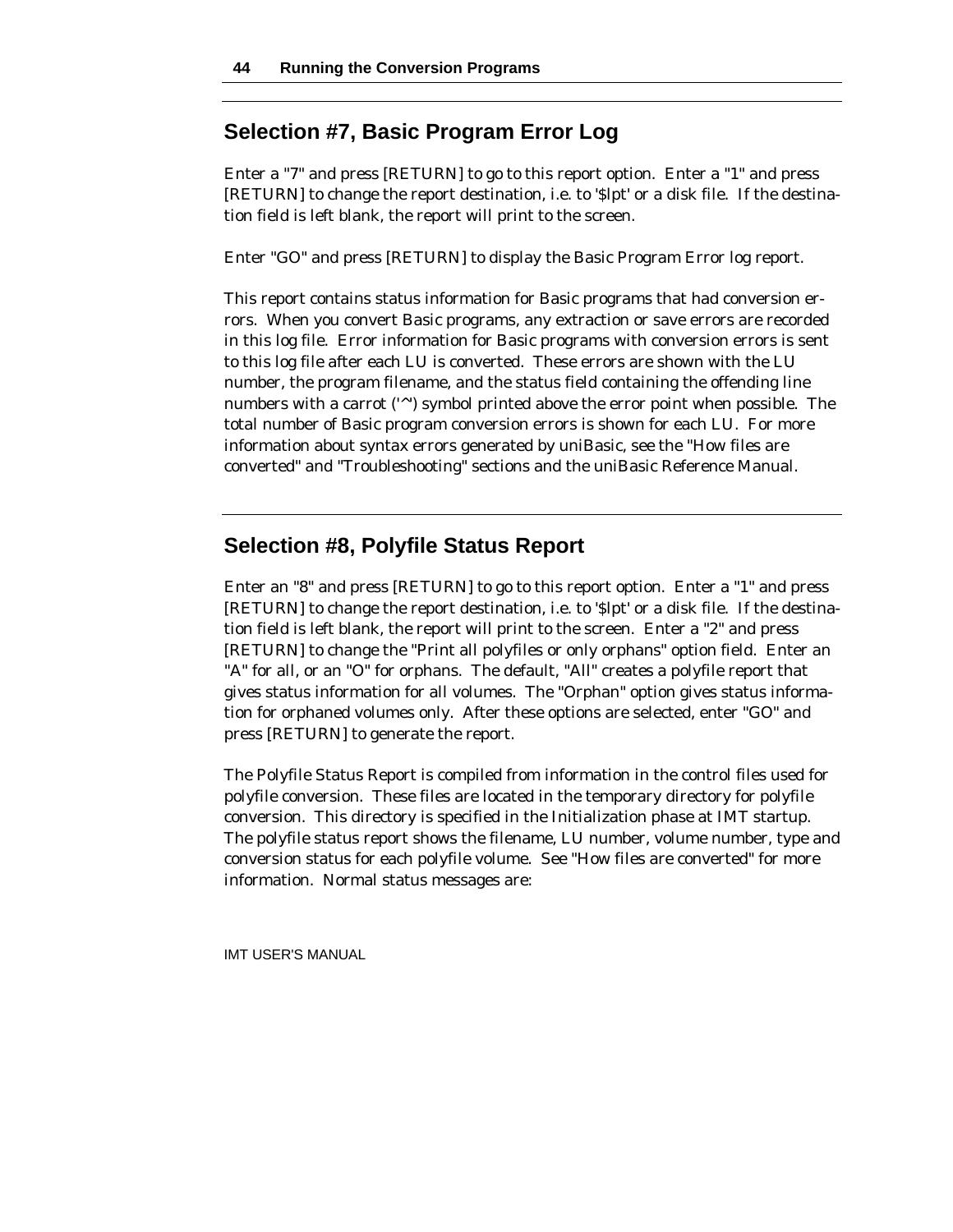## Selection #7, Basic Program Error Log

Enter a "7" and press [RETURN] to go to this report option. Enter a "1" and press [RETURN] to change the report destination, i.e. to '$lpt' or a disk file. If the destination field is left blank, the report will print to the screen.

Enter "GO" and press [RETURN] to display the Basic Program Error log report.

This report contains status information for Basic programs that had conversion errors. When you convert Basic programs, any extraction or save errors are recorded in this log file. Error information for Basic programs with conversion errors is sent to this log file after each LU is converted. These errors are shown with the LU number, the program filename, and the status field containing the offending line numbers with a carrot ('^') symbol printed above the error point when possible. The total number of Basic program conversion errors is shown for each LU. For more information about syntax errors generated by uniBasic, see the "How files are converted" and "Troubleshooting" sections and the uniBasic Reference Manual.

## Selection #8, Polyfile Status Report

Enter an "8" and press [RETURN] to go to this report option. Enter a "1" and press [RETURN] to change the report destination, i.e. to '$lpt' or a disk file. If the destination field is left blank, the report will print to the screen. Enter a "2" and press [RETURN] to change the "Print all polyfiles or only orphans" option field. Enter an "A" for all, or an "O" for orphans. The default, "All" creates a polyfile report that gives status information for all volumes. The "Orphan" option gives status information for orphaned volumes only. After these options are selected, enter "GO" and press [RETURN] to generate the report.

The Polyfile Status Report is compiled from information in the control files used for polyfile conversion. These files are located in the temporary directory for polyfile conversion. This directory is specified in the Initialization phase at IMT startup. The polyfile status report shows the filename, LU number, volume number, type and conversion status for each polyfile volume. See "How files are converted" for more information. Normal status messages are: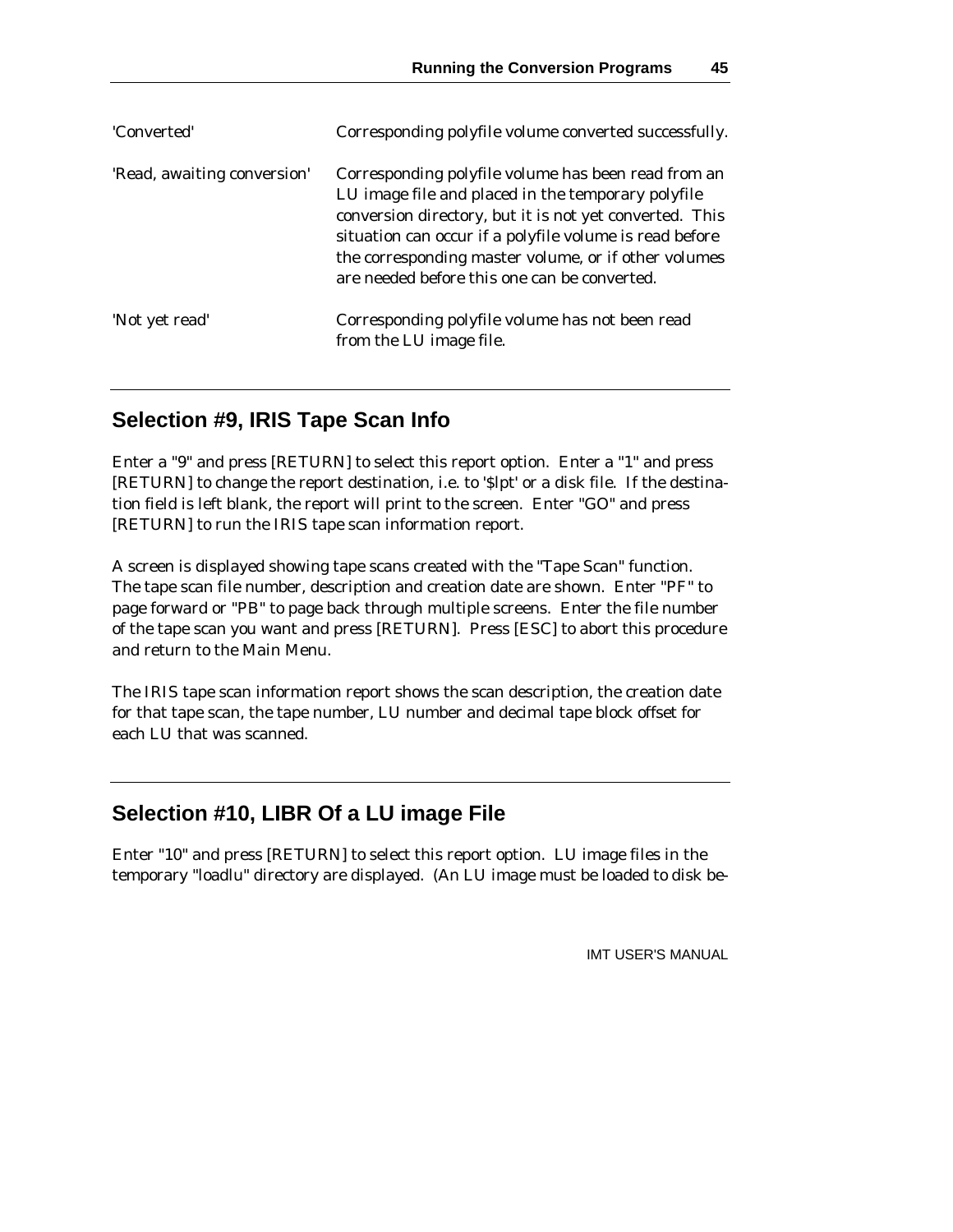| | |
|---|---|
| 'Converted' | Corresponding polyfile volume converted successfully. |
| 'Read, awaiting conversion' | Corresponding polyfile volume has been read from an LU image file and placed in the temporary polyfile conversion directory, but it is not yet converted. This situation can occur if a polyfile volume is read before the corresponding master volume, or if other volumes are needed before this one can be converted. |
| 'Not yet read' | Corresponding polyfile volume has not been read from the LU image file. |

## Selection #9, IRIS Tape Scan Info

Enter a "9" and press [RETURN] to select this report option. Enter a "1" and press [RETURN] to change the report destination, i.e. to '$lpt' or a disk file. If the destination field is left blank, the report will print to the screen. Enter "GO" and press [RETURN] to run the IRIS tape scan information report.

A screen is displayed showing tape scans created with the "Tape Scan" function. The tape scan file number, description and creation date are shown. Enter "PF" to page forward or "PB" to page back through multiple screens. Enter the file number of the tape scan you want and press [RETURN]. Press [ESC] to abort this procedure and return to the Main Menu.

The IRIS tape scan information report shows the scan description, the creation date for that tape scan, the tape number, LU number and decimal tape block offset for each LU that was scanned.

## Selection #10, LIBR Of a LU image File

Enter "10" and press [RETURN] to select this report option. LU image files in the temporary "loadlu" directory are displayed. (An LU image must be loaded to disk be-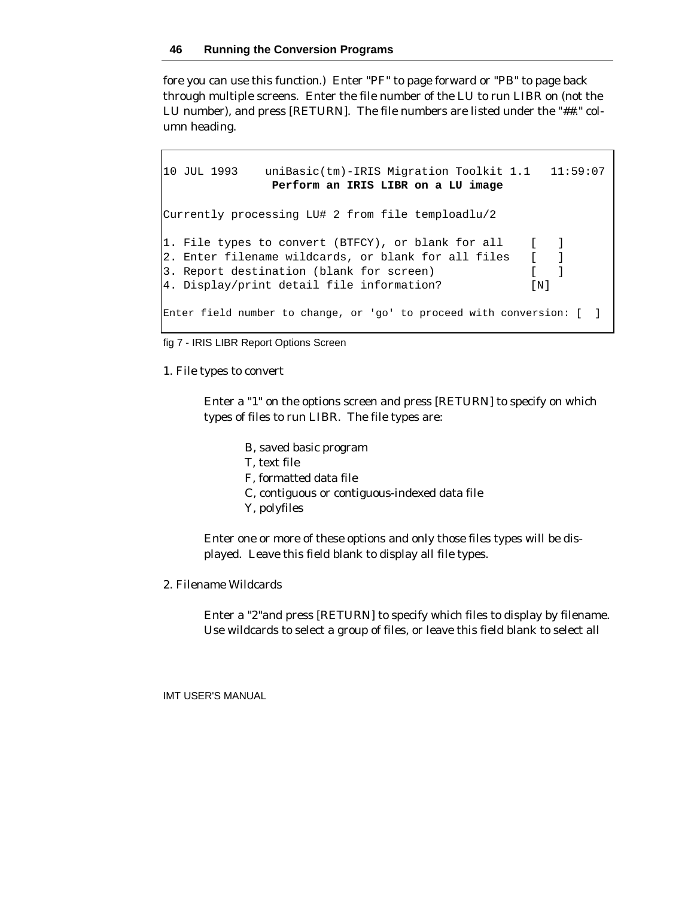fore you can use this function.) Enter "PF" to page forward or "PB" to page back through multiple screens. Enter the file number of the LU to run LIBR on (not the LU number), and press [RETURN]. The file numbers are listed under the "##." column heading.

```
10 JUL 1993    uniBasic(tm)-IRIS Migration Toolkit 1.1   11:59:07
               Perform an IRIS LIBR on a LU image

Currently processing LU# 2 from file temploadlu/2

1. File types to convert (BTFCY), or blank for all    [   ]
2. Enter filename wildcards, or blank for all files   [   ]
3. Report destination (blank for screen)              [   ]
4. Display/print detail file information?             [N]

Enter field number to change, or 'go' to proceed with conversion: [  ]
```

fig 7 - IRIS LIBR Report Options Screen

1. File types to convert

Enter a "1" on the options screen and press [RETURN] to specify on which types of files to run LIBR. The file types are:

- B, saved basic program
- T, text file
- F, formatted data file
- C, contiguous or contiguous-indexed data file
- Y, polyfiles

Enter one or more of these options and only those files types will be displayed. Leave this field blank to display all file types.

2. Filename Wildcards

Enter a "2"and press [RETURN] to specify which files to display by filename. Use wildcards to select a group of files, or leave this field blank to select all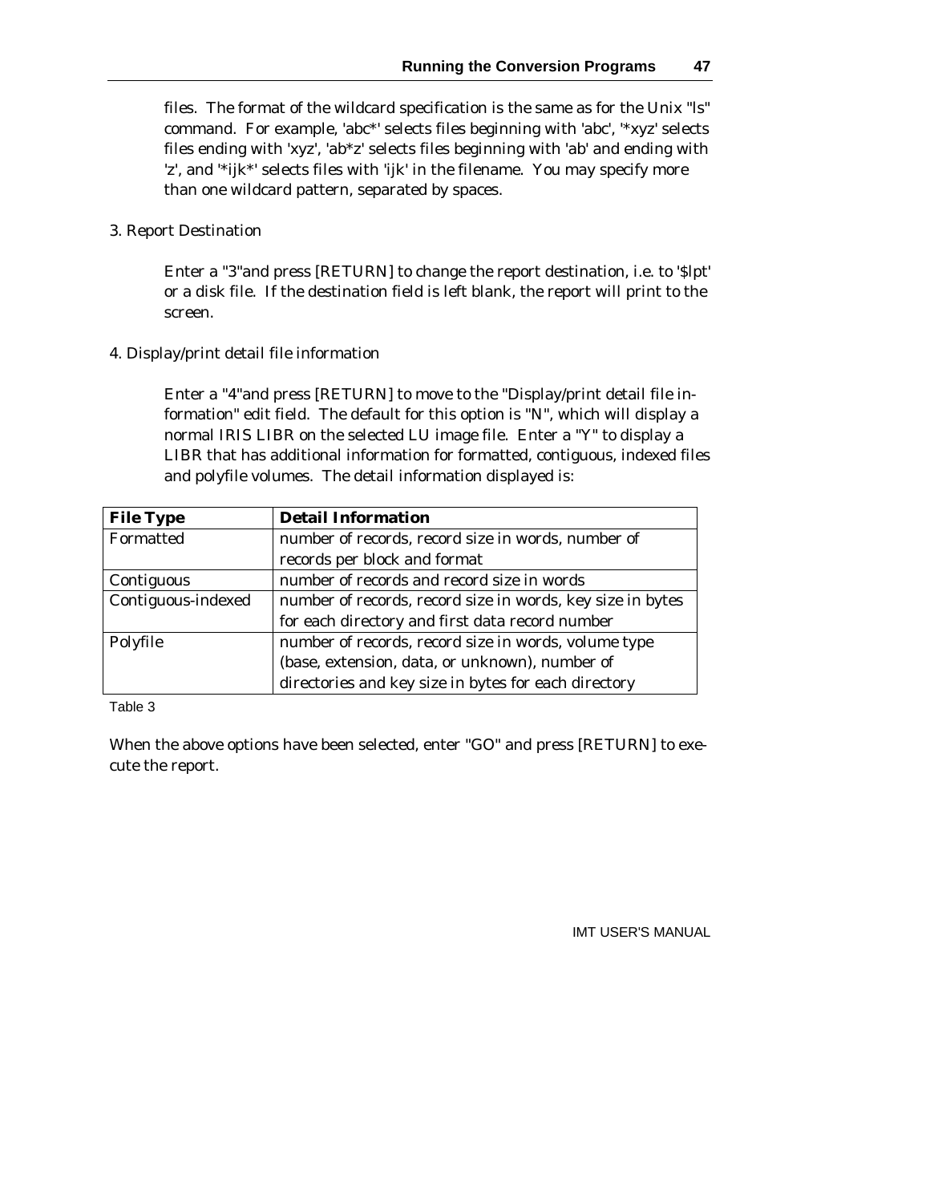files. The format of the wildcard specification is the same as for the Unix "ls" command. For example, 'abc*' selects files beginning with 'abc', '*xyz' selects files ending with 'xyz', 'ab*z' selects files beginning with 'ab' and ending with 'z', and '*ijk*' selects files with 'ijk' in the filename. You may specify more than one wildcard pattern, separated by spaces.

3. Report Destination

Enter a "3"and press [RETURN] to change the report destination, i.e. to '$lpt' or a disk file. If the destination field is left blank, the report will print to the screen.

4. Display/print detail file information

Enter a "4"and press [RETURN] to move to the "Display/print detail file information" edit field. The default for this option is "N", which will display a normal IRIS LIBR on the selected LU image file. Enter a "Y" to display a LIBR that has additional information for formatted, contiguous, indexed files and polyfile volumes. The detail information displayed is:

| **File Type** | **Detail Information** |
|---|---|
| Formatted | number of records, record size in words, number of records per block and format |
| Contiguous | number of records and record size in words |
| Contiguous-indexed | number of records, record size in words, key size in bytes for each directory and first data record number |
| Polyfile | number of records, record size in words, volume type (base, extension, data, or unknown), number of directories and key size in bytes for each directory |

Table 3

When the above options have been selected, enter "GO" and press [RETURN] to execute the report.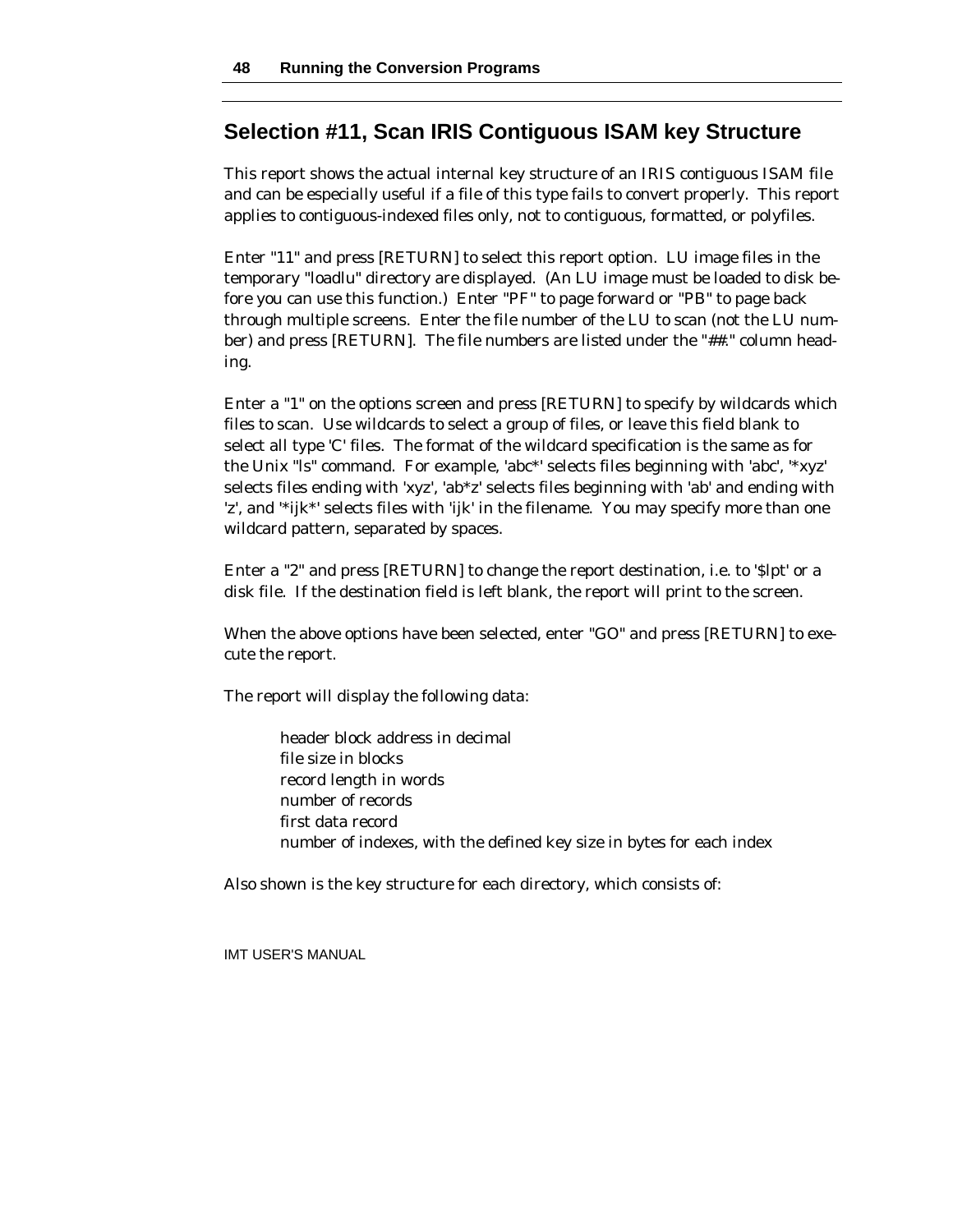## Selection #11, Scan IRIS Contiguous ISAM key Structure

This report shows the actual internal key structure of an IRIS contiguous ISAM file and can be especially useful if a file of this type fails to convert properly. This report applies to contiguous-indexed files only, not to contiguous, formatted, or polyfiles.

Enter "11" and press [RETURN] to select this report option. LU image files in the temporary "loadlu" directory are displayed. (An LU image must be loaded to disk before you can use this function.) Enter "PF" to page forward or "PB" to page back through multiple screens. Enter the file number of the LU to scan (not the LU number) and press [RETURN]. The file numbers are listed under the "##:" column heading.

Enter a "1" on the options screen and press [RETURN] to specify by wildcards which files to scan. Use wildcards to select a group of files, or leave this field blank to select all type 'C' files. The format of the wildcard specification is the same as for the Unix "ls" command. For example, 'abc*' selects files beginning with 'abc', '*xyz' selects files ending with 'xyz', 'ab*z' selects files beginning with 'ab' and ending with 'z', and '*ijk*' selects files with 'ijk' in the filename. You may specify more than one wildcard pattern, separated by spaces.

Enter a "2" and press [RETURN] to change the report destination, i.e. to '$lpt' or a disk file. If the destination field is left blank, the report will print to the screen.

When the above options have been selected, enter "GO" and press [RETURN] to execute the report.

The report will display the following data:

header block address in decimal
file size in blocks
record length in words
number of records
first data record
number of indexes, with the defined key size in bytes for each index

Also shown is the key structure for each directory, which consists of: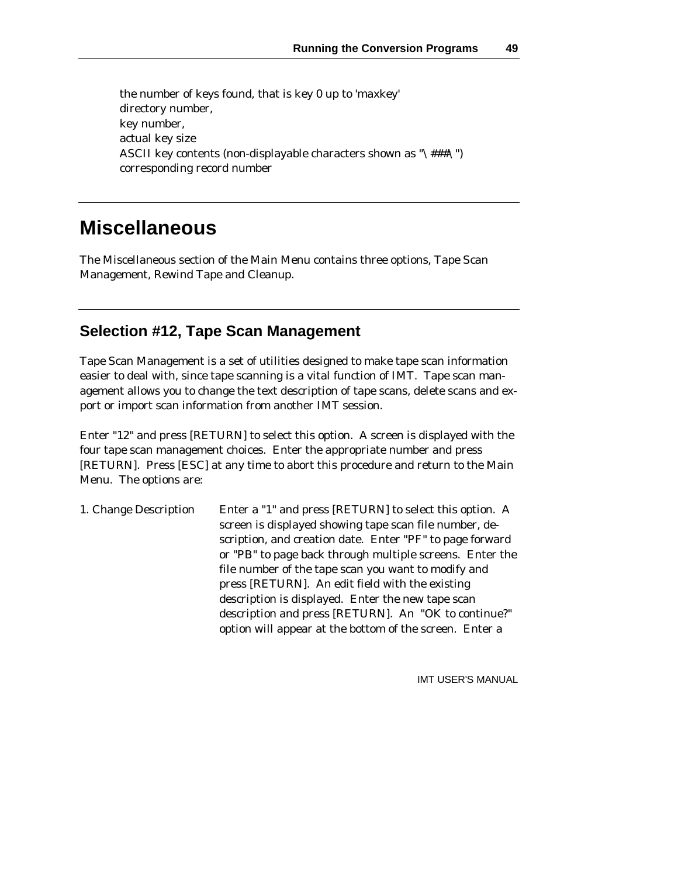the number of keys found, that is key 0 up to 'maxkey'
directory number,
key number,
actual key size
ASCII key contents (non-displayable characters shown as "\###\")
corresponding record number

# Miscellaneous

The Miscellaneous section of the Main Menu contains three options, Tape Scan Management, Rewind Tape and Cleanup.

## Selection #12, Tape Scan Management

Tape Scan Management is a set of utilities designed to make tape scan information easier to deal with, since tape scanning is a vital function of IMT. Tape scan management allows you to change the text description of tape scans, delete scans and export or import scan information from another IMT session.

Enter "12" and press [RETURN] to select this option. A screen is displayed with the four tape scan management choices. Enter the appropriate number and press [RETURN]. Press [ESC] at any time to abort this procedure and return to the Main Menu. The options are:

1. Change Description — Enter a "1" and press [RETURN] to select this option. A screen is displayed showing tape scan file number, description, and creation date. Enter "PF" to page forward or "PB" to page back through multiple screens. Enter the file number of the tape scan you want to modify and press [RETURN]. An edit field with the existing description is displayed. Enter the new tape scan description and press [RETURN]. An "OK to continue?" option will appear at the bottom of the screen. Enter a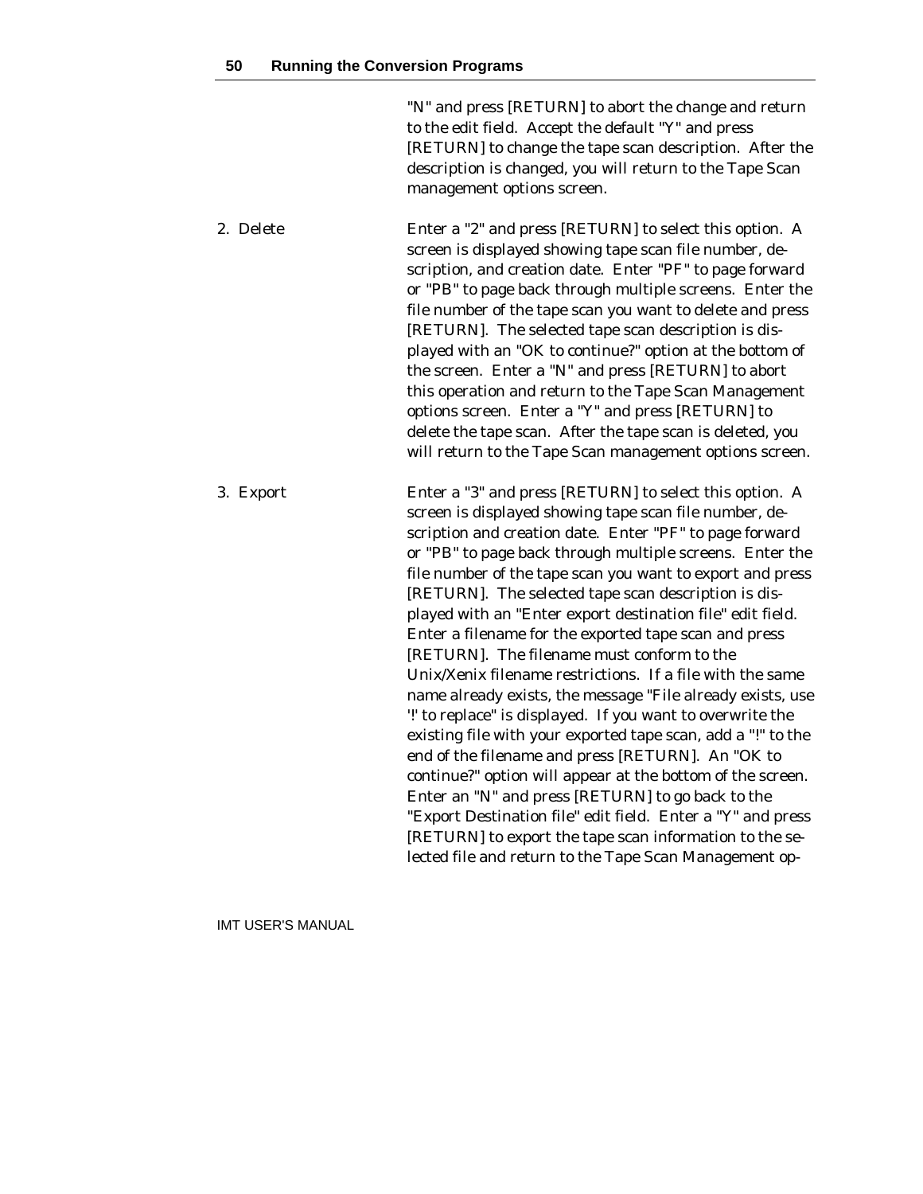"N" and press [RETURN] to abort the change and return to the edit field. Accept the default "Y" and press [RETURN] to change the tape scan description. After the description is changed, you will return to the Tape Scan management options screen.

2. Delete

Enter a "2" and press [RETURN] to select this option. A screen is displayed showing tape scan file number, description, and creation date. Enter "PF" to page forward or "PB" to page back through multiple screens. Enter the file number of the tape scan you want to delete and press [RETURN]. The selected tape scan description is displayed with an "OK to continue?" option at the bottom of the screen. Enter a "N" and press [RETURN] to abort this operation and return to the Tape Scan Management options screen. Enter a "Y" and press [RETURN] to delete the tape scan. After the tape scan is deleted, you will return to the Tape Scan management options screen.

3. Export

Enter a "3" and press [RETURN] to select this option. A screen is displayed showing tape scan file number, description and creation date. Enter "PF" to page forward or "PB" to page back through multiple screens. Enter the file number of the tape scan you want to export and press [RETURN]. The selected tape scan description is displayed with an "Enter export destination file" edit field. Enter a filename for the exported tape scan and press [RETURN]. The filename must conform to the Unix/Xenix filename restrictions. If a file with the same name already exists, the message "File already exists, use '!' to replace" is displayed. If you want to overwrite the existing file with your exported tape scan, add a "!" to the end of the filename and press [RETURN]. An "OK to continue?" option will appear at the bottom of the screen. Enter an "N" and press [RETURN] to go back to the "Export Destination file" edit field. Enter a "Y" and press [RETURN] to export the tape scan information to the selected file and return to the Tape Scan Management op-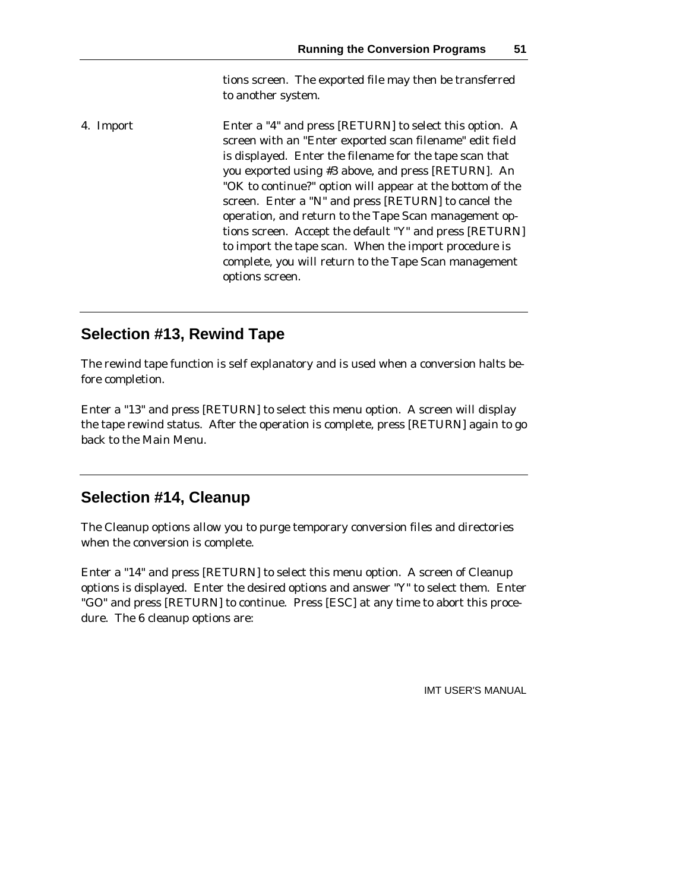tions screen. The exported file may then be transferred to another system.

4. Import — Enter a "4" and press [RETURN] to select this option. A screen with an "Enter exported scan filename" edit field is displayed. Enter the filename for the tape scan that you exported using #3 above, and press [RETURN]. An "OK to continue?" option will appear at the bottom of the screen. Enter a "N" and press [RETURN] to cancel the operation, and return to the Tape Scan management options screen. Accept the default "Y" and press [RETURN] to import the tape scan. When the import procedure is complete, you will return to the Tape Scan management options screen.

## Selection #13, Rewind Tape

The rewind tape function is self explanatory and is used when a conversion halts before completion.

Enter a "13" and press [RETURN] to select this menu option. A screen will display the tape rewind status. After the operation is complete, press [RETURN] again to go back to the Main Menu.

## Selection #14, Cleanup

The Cleanup options allow you to purge temporary conversion files and directories when the conversion is complete.

Enter a "14" and press [RETURN] to select this menu option. A screen of Cleanup options is displayed. Enter the desired options and answer "Y" to select them. Enter "GO" and press [RETURN] to continue. Press [ESC] at any time to abort this procedure. The 6 cleanup options are: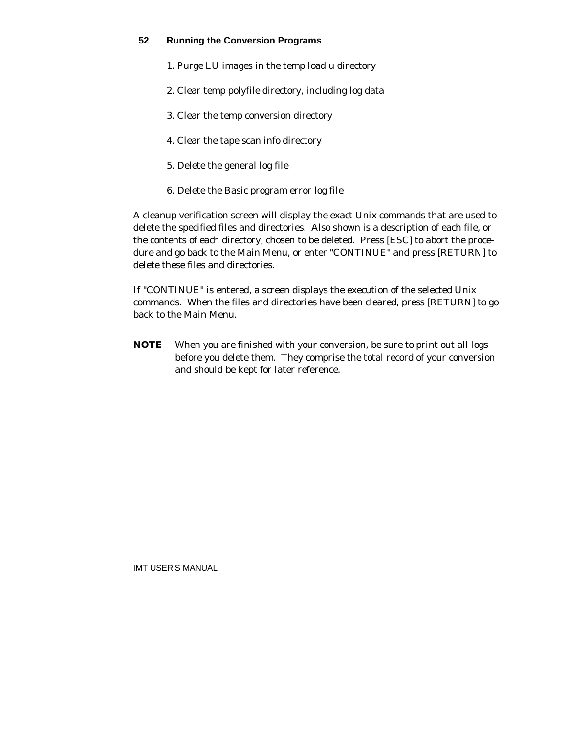1. Purge LU images in the temp loadlu directory

2. Clear temp polyfile directory, including log data

3. Clear the temp conversion directory

4. Clear the tape scan info directory

5. Delete the general log file

6. Delete the Basic program error log file

A cleanup verification screen will display the exact Unix commands that are used to delete the specified files and directories. Also shown is a description of each file, or the contents of each directory, chosen to be deleted. Press [ESC] to abort the procedure and go back to the Main Menu, or enter "CONTINUE" and press [RETURN] to delete these files and directories.

If "CONTINUE" is entered, a screen displays the execution of the selected Unix commands. When the files and directories have been cleared, press [RETURN] to go back to the Main Menu.

---

**NOTE** When you are finished with your conversion, be sure to print out all logs before you delete them. They comprise the total record of your conversion and should be kept for later reference.

---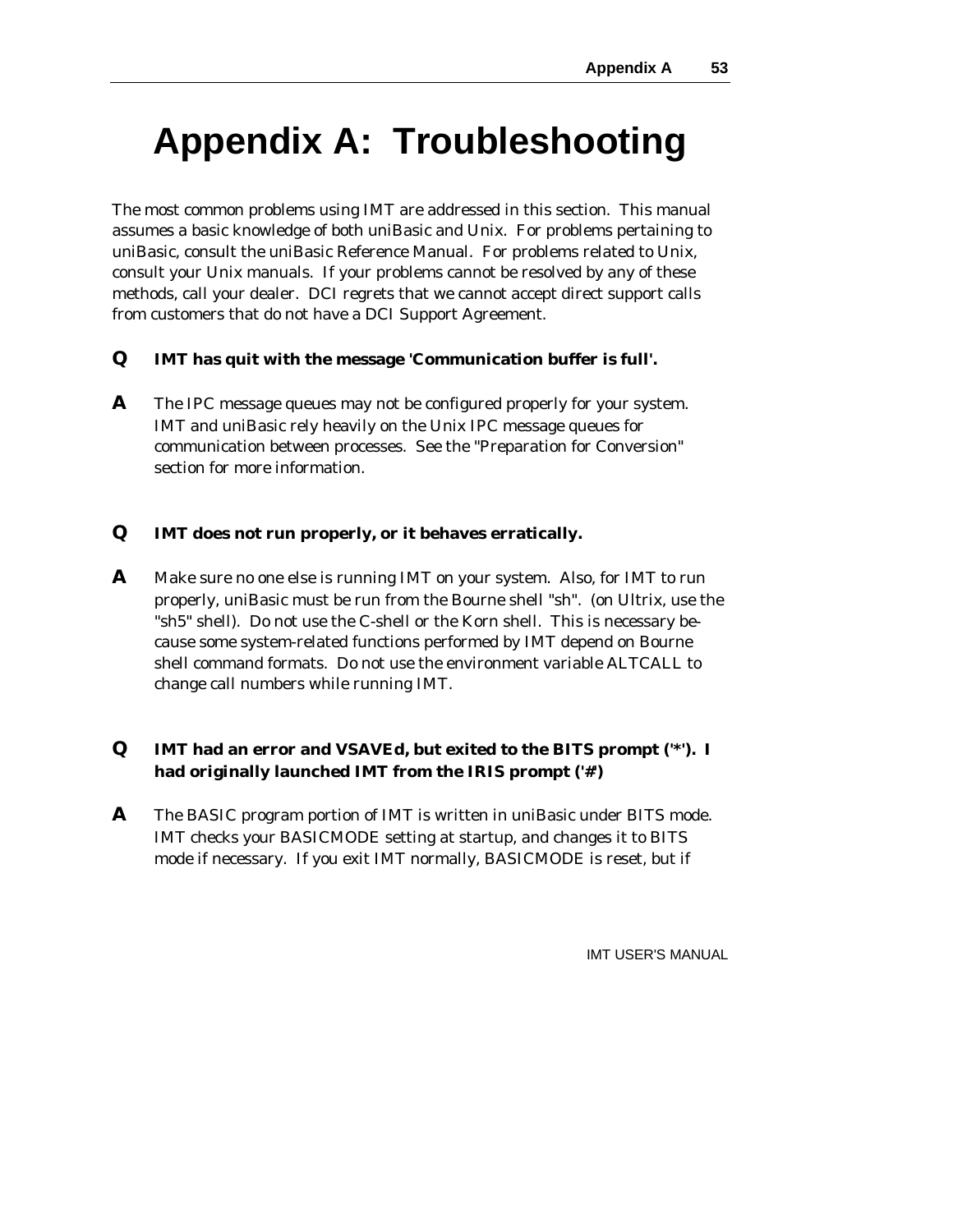# Appendix A: Troubleshooting

The most common problems using IMT are addressed in this section. This manual assumes a basic knowledge of both uniBasic and Unix. For problems pertaining to uniBasic, consult the uniBasic Reference Manual. For problems related to Unix, consult your Unix manuals. If your problems cannot be resolved by any of these methods, call your dealer. DCI regrets that we cannot accept direct support calls from customers that do not have a DCI Support Agreement.

**Q** **IMT has quit with the message 'Communication buffer is full'.**

**A** The IPC message queues may not be configured properly for your system. IMT and uniBasic rely heavily on the Unix IPC message queues for communication between processes. See the "Preparation for Conversion" section for more information.

**Q** **IMT does not run properly, or it behaves erratically.**

**A** Make sure no one else is running IMT on your system. Also, for IMT to run properly, uniBasic must be run from the Bourne shell "sh". (on Ultrix, use the "sh5" shell). Do not use the C-shell or the Korn shell. This is necessary because some system-related functions performed by IMT depend on Bourne shell command formats. Do not use the environment variable ALTCALL to change call numbers while running IMT.

**Q** **IMT had an error and VSAVEd, but exited to the BITS prompt ('*'). I had originally launched IMT from the IRIS prompt ('#')**

**A** The BASIC program portion of IMT is written in uniBasic under BITS mode. IMT checks your BASICMODE setting at startup, and changes it to BITS mode if necessary. If you exit IMT normally, BASICMODE is reset, but if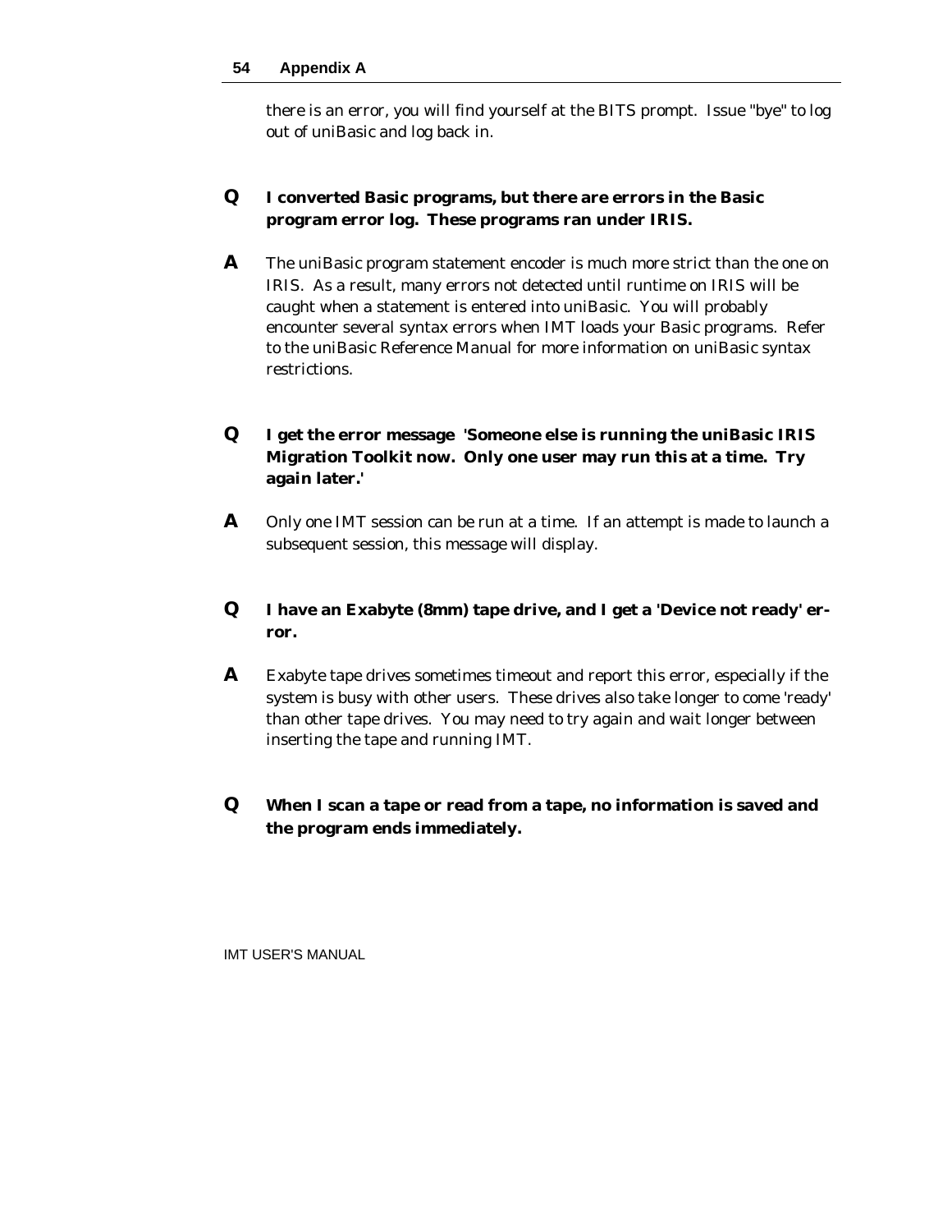there is an error, you will find yourself at the BITS prompt. Issue "bye" to log out of uniBasic and log back in.

**Q** **I converted Basic programs, but there are errors in the Basic program error log. These programs ran under IRIS.**

**A** The uniBasic program statement encoder is much more strict than the one on IRIS. As a result, many errors not detected until runtime on IRIS will be caught when a statement is entered into uniBasic. You will probably encounter several syntax errors when IMT loads your Basic programs. Refer to the uniBasic Reference Manual for more information on uniBasic syntax restrictions.

**Q** **I get the error message 'Someone else is running the uniBasic IRIS Migration Toolkit now. Only one user may run this at a time. Try again later.'**

**A** Only one IMT session can be run at a time. If an attempt is made to launch a subsequent session, this message will display.

**Q** **I have an Exabyte (8mm) tape drive, and I get a 'Device not ready' error.**

**A** Exabyte tape drives sometimes timeout and report this error, especially if the system is busy with other users. These drives also take longer to come 'ready' than other tape drives. You may need to try again and wait longer between inserting the tape and running IMT.

**Q** **When I scan a tape or read from a tape, no information is saved and the program ends immediately.**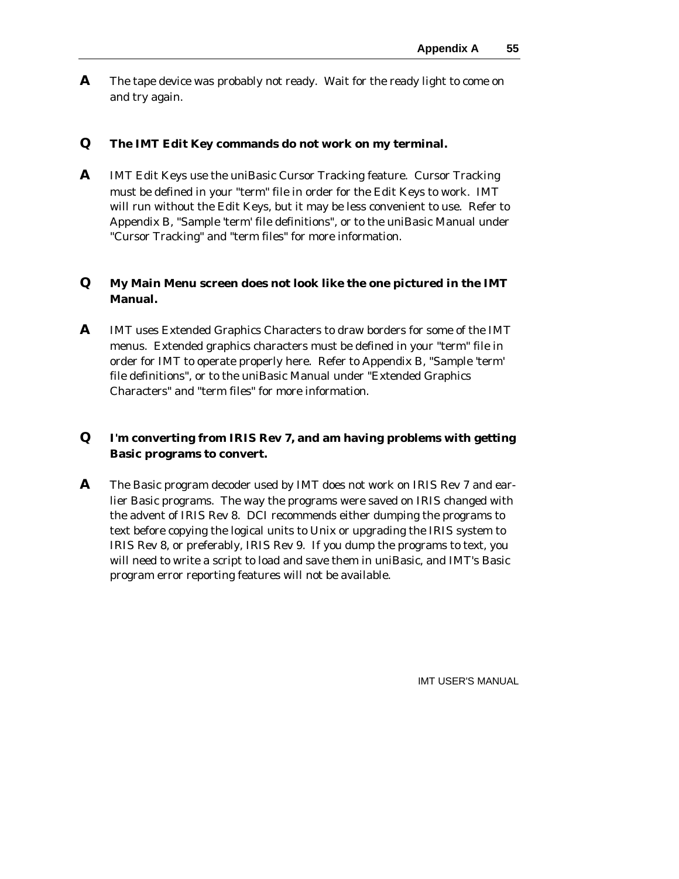**A** The tape device was probably not ready. Wait for the ready light to come on and try again.

**Q** **The IMT Edit Key commands do not work on my terminal.**

**A** IMT Edit Keys use the uniBasic Cursor Tracking feature. Cursor Tracking must be defined in your "term" file in order for the Edit Keys to work. IMT will run without the Edit Keys, but it may be less convenient to use. Refer to Appendix B, "Sample 'term' file definitions", or to the uniBasic Manual under "Cursor Tracking" and "term files" for more information.

**Q** **My Main Menu screen does not look like the one pictured in the IMT Manual.**

**A** IMT uses Extended Graphics Characters to draw borders for some of the IMT menus. Extended graphics characters must be defined in your "term" file in order for IMT to operate properly here. Refer to Appendix B, "Sample 'term' file definitions", or to the uniBasic Manual under "Extended Graphics Characters" and "term files" for more information.

**Q** **I'm converting from IRIS Rev 7, and am having problems with getting Basic programs to convert.**

**A** The Basic program decoder used by IMT does not work on IRIS Rev 7 and earlier Basic programs. The way the programs were saved on IRIS changed with the advent of IRIS Rev 8. DCI recommends either dumping the programs to text before copying the logical units to Unix or upgrading the IRIS system to IRIS Rev 8, or preferably, IRIS Rev 9. If you dump the programs to text, you will need to write a script to load and save them in uniBasic, and IMT's Basic program error reporting features will not be available.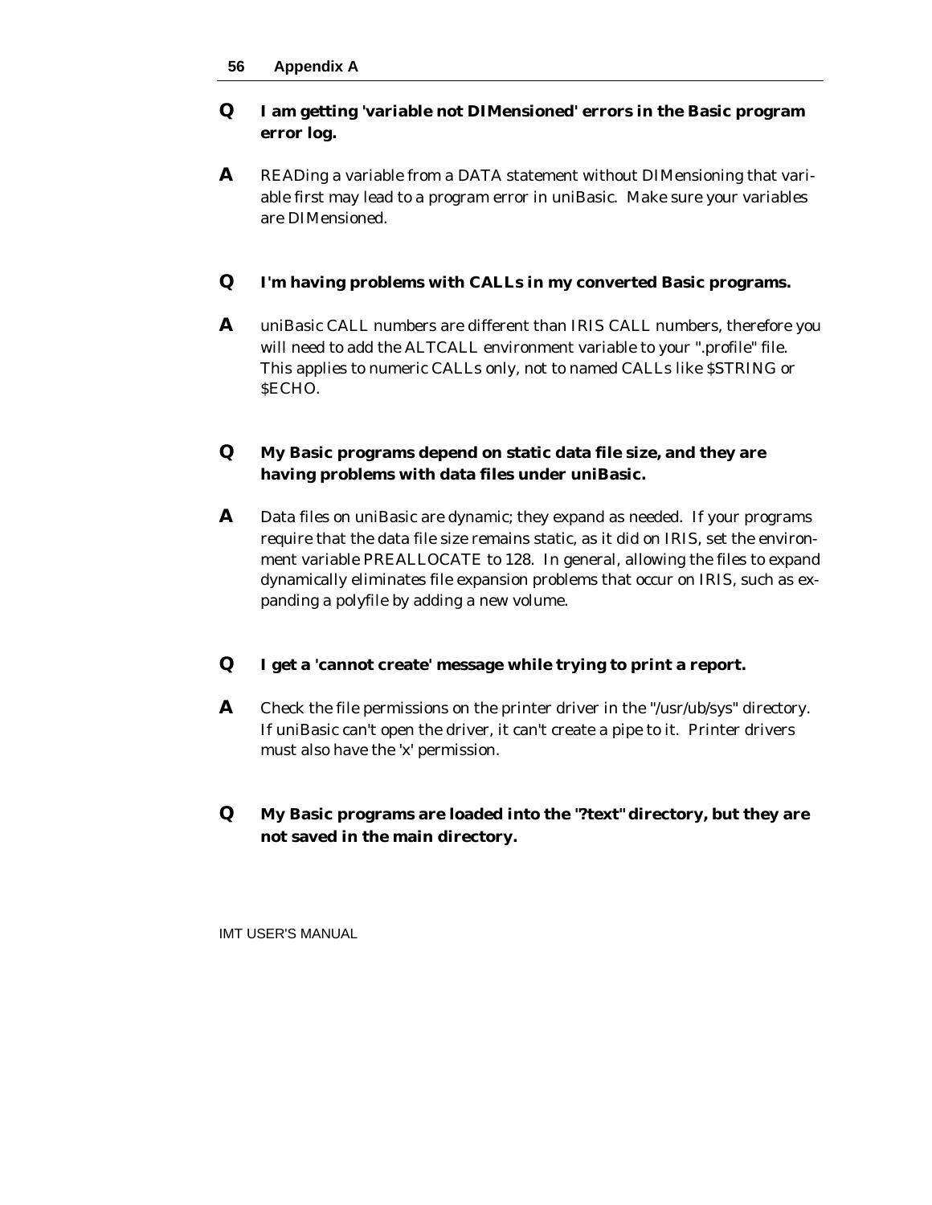**Q** **I am getting 'variable not DIMensioned' errors in the Basic program error log.**

**A** READing a variable from a DATA statement without DIMensioning that variable first may lead to a program error in uniBasic. Make sure your variables are DIMensioned.

**Q** **I'm having problems with CALLs in my converted Basic programs.**

**A** uniBasic CALL numbers are different than IRIS CALL numbers, therefore you will need to add the ALTCALL environment variable to your ".profile" file. This applies to numeric CALLs only, not to named CALLs like $STRING or $ECHO.

**Q** **My Basic programs depend on static data file size, and they are having problems with data files under uniBasic.**

**A** Data files on uniBasic are dynamic; they expand as needed. If your programs require that the data file size remains static, as it did on IRIS, set the environment variable PREALLOCATE to 128. In general, allowing the files to expand dynamically eliminates file expansion problems that occur on IRIS, such as expanding a polyfile by adding a new volume.

**Q** **I get a 'cannot create' message while trying to print a report.**

**A** Check the file permissions on the printer driver in the "/usr/ub/sys" directory. If uniBasic can't open the driver, it can't create a pipe to it. Printer drivers must also have the 'x' permission.

**Q** **My Basic programs are loaded into the "?text" directory, but they are not saved in the main directory.**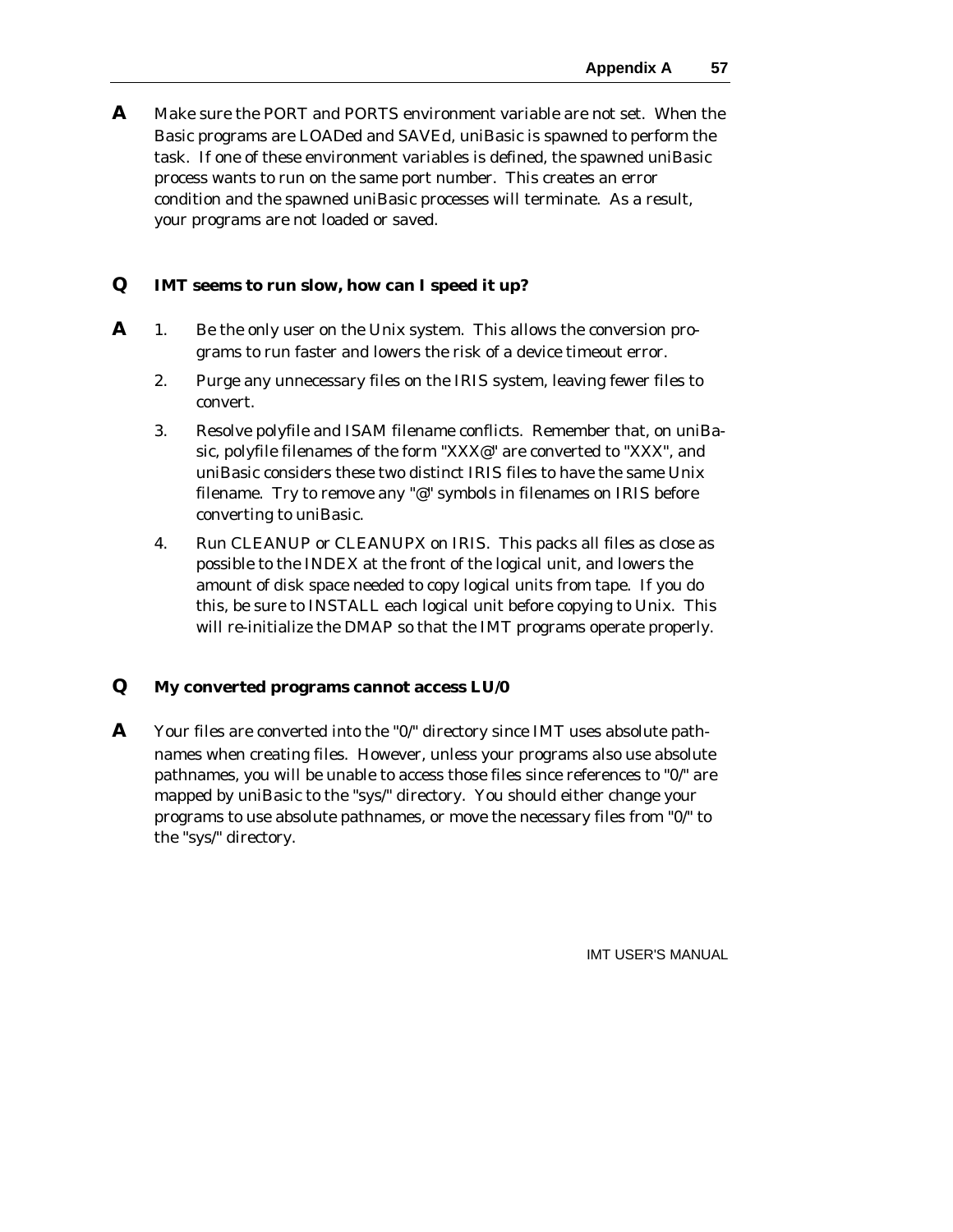**A** Make sure the PORT and PORTS environment variable are not set. When the Basic programs are LOADed and SAVEd, uniBasic is spawned to perform the task. If one of these environment variables is defined, the spawned uniBasic process wants to run on the same port number. This creates an error condition and the spawned uniBasic processes will terminate. As a result, your programs are not loaded or saved.

**Q** **IMT seems to run slow, how can I speed it up?**

**A**

1. Be the only user on the Unix system. This allows the conversion programs to run faster and lowers the risk of a device timeout error.
2. Purge any unnecessary files on the IRIS system, leaving fewer files to convert.
3. Resolve polyfile and ISAM filename conflicts. Remember that, on uniBasic, polyfile filenames of the form "XXX@" are converted to "XXX", and uniBasic considers these two distinct IRIS files to have the same Unix filename. Try to remove any "@" symbols in filenames on IRIS before converting to uniBasic.
4. Run CLEANUP or CLEANUPX on IRIS. This packs all files as close as possible to the INDEX at the front of the logical unit, and lowers the amount of disk space needed to copy logical units from tape. If you do this, be sure to INSTALL each logical unit before copying to Unix. This will re-initialize the DMAP so that the IMT programs operate properly.

**Q** **My converted programs cannot access LU/0**

**A** Your files are converted into the "0/" directory since IMT uses absolute pathnames when creating files. However, unless your programs also use absolute pathnames, you will be unable to access those files since references to "0/" are mapped by uniBasic to the "sys/" directory. You should either change your programs to use absolute pathnames, or move the necessary files from "0/" to the "sys/" directory.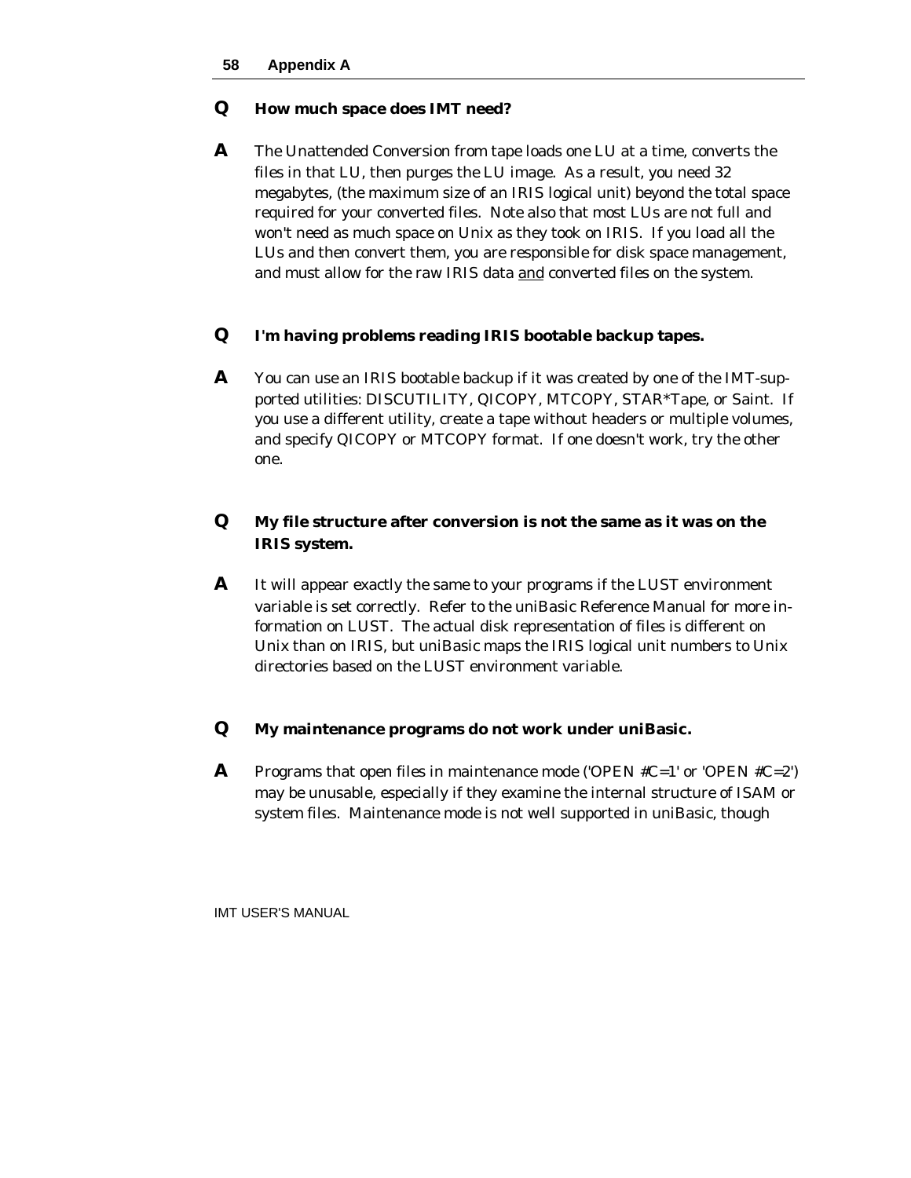**Q** **How much space does IMT need?**

**A** The Unattended Conversion from tape loads one LU at a time, converts the files in that LU, then purges the LU image. As a result, you need 32 megabytes, (the maximum size of an IRIS logical unit) beyond the total space required for your converted files. Note also that most LUs are not full and won't need as much space on Unix as they took on IRIS. If you load all the LUs and then convert them, you are responsible for disk space management, and must allow for the raw IRIS data <u>and</u> converted files on the system.

**Q** **I'm having problems reading IRIS bootable backup tapes.**

**A** You can use an IRIS bootable backup if it was created by one of the IMT-supported utilities: DISCUTILITY, QICOPY, MTCOPY, STAR*Tape, or Saint. If you use a different utility, create a tape without headers or multiple volumes, and specify QICOPY or MTCOPY format. If one doesn't work, try the other one.

**Q** **My file structure after conversion is not the same as it was on the IRIS system.**

**A** It will appear exactly the same to your programs if the LUST environment variable is set correctly. Refer to the uniBasic Reference Manual for more information on LUST. The actual disk representation of files is different on Unix than on IRIS, but uniBasic maps the IRIS logical unit numbers to Unix directories based on the LUST environment variable.

**Q** **My maintenance programs do not work under uniBasic.**

**A** Programs that open files in maintenance mode ('OPEN #C=1' or 'OPEN #C=2') may be unusable, especially if they examine the internal structure of ISAM or system files. Maintenance mode is not well supported in uniBasic, though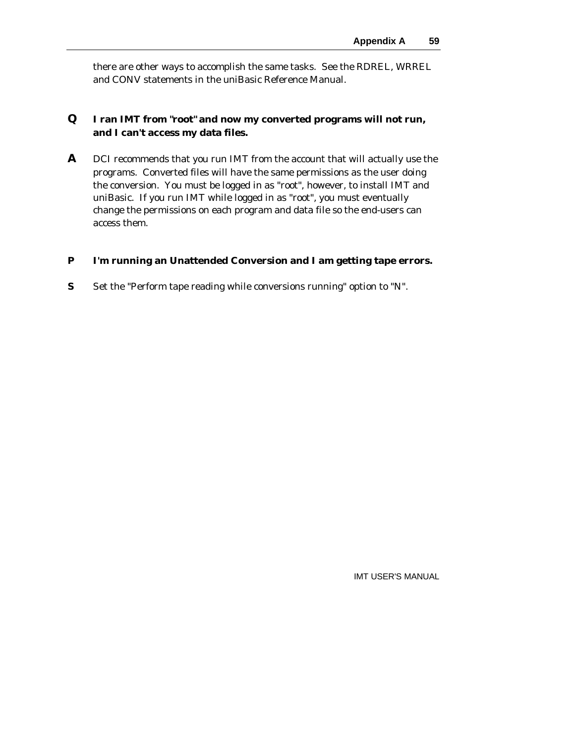there are other ways to accomplish the same tasks. See the RDREL, WRREL and CONV statements in the uniBasic Reference Manual.

**Q** **I ran IMT from "root" and now my converted programs will not run, and I can't access my data files.**

**A** DCI recommends that you run IMT from the account that will actually use the programs. Converted files will have the same permissions as the user doing the conversion. You must be logged in as "root", however, to install IMT and uniBasic. If you run IMT while logged in as "root", you must eventually change the permissions on each program and data file so the end-users can access them.

**P** **I'm running an Unattended Conversion and I am getting tape errors.**

**S** Set the "Perform tape reading while conversions running" option to "N".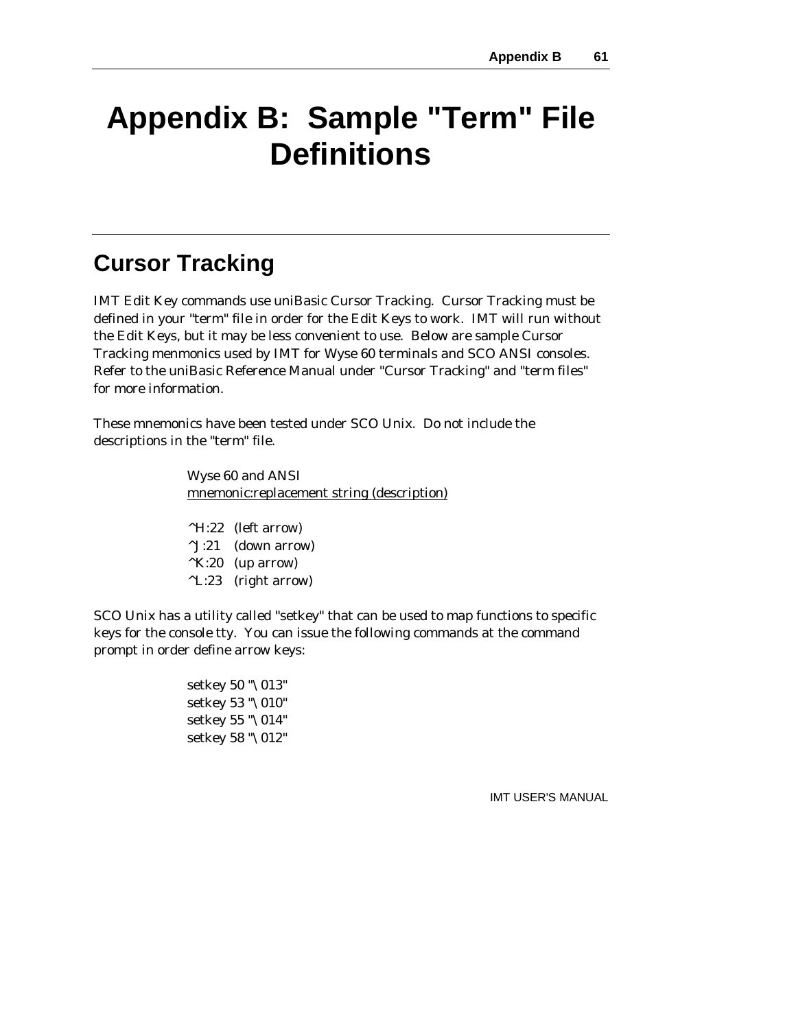# Appendix B: Sample "Term" File Definitions

## Cursor Tracking

IMT Edit Key commands use uniBasic Cursor Tracking. Cursor Tracking must be defined in your "term" file in order for the Edit Keys to work. IMT will run without the Edit Keys, but it may be less convenient to use. Below are sample Cursor Tracking menmonics used by IMT for Wyse 60 terminals and SCO ANSI consoles. Refer to the uniBasic Reference Manual under "Cursor Tracking" and "term files" for more information.

These mnemonics have been tested under SCO Unix. Do not include the descriptions in the "term" file.

Wyse 60 and ANSI
<u>mnemonic:replacement string (description)</u>

```
^H:22   (left arrow)
^J:21   (down arrow)
^K:20   (up arrow)
^L:23   (right arrow)
```

SCO Unix has a utility called "setkey" that can be used to map functions to specific keys for the console tty. You can issue the following commands at the command prompt in order define arrow keys:

```
setkey 50 "\013"
setkey 53 "\010"
setkey 55 "\014"
setkey 58 "\012"
```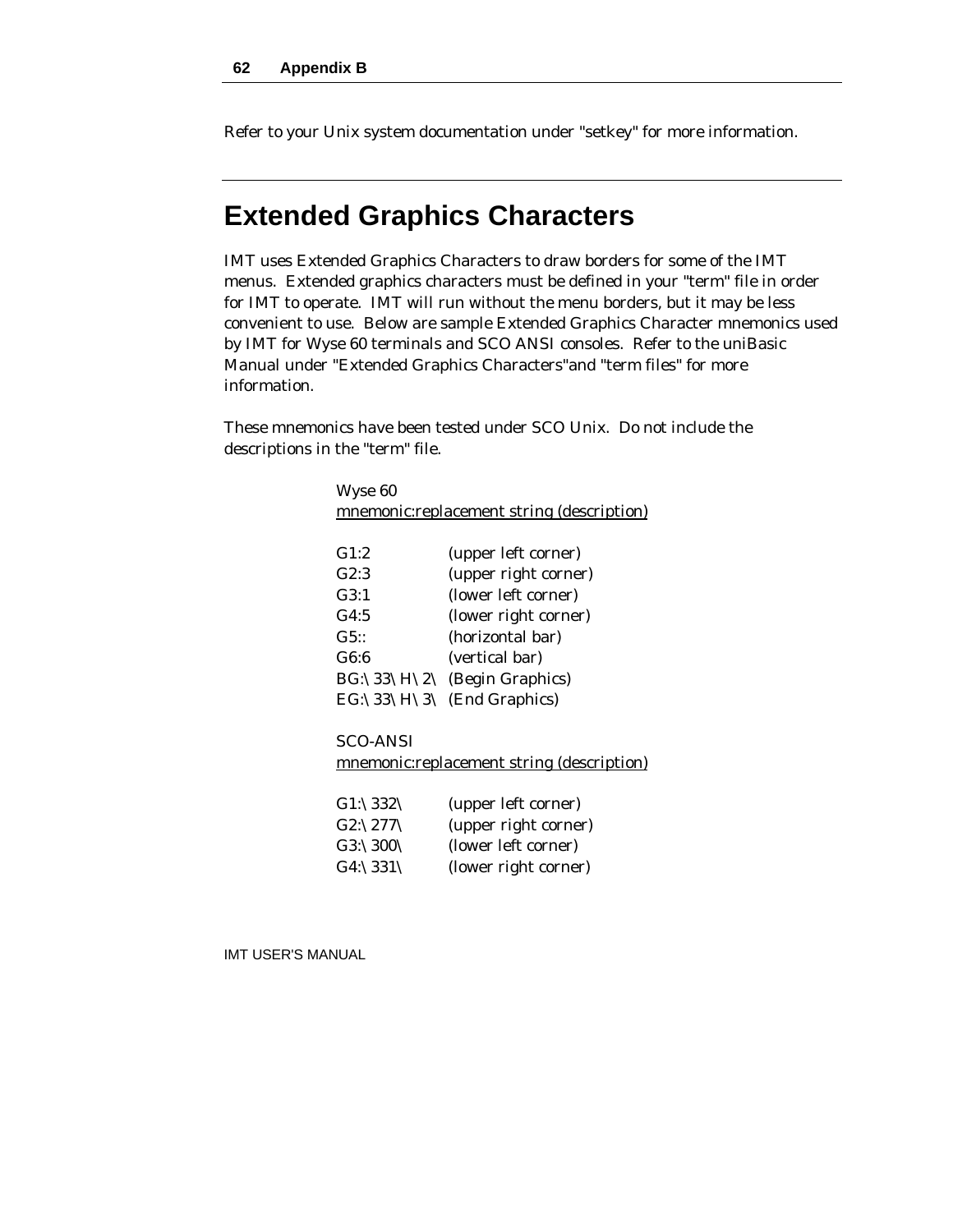Refer to your Unix system documentation under "setkey" for more information.

## Extended Graphics Characters

IMT uses Extended Graphics Characters to draw borders for some of the IMT menus. Extended graphics characters must be defined in your "term" file in order for IMT to operate. IMT will run without the menu borders, but it may be less convenient to use. Below are sample Extended Graphics Character mnemonics used by IMT for Wyse 60 terminals and SCO ANSI consoles. Refer to the uniBasic Manual under "Extended Graphics Characters"and "term files" for more information.

These mnemonics have been tested under SCO Unix. Do not include the descriptions in the "term" file.

Wyse 60
mnemonic:replacement string (description)

```
G1:2            (upper left corner)
G2:3            (upper right corner)
G3:1            (lower left corner)
G4:5            (lower right corner)
G5::            (horizontal bar)
G6:6            (vertical bar)
BG:\33\H\2\     (Begin Graphics)
EG:\33\H\3\     (End Graphics)
```

SCO-ANSI
mnemonic:replacement string (description)

```
G1:\332\        (upper left corner)
G2:\277\        (upper right corner)
G3:\300\        (lower left corner)
G4:\331\        (lower right corner)
```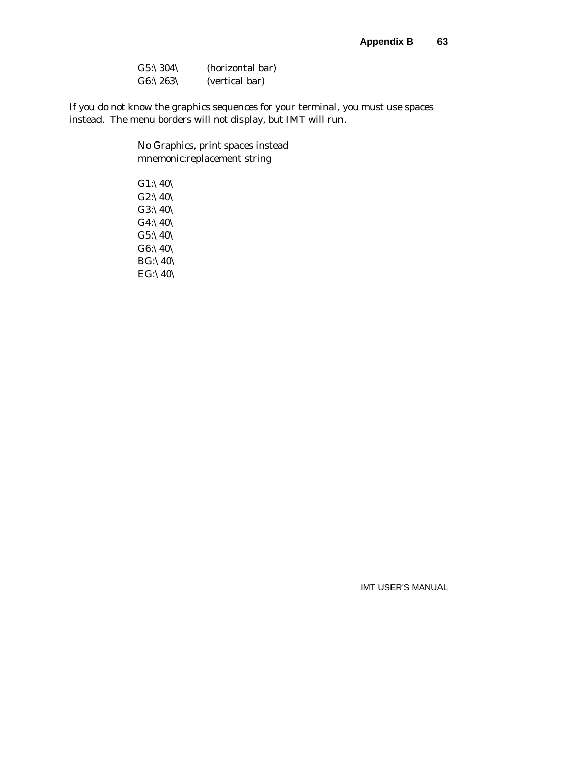G5:\304\ (horizontal bar)
G6:\263\ (vertical bar)

If you do not know the graphics sequences for your terminal, you must use spaces instead. The menu borders will not display, but IMT will run.

No Graphics, print spaces instead
<u>mnemonic:replacement string</u>

G1:\40\
G2:\40\
G3:\40\
G4:\40\
G5:\40\
G6:\40\
BG:\40\
EG:\40\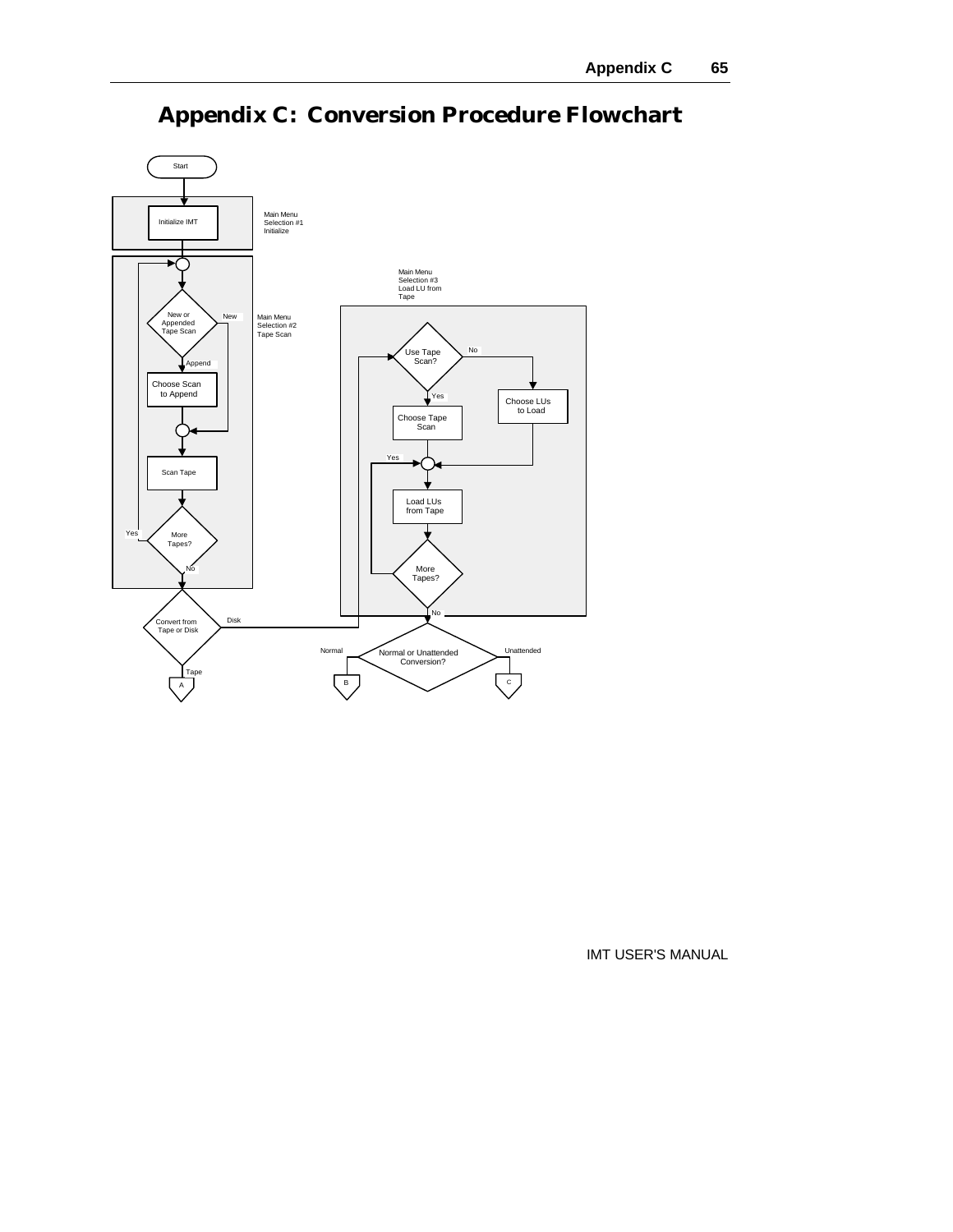# Appendix C: Conversion Procedure Flowchart

Start

Initialize IMT

Main Menu
Selection #1
Initialize

New or Appended Tape Scan

New

Append

Main Menu
Selection #2
Tape Scan

Choose Scan to Append

Scan Tape

More Tapes?

Yes

No

Convert from Tape or Disk

Disk

Tape

A

Main Menu
Selection #3
Load LU from Tape

Use Tape Scan?

No

Yes

Choose LUs to Load

Choose Tape Scan

Yes

Load LUs from Tape

More Tapes?

No

Normal or Unattended Conversion?

Normal

Unattended

B

C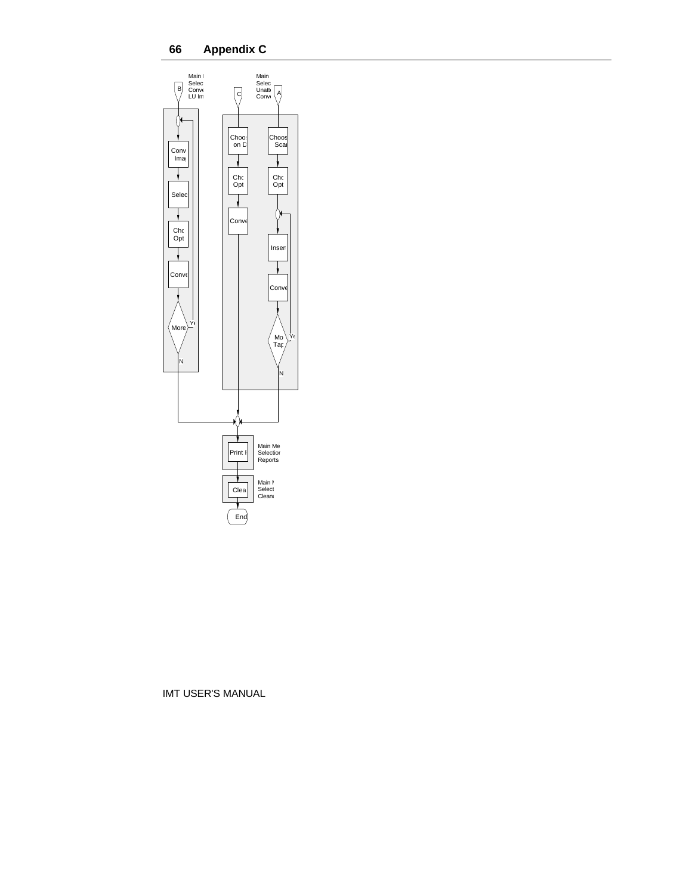B

Main I
Selec
Conve
LU Im

C

Main
Selec
Unatt
Conv

A

Conv
Ima

Selec

Chc
Opt

Conve

More

Ye

N

Choos
on D

Chc
Opt

Conve

Choos
Scai

Chc
Opt

Inser

Conve

Mo
Tap

Ye

N

Print I

Main Me
Selection
Reports

Clea

Main I
Select
Clean

End